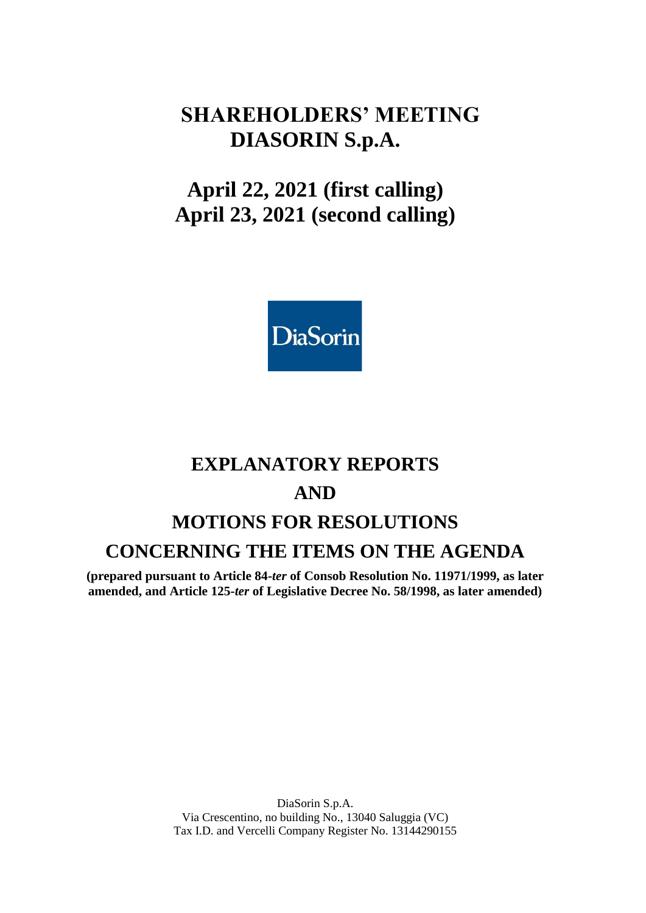# SHAREHOLDERS' MEETING DIASORIN S.p.A.

## April 22, 2021 (first calling)
## April 23, 2021 (second calling)

DiaSorin

# EXPLANATORY REPORTS
# AND
# MOTIONS FOR RESOLUTIONS
# CONCERNING THE ITEMS ON THE AGENDA

**(prepared pursuant to Article 84-*ter* of Consob Resolution No. 11971/1999, as later amended, and Article 125-*ter* of Legislative Decree No. 58/1998, as later amended)**

DiaSorin S.p.A.
Via Crescentino, no building No., 13040 Saluggia (VC)
Tax I.D. and Vercelli Company Register No. 13144290155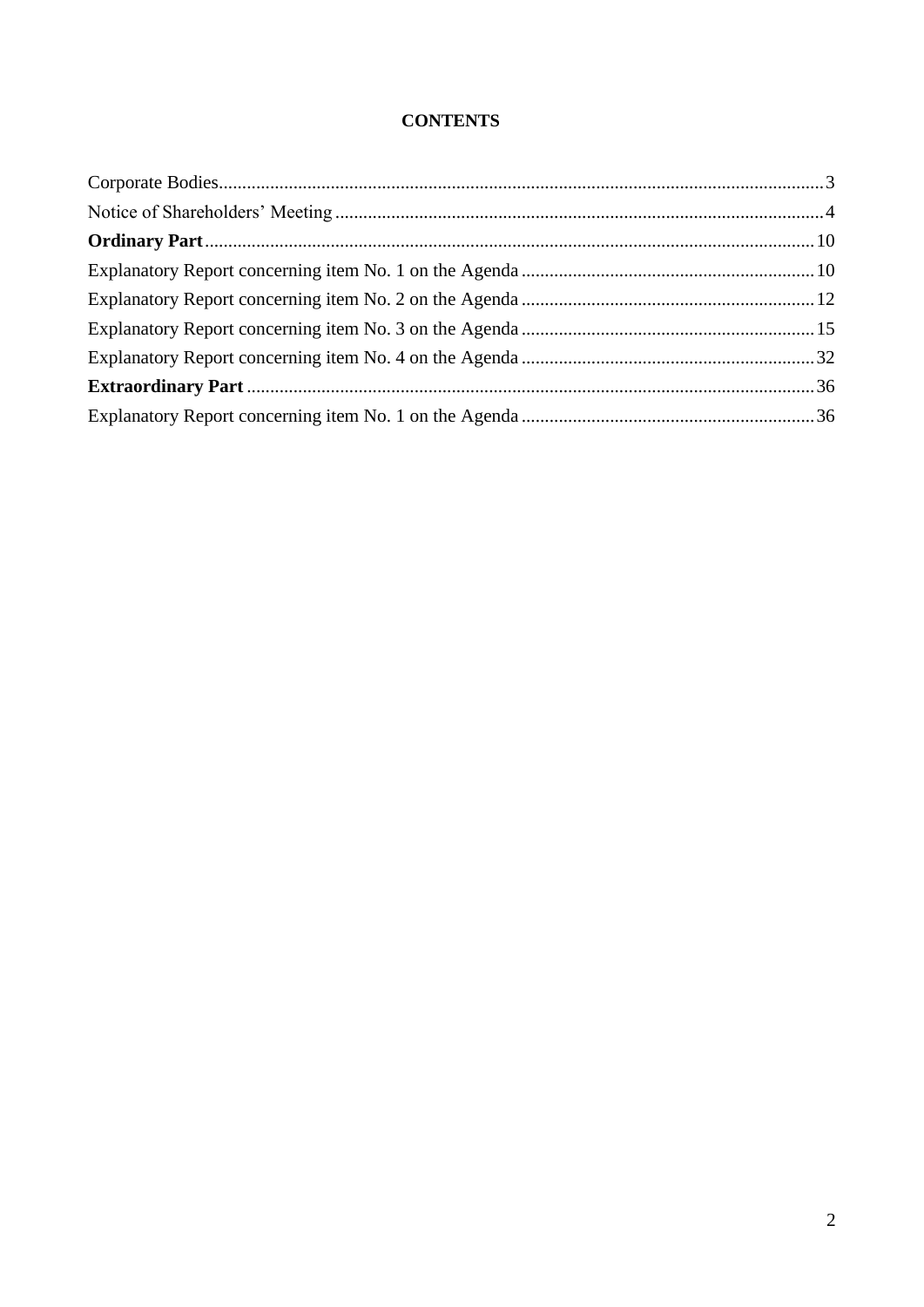**CONTENTS**

Corporate Bodies....................................................................................................................................3
Notice of Shareholders' Meeting ..........................................................................................................4
**Ordinary Part**.....................................................................................................................................10
Explanatory Report concerning item No. 1 on the Agenda ..............................................................10
Explanatory Report concerning item No. 2 on the Agenda ..............................................................12
Explanatory Report concerning item No. 3 on the Agenda ..............................................................15
Explanatory Report concerning item No. 4 on the Agenda ..............................................................32
**Extraordinary Part** ...........................................................................................................................36
Explanatory Report concerning item No. 1 on the Agenda ..............................................................36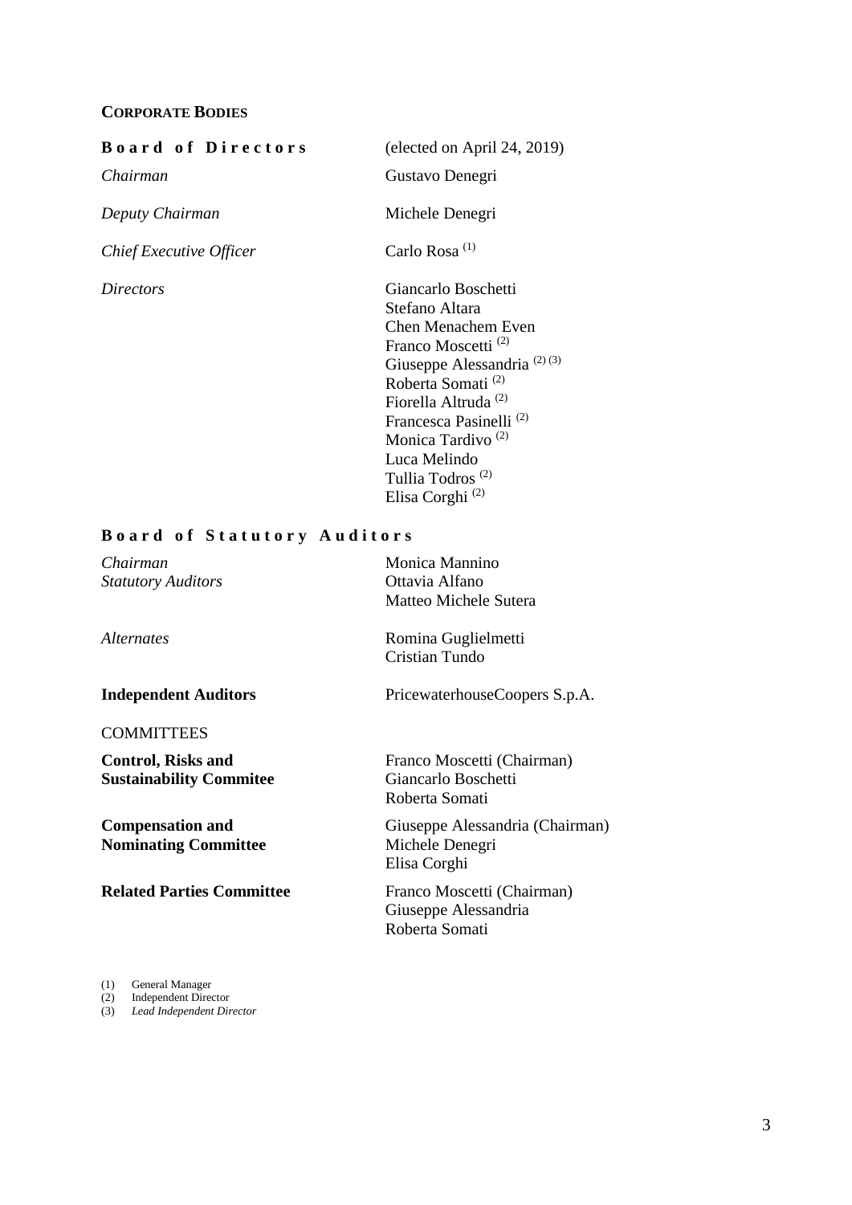## CORPORATE BODIES

| **Board of Directors** | (elected on April 24, 2019) |
|---|---|
| *Chairman* | Gustavo Denegri |
| *Deputy Chairman* | Michele Denegri |
| *Chief Executive Officer* | Carlo Rosa [(1)] |
| *Directors* | Giancarlo Boschetti<br>Stefano Altara<br>Chen Menachem Even<br>Franco Moscetti [(2)]<br>Giuseppe Alessandria [(2) (3)]<br>Roberta Somati [(2)]<br>Fiorella Altruda [(2)]<br>Francesca Pasinelli [(2)]<br>Monica Tardivo [(2)]<br>Luca Melindo<br>Tullia Todros [(2)]<br>Elisa Corghi [(2)] |

| **Board of Statutory Auditors** | |
|---|---|
| *Chairman* | Monica Mannino |
| *Statutory Auditors* | Ottavia Alfano<br>Matteo Michele Sutera |
| *Alternates* | Romina Guglielmetti<br>Cristian Tundo |
| **Independent Auditors** | PricewaterhouseCoopers S.p.A. |

COMMITTEES

| | |
|---|---|
| **Control, Risks and Sustainability Commitee** | Franco Moscetti (Chairman)<br>Giancarlo Boschetti<br>Roberta Somati |
| **Compensation and Nominating Committee** | Giuseppe Alessandria (Chairman)<br>Michele Denegri<br>Elisa Corghi |
| **Related Parties Committee** | Franco Moscetti (Chairman)<br>Giuseppe Alessandria<br>Roberta Somati |

(1) General Manager
(2) Independent Director
(3) *Lead Independent Director*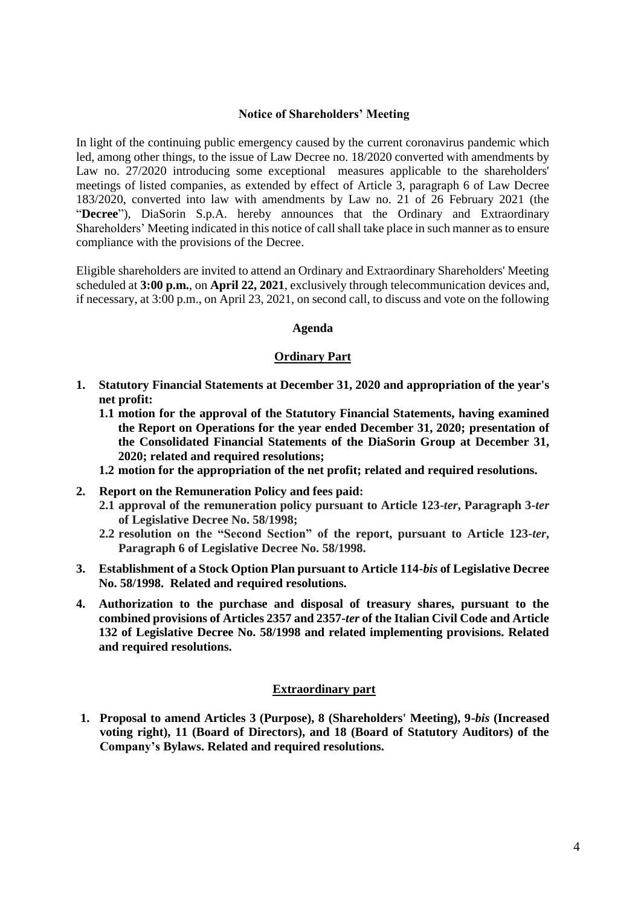## Notice of Shareholders' Meeting

In light of the continuing public emergency caused by the current coronavirus pandemic which led, among other things, to the issue of Law Decree no. 18/2020 converted with amendments by Law no. 27/2020 introducing some exceptional measures applicable to the shareholders' meetings of listed companies, as extended by effect of Article 3, paragraph 6 of Law Decree 183/2020, converted into law with amendments by Law no. 21 of 26 February 2021 (the "**Decree**"), DiaSorin S.p.A. hereby announces that the Ordinary and Extraordinary Shareholders' Meeting indicated in this notice of call shall take place in such manner as to ensure compliance with the provisions of the Decree.

Eligible shareholders are invited to attend an Ordinary and Extraordinary Shareholders' Meeting scheduled at **3:00 p.m.**, on **April 22, 2021**, exclusively through telecommunication devices and, if necessary, at 3:00 p.m., on April 23, 2021, on second call, to discuss and vote on the following

### Agenda

#### Ordinary Part

1. **Statutory Financial Statements at December 31, 2020 and appropriation of the year's net profit:**
   - **1.1 motion for the approval of the Statutory Financial Statements, having examined the Report on Operations for the year ended December 31, 2020; presentation of the Consolidated Financial Statements of the DiaSorin Group at December 31, 2020; related and required resolutions;**
   - **1.2 motion for the appropriation of the net profit; related and required resolutions.**
2. **Report on the Remuneration Policy and fees paid:**
   - **2.1 approval of the remuneration policy pursuant to Article 123-*ter*, Paragraph 3-*ter* of Legislative Decree No. 58/1998;**
   - **2.2 resolution on the "Second Section" of the report, pursuant to Article 123-*ter*, Paragraph 6 of Legislative Decree No. 58/1998.**
3. **Establishment of a Stock Option Plan pursuant to Article 114-*bis* of Legislative Decree No. 58/1998. Related and required resolutions.**
4. **Authorization to the purchase and disposal of treasury shares, pursuant to the combined provisions of Articles 2357 and 2357-*ter* of the Italian Civil Code and Article 132 of Legislative Decree No. 58/1998 and related implementing provisions. Related and required resolutions.**

#### Extraordinary part

1. **Proposal to amend Articles 3 (Purpose), 8 (Shareholders' Meeting), 9-*bis* (Increased voting right), 11 (Board of Directors), and 18 (Board of Statutory Auditors) of the Company's Bylaws. Related and required resolutions.**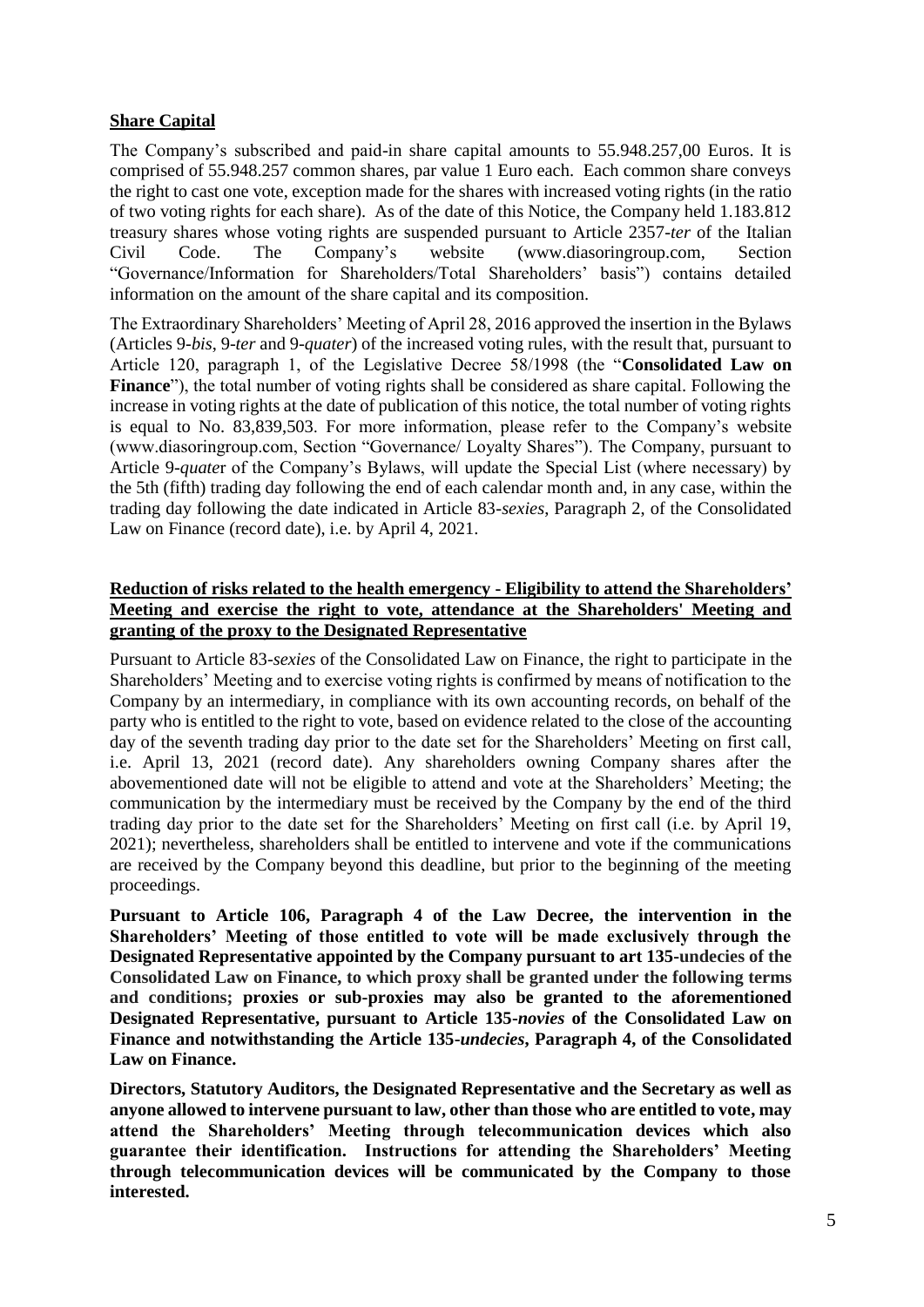**Share Capital**

The Company's subscribed and paid-in share capital amounts to 55.948.257,00 Euros. It is comprised of 55.948.257 common shares, par value 1 Euro each. Each common share conveys the right to cast one vote, exception made for the shares with increased voting rights (in the ratio of two voting rights for each share). As of the date of this Notice, the Company held 1.183.812 treasury shares whose voting rights are suspended pursuant to Article 2357-*ter* of the Italian Civil Code. The Company's website (www.diasoringroup.com, Section "Governance/Information for Shareholders/Total Shareholders' basis") contains detailed information on the amount of the share capital and its composition.

The Extraordinary Shareholders' Meeting of April 28, 2016 approved the insertion in the Bylaws (Articles 9-*bis*, 9-*ter* and 9-*quater*) of the increased voting rules, with the result that, pursuant to Article 120, paragraph 1, of the Legislative Decree 58/1998 (the "**Consolidated Law on Finance**"), the total number of voting rights shall be considered as share capital. Following the increase in voting rights at the date of publication of this notice, the total number of voting rights is equal to No. 83,839,503. For more information, please refer to the Company's website (www.diasoringroup.com, Section "Governance/ Loyalty Shares"). The Company, pursuant to Article 9-*quate*r of the Company's Bylaws, will update the Special List (where necessary) by the 5th (fifth) trading day following the end of each calendar month and, in any case, within the trading day following the date indicated in Article 83-*sexies*, Paragraph 2, of the Consolidated Law on Finance (record date), i.e. by April 4, 2021.

**Reduction of risks related to the health emergency - Eligibility to attend the Shareholders' Meeting and exercise the right to vote, attendance at the Shareholders' Meeting and granting of the proxy to the Designated Representative**

Pursuant to Article 83-*sexies* of the Consolidated Law on Finance, the right to participate in the Shareholders' Meeting and to exercise voting rights is confirmed by means of notification to the Company by an intermediary, in compliance with its own accounting records, on behalf of the party who is entitled to the right to vote, based on evidence related to the close of the accounting day of the seventh trading day prior to the date set for the Shareholders' Meeting on first call, i.e. April 13, 2021 (record date). Any shareholders owning Company shares after the abovementioned date will not be eligible to attend and vote at the Shareholders' Meeting; the communication by the intermediary must be received by the Company by the end of the third trading day prior to the date set for the Shareholders' Meeting on first call (i.e. by April 19, 2021); nevertheless, shareholders shall be entitled to intervene and vote if the communications are received by the Company beyond this deadline, but prior to the beginning of the meeting proceedings.

**Pursuant to Article 106, Paragraph 4 of the Law Decree, the intervention in the Shareholders' Meeting of those entitled to vote will be made exclusively through the Designated Representative appointed by the Company pursuant to art 135-undecies of the Consolidated Law on Finance, to which proxy shall be granted under the following terms and conditions; proxies or sub-proxies may also be granted to the aforementioned Designated Representative, pursuant to Article 135-*novies* of the Consolidated Law on Finance and notwithstanding the Article 135-*undecies*, Paragraph 4, of the Consolidated Law on Finance.**

**Directors, Statutory Auditors, the Designated Representative and the Secretary as well as anyone allowed to intervene pursuant to law, other than those who are entitled to vote, may attend the Shareholders' Meeting through telecommunication devices which also guarantee their identification. Instructions for attending the Shareholders' Meeting through telecommunication devices will be communicated by the Company to those interested.**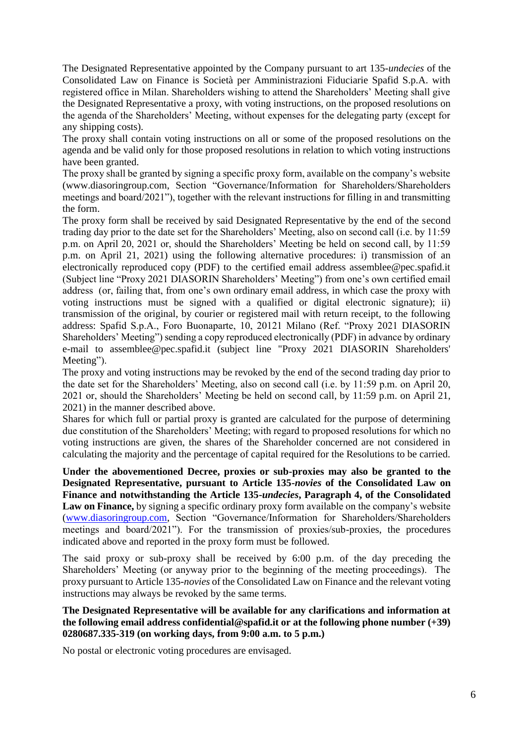The Designated Representative appointed by the Company pursuant to art 135-*undecies* of the Consolidated Law on Finance is Società per Amministrazioni Fiduciarie Spafid S.p.A. with registered office in Milan. Shareholders wishing to attend the Shareholders' Meeting shall give the Designated Representative a proxy, with voting instructions, on the proposed resolutions on the agenda of the Shareholders' Meeting, without expenses for the delegating party (except for any shipping costs).

The proxy shall contain voting instructions on all or some of the proposed resolutions on the agenda and be valid only for those proposed resolutions in relation to which voting instructions have been granted.

The proxy shall be granted by signing a specific proxy form, available on the company's website (www.diasoringroup.com, Section "Governance/Information for Shareholders/Shareholders meetings and board/2021"), together with the relevant instructions for filling in and transmitting the form.

The proxy form shall be received by said Designated Representative by the end of the second trading day prior to the date set for the Shareholders' Meeting, also on second call (i.e. by 11:59 p.m. on April 20, 2021 or, should the Shareholders' Meeting be held on second call, by 11:59 p.m. on April 21, 2021) using the following alternative procedures: i) transmission of an electronically reproduced copy (PDF) to the certified email address assemblee@pec.spafid.it (Subject line "Proxy 2021 DIASORIN Shareholders' Meeting") from one's own certified email address (or, failing that, from one's own ordinary email address, in which case the proxy with voting instructions must be signed with a qualified or digital electronic signature); ii) transmission of the original, by courier or registered mail with return receipt, to the following address: Spafid S.p.A., Foro Buonaparte, 10, 20121 Milano (Ref. "Proxy 2021 DIASORIN Shareholders' Meeting") sending a copy reproduced electronically (PDF) in advance by ordinary e-mail to assemblee@pec.spafid.it (subject line "Proxy 2021 DIASORIN Shareholders' Meeting").

The proxy and voting instructions may be revoked by the end of the second trading day prior to the date set for the Shareholders' Meeting, also on second call (i.e. by 11:59 p.m. on April 20, 2021 or, should the Shareholders' Meeting be held on second call, by 11:59 p.m. on April 21, 2021) in the manner described above.

Shares for which full or partial proxy is granted are calculated for the purpose of determining due constitution of the Shareholders' Meeting; with regard to proposed resolutions for which no voting instructions are given, the shares of the Shareholder concerned are not considered in calculating the majority and the percentage of capital required for the Resolutions to be carried.

**Under the abovementioned Decree, proxies or sub-proxies may also be granted to the Designated Representative, pursuant to Article 135-*novies* of the Consolidated Law on Finance and notwithstanding the Article 135-*undecies*, Paragraph 4, of the Consolidated Law on Finance,** by signing a specific ordinary proxy form available on the company's website (www.diasoringroup.com, Section "Governance/Information for Shareholders/Shareholders meetings and board/2021"). For the transmission of proxies/sub-proxies, the procedures indicated above and reported in the proxy form must be followed.

The said proxy or sub-proxy shall be received by 6:00 p.m. of the day preceding the Shareholders' Meeting (or anyway prior to the beginning of the meeting proceedings). The proxy pursuant to Article 135-*novies* of the Consolidated Law on Finance and the relevant voting instructions may always be revoked by the same terms.

**The Designated Representative will be available for any clarifications and information at the following email address confidential@spafid.it or at the following phone number (+39) 0280687.335-319 (on working days, from 9:00 a.m. to 5 p.m.)**

No postal or electronic voting procedures are envisaged.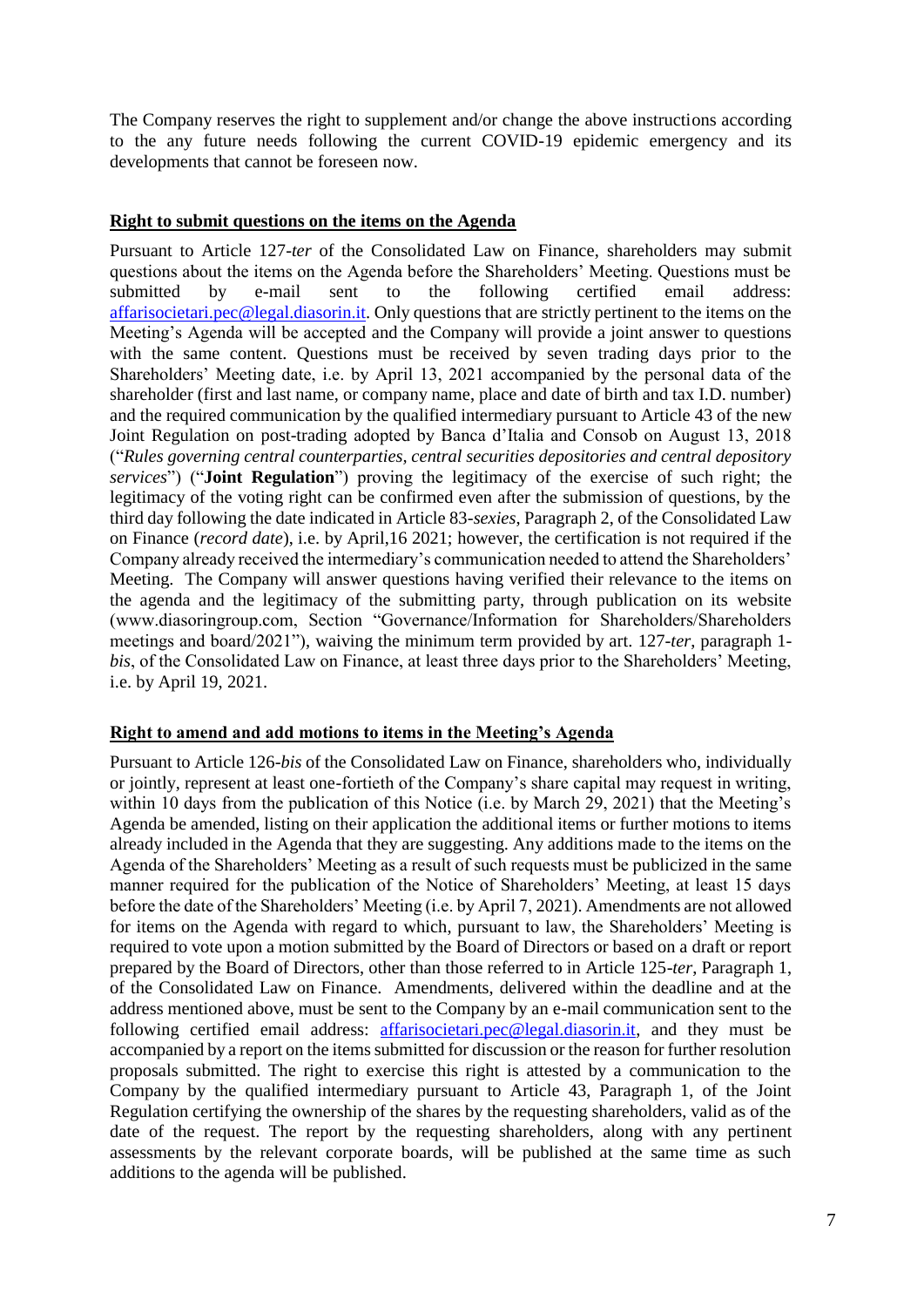The Company reserves the right to supplement and/or change the above instructions according to the any future needs following the current COVID-19 epidemic emergency and its developments that cannot be foreseen now.

**Right to submit questions on the items on the Agenda**

Pursuant to Article 127-*ter* of the Consolidated Law on Finance, shareholders may submit questions about the items on the Agenda before the Shareholders' Meeting. Questions must be submitted by e-mail sent to the following certified email address: affarisocietari.pec@legal.diasorin.it. Only questions that are strictly pertinent to the items on the Meeting's Agenda will be accepted and the Company will provide a joint answer to questions with the same content. Questions must be received by seven trading days prior to the Shareholders' Meeting date, i.e. by April 13, 2021 accompanied by the personal data of the shareholder (first and last name, or company name, place and date of birth and tax I.D. number) and the required communication by the qualified intermediary pursuant to Article 43 of the new Joint Regulation on post-trading adopted by Banca d'Italia and Consob on August 13, 2018 ("*Rules governing central counterparties, central securities depositories and central depository services*") ("**Joint Regulation**") proving the legitimacy of the exercise of such right; the legitimacy of the voting right can be confirmed even after the submission of questions, by the third day following the date indicated in Article 83-*sexies*, Paragraph 2, of the Consolidated Law on Finance (*record date*), i.e. by April,16 2021; however, the certification is not required if the Company already received the intermediary's communication needed to attend the Shareholders' Meeting. The Company will answer questions having verified their relevance to the items on the agenda and the legitimacy of the submitting party, through publication on its website (www.diasoringroup.com, Section "Governance/Information for Shareholders/Shareholders meetings and board/2021"), waiving the minimum term provided by art. 127-*ter*, paragraph 1-*bis*, of the Consolidated Law on Finance, at least three days prior to the Shareholders' Meeting, i.e. by April 19, 2021.

**Right to amend and add motions to items in the Meeting's Agenda**

Pursuant to Article 126-*bis* of the Consolidated Law on Finance, shareholders who, individually or jointly, represent at least one-fortieth of the Company's share capital may request in writing, within 10 days from the publication of this Notice (i.e. by March 29, 2021) that the Meeting's Agenda be amended, listing on their application the additional items or further motions to items already included in the Agenda that they are suggesting. Any additions made to the items on the Agenda of the Shareholders' Meeting as a result of such requests must be publicized in the same manner required for the publication of the Notice of Shareholders' Meeting, at least 15 days before the date of the Shareholders' Meeting (i.e. by April 7, 2021). Amendments are not allowed for items on the Agenda with regard to which, pursuant to law, the Shareholders' Meeting is required to vote upon a motion submitted by the Board of Directors or based on a draft or report prepared by the Board of Directors, other than those referred to in Article 125-*ter*, Paragraph 1, of the Consolidated Law on Finance. Amendments, delivered within the deadline and at the address mentioned above, must be sent to the Company by an e-mail communication sent to the following certified email address: affarisocietari.pec@legal.diasorin.it, and they must be accompanied by a report on the items submitted for discussion or the reason for further resolution proposals submitted. The right to exercise this right is attested by a communication to the Company by the qualified intermediary pursuant to Article 43, Paragraph 1, of the Joint Regulation certifying the ownership of the shares by the requesting shareholders, valid as of the date of the request. The report by the requesting shareholders, along with any pertinent assessments by the relevant corporate boards, will be published at the same time as such additions to the agenda will be published.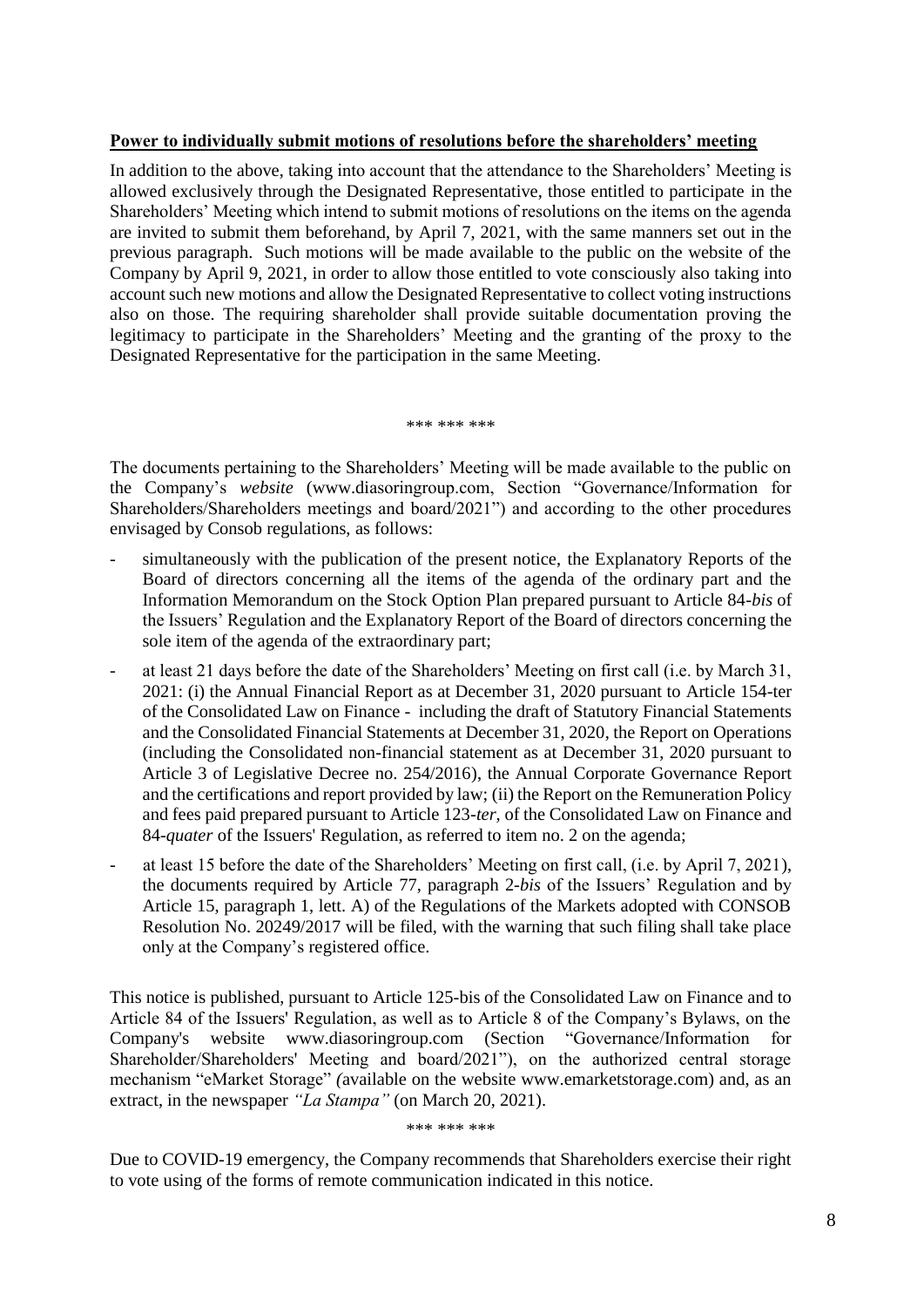**Power to individually submit motions of resolutions before the shareholders' meeting**

In addition to the above, taking into account that the attendance to the Shareholders' Meeting is allowed exclusively through the Designated Representative, those entitled to participate in the Shareholders' Meeting which intend to submit motions of resolutions on the items on the agenda are invited to submit them beforehand, by April 7, 2021, with the same manners set out in the previous paragraph. Such motions will be made available to the public on the website of the Company by April 9, 2021, in order to allow those entitled to vote consciously also taking into account such new motions and allow the Designated Representative to collect voting instructions also on those. The requiring shareholder shall provide suitable documentation proving the legitimacy to participate in the Shareholders' Meeting and the granting of the proxy to the Designated Representative for the participation in the same Meeting.

\*\*\* \*\*\* \*\*\*

The documents pertaining to the Shareholders' Meeting will be made available to the public on the Company's *website* (www.diasoringroup.com, Section "Governance/Information for Shareholders/Shareholders meetings and board/2021") and according to the other procedures envisaged by Consob regulations, as follows:

- simultaneously with the publication of the present notice, the Explanatory Reports of the Board of directors concerning all the items of the agenda of the ordinary part and the Information Memorandum on the Stock Option Plan prepared pursuant to Article 84-*bis* of the Issuers' Regulation and the Explanatory Report of the Board of directors concerning the sole item of the agenda of the extraordinary part;
- at least 21 days before the date of the Shareholders' Meeting on first call (i.e. by March 31, 2021: (i) the Annual Financial Report as at December 31, 2020 pursuant to Article 154-ter of the Consolidated Law on Finance - including the draft of Statutory Financial Statements and the Consolidated Financial Statements at December 31, 2020, the Report on Operations (including the Consolidated non-financial statement as at December 31, 2020 pursuant to Article 3 of Legislative Decree no. 254/2016), the Annual Corporate Governance Report and the certifications and report provided by law; (ii) the Report on the Remuneration Policy and fees paid prepared pursuant to Article 123-*ter*, of the Consolidated Law on Finance and 84-*quater* of the Issuers' Regulation, as referred to item no. 2 on the agenda;
- at least 15 before the date of the Shareholders' Meeting on first call, (i.e. by April 7, 2021), the documents required by Article 77, paragraph 2-*bis* of the Issuers' Regulation and by Article 15, paragraph 1, lett. A) of the Regulations of the Markets adopted with CONSOB Resolution No. 20249/2017 will be filed, with the warning that such filing shall take place only at the Company's registered office.

This notice is published, pursuant to Article 125-bis of the Consolidated Law on Finance and to Article 84 of the Issuers' Regulation, as well as to Article 8 of the Company's Bylaws, on the Company's website www.diasoringroup.com (Section "Governance/Information for Shareholder/Shareholders' Meeting and board/2021"), on the authorized central storage mechanism "eMarket Storage" (available on the website www.emarketstorage.com) and, as an extract, in the newspaper *"La Stampa"* (on March 20, 2021).

\*\*\* \*\*\* \*\*\*

Due to COVID-19 emergency, the Company recommends that Shareholders exercise their right to vote using of the forms of remote communication indicated in this notice.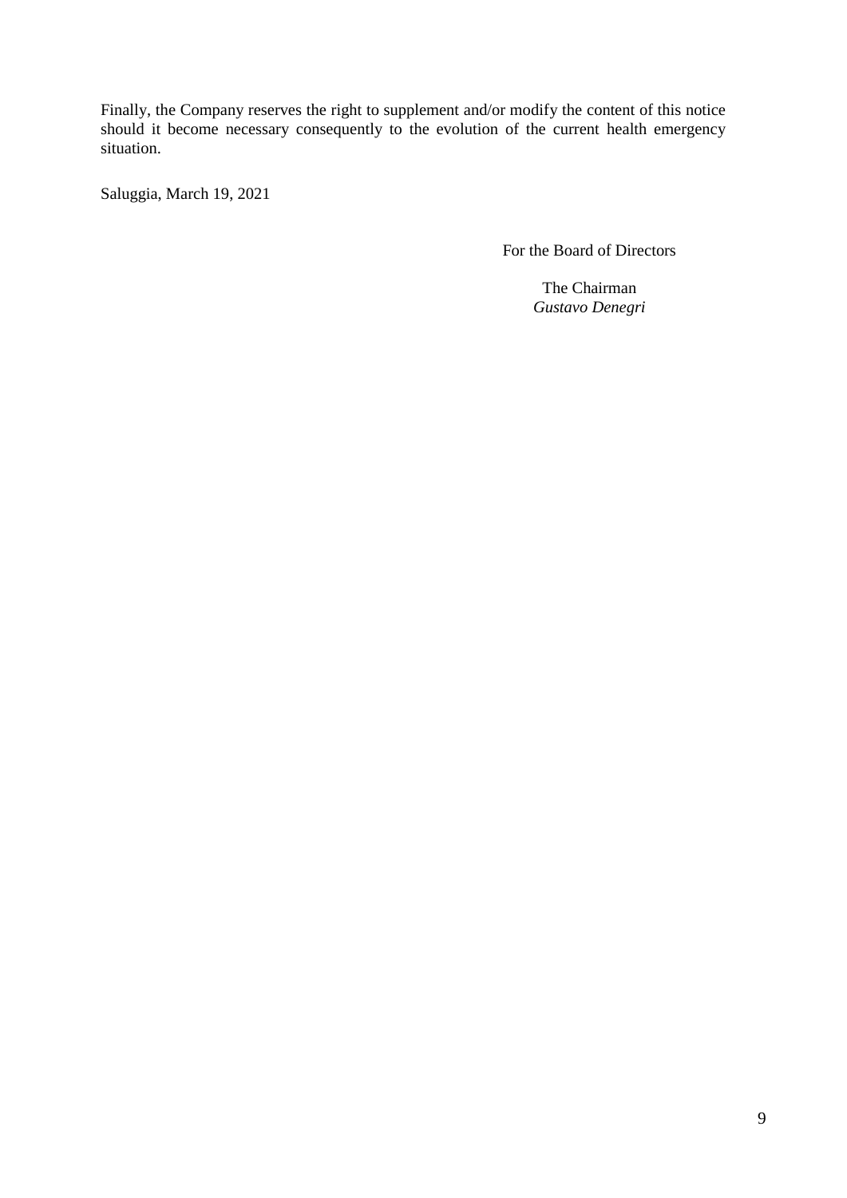Finally, the Company reserves the right to supplement and/or modify the content of this notice should it become necessary consequently to the evolution of the current health emergency situation.

Saluggia, March 19, 2021

For the Board of Directors

The Chairman
*Gustavo Denegri*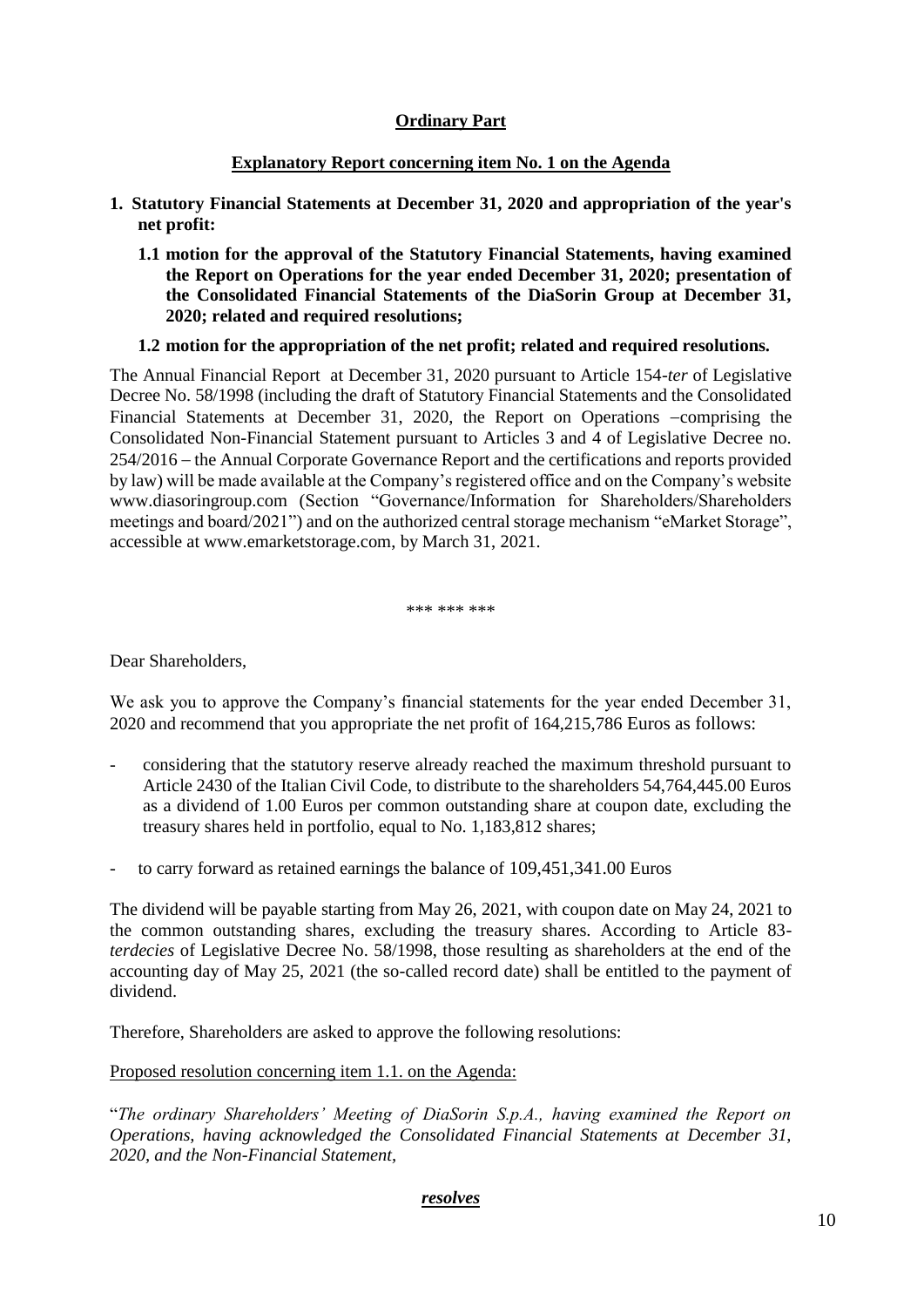## Ordinary Part

## Explanatory Report concerning item No. 1 on the Agenda

**1. Statutory Financial Statements at December 31, 2020 and appropriation of the year's net profit:**

**1.1 motion for the approval of the Statutory Financial Statements, having examined the Report on Operations for the year ended December 31, 2020; presentation of the Consolidated Financial Statements of the DiaSorin Group at December 31, 2020; related and required resolutions;**

**1.2 motion for the appropriation of the net profit; related and required resolutions.**

The Annual Financial Report at December 31, 2020 pursuant to Article 154-*ter* of Legislative Decree No. 58/1998 (including the draft of Statutory Financial Statements and the Consolidated Financial Statements at December 31, 2020, the Report on Operations –comprising the Consolidated Non-Financial Statement pursuant to Articles 3 and 4 of Legislative Decree no. 254/2016 – the Annual Corporate Governance Report and the certifications and reports provided by law) will be made available at the Company's registered office and on the Company's website www.diasoringroup.com (Section "Governance/Information for Shareholders/Shareholders meetings and board/2021") and on the authorized central storage mechanism "eMarket Storage", accessible at www.emarketstorage.com, by March 31, 2021.

\*\*\* \*\*\* \*\*\*

Dear Shareholders,

We ask you to approve the Company's financial statements for the year ended December 31, 2020 and recommend that you appropriate the net profit of 164,215,786 Euros as follows:

- considering that the statutory reserve already reached the maximum threshold pursuant to Article 2430 of the Italian Civil Code, to distribute to the shareholders 54,764,445.00 Euros as a dividend of 1.00 Euros per common outstanding share at coupon date, excluding the treasury shares held in portfolio, equal to No. 1,183,812 shares;
- to carry forward as retained earnings the balance of 109,451,341.00 Euros

The dividend will be payable starting from May 26, 2021, with coupon date on May 24, 2021 to the common outstanding shares, excluding the treasury shares. According to Article 83-*terdecies* of Legislative Decree No. 58/1998, those resulting as shareholders at the end of the accounting day of May 25, 2021 (the so-called record date) shall be entitled to the payment of dividend.

Therefore, Shareholders are asked to approve the following resolutions:

<u>Proposed resolution concerning item 1.1. on the Agenda:</u>

"*The ordinary Shareholders' Meeting of DiaSorin S.p.A., having examined the Report on Operations, having acknowledged the Consolidated Financial Statements at December 31, 2020, and the Non-Financial Statement,*

***resolves***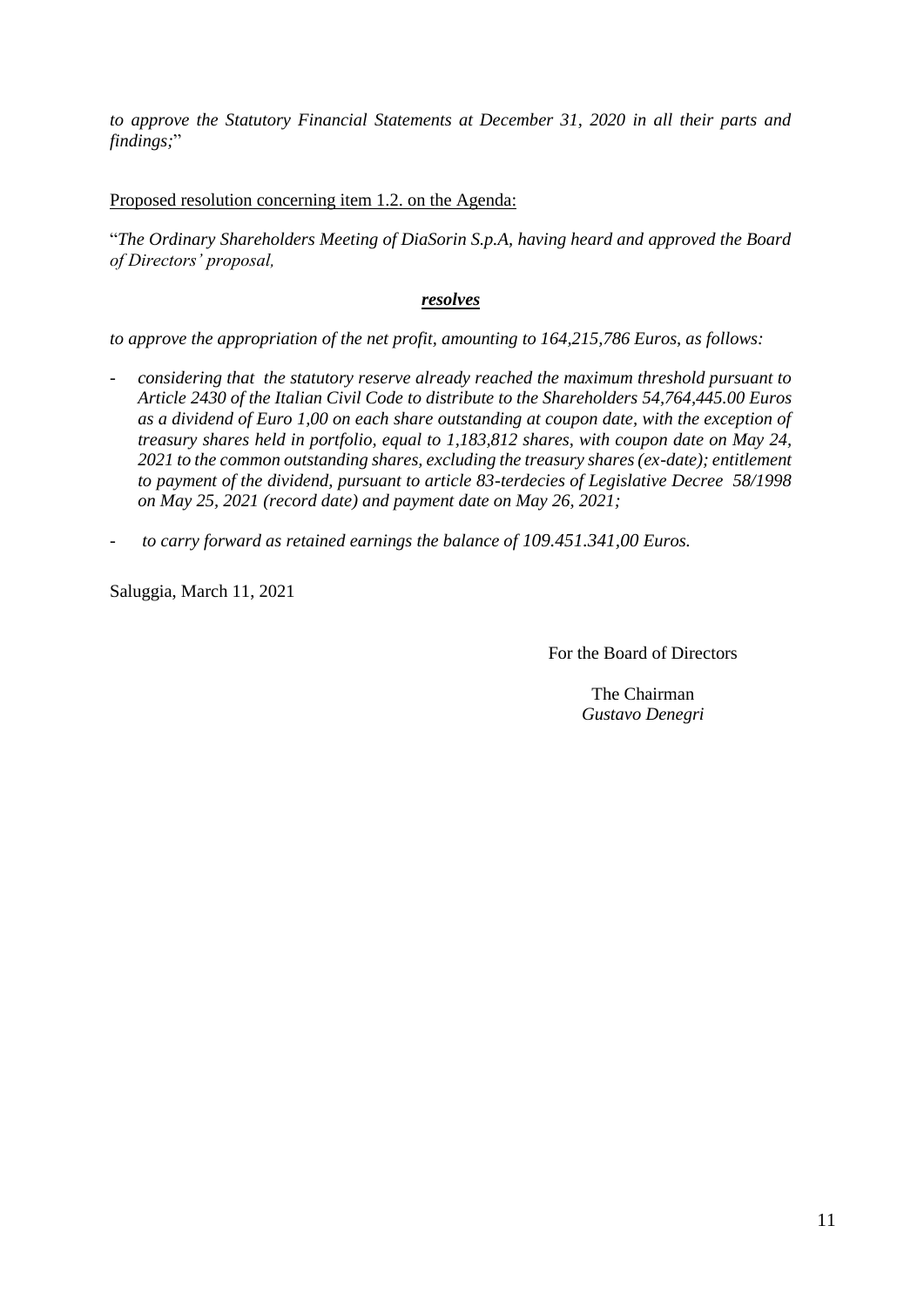*to approve the Statutory Financial Statements at December 31, 2020 in all their parts and findings;*"

Proposed resolution concerning item 1.2. on the Agenda:

"*The Ordinary Shareholders Meeting of DiaSorin S.p.A, having heard and approved the Board of Directors' proposal,*

***resolves***

*to approve the appropriation of the net profit, amounting to 164,215,786 Euros, as follows:*

- *considering that the statutory reserve already reached the maximum threshold pursuant to Article 2430 of the Italian Civil Code to distribute to the Shareholders 54,764,445.00 Euros as a dividend of Euro 1,00 on each share outstanding at coupon date, with the exception of treasury shares held in portfolio, equal to 1,183,812 shares, with coupon date on May 24, 2021 to the common outstanding shares, excluding the treasury shares (ex-date); entitlement to payment of the dividend, pursuant to article 83-terdecies of Legislative Decree 58/1998 on May 25, 2021 (record date) and payment date on May 26, 2021;*
- *to carry forward as retained earnings the balance of 109.451.341,00 Euros.*

Saluggia, March 11, 2021

For the Board of Directors

The Chairman
*Gustavo Denegri*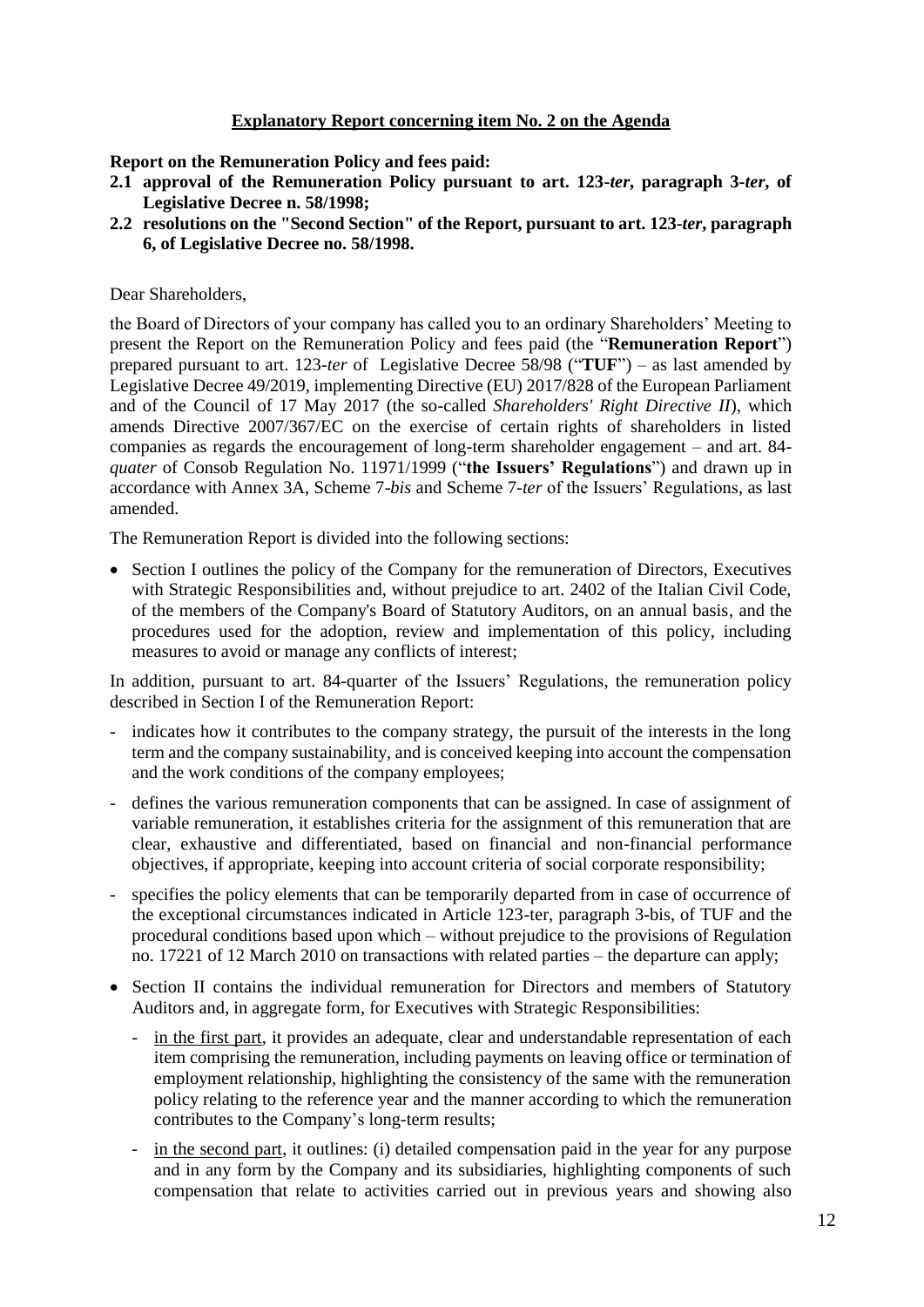## Explanatory Report concerning item No. 2 on the Agenda

**Report on the Remuneration Policy and fees paid:**

**2.1 approval of the Remuneration Policy pursuant to art. 123-*ter*, paragraph 3-*ter*, of Legislative Decree n. 58/1998;**

**2.2 resolutions on the "Second Section" of the Report, pursuant to art. 123-*ter*, paragraph 6, of Legislative Decree no. 58/1998.**

Dear Shareholders,

the Board of Directors of your company has called you to an ordinary Shareholders' Meeting to present the Report on the Remuneration Policy and fees paid (the "**Remuneration Report**") prepared pursuant to art. 123-*ter* of Legislative Decree 58/98 ("**TUF**") – as last amended by Legislative Decree 49/2019, implementing Directive (EU) 2017/828 of the European Parliament and of the Council of 17 May 2017 (the so-called *Shareholders' Right Directive II*), which amends Directive 2007/367/EC on the exercise of certain rights of shareholders in listed companies as regards the encouragement of long-term shareholder engagement – and art. 84-*quater* of Consob Regulation No. 11971/1999 ("**the Issuers' Regulations**") and drawn up in accordance with Annex 3A, Scheme 7-*bis* and Scheme 7-*ter* of the Issuers' Regulations, as last amended.

The Remuneration Report is divided into the following sections:

- Section I outlines the policy of the Company for the remuneration of Directors, Executives with Strategic Responsibilities and, without prejudice to art. 2402 of the Italian Civil Code, of the members of the Company's Board of Statutory Auditors, on an annual basis, and the procedures used for the adoption, review and implementation of this policy, including measures to avoid or manage any conflicts of interest;

In addition, pursuant to art. 84-quarter of the Issuers' Regulations, the remuneration policy described in Section I of the Remuneration Report:

- indicates how it contributes to the company strategy, the pursuit of the interests in the long term and the company sustainability, and is conceived keeping into account the compensation and the work conditions of the company employees;
- defines the various remuneration components that can be assigned. In case of assignment of variable remuneration, it establishes criteria for the assignment of this remuneration that are clear, exhaustive and differentiated, based on financial and non-financial performance objectives, if appropriate, keeping into account criteria of social corporate responsibility;
- specifies the policy elements that can be temporarily departed from in case of occurrence of the exceptional circumstances indicated in Article 123-ter, paragraph 3-bis, of TUF and the procedural conditions based upon which – without prejudice to the provisions of Regulation no. 17221 of 12 March 2010 on transactions with related parties – the departure can apply;

- Section II contains the individual remuneration for Directors and members of Statutory Auditors and, in aggregate form, for Executives with Strategic Responsibilities:
  - in the first part, it provides an adequate, clear and understandable representation of each item comprising the remuneration, including payments on leaving office or termination of employment relationship, highlighting the consistency of the same with the remuneration policy relating to the reference year and the manner according to which the remuneration contributes to the Company's long-term results;
  - in the second part, it outlines: (i) detailed compensation paid in the year for any purpose and in any form by the Company and its subsidiaries, highlighting components of such compensation that relate to activities carried out in previous years and showing also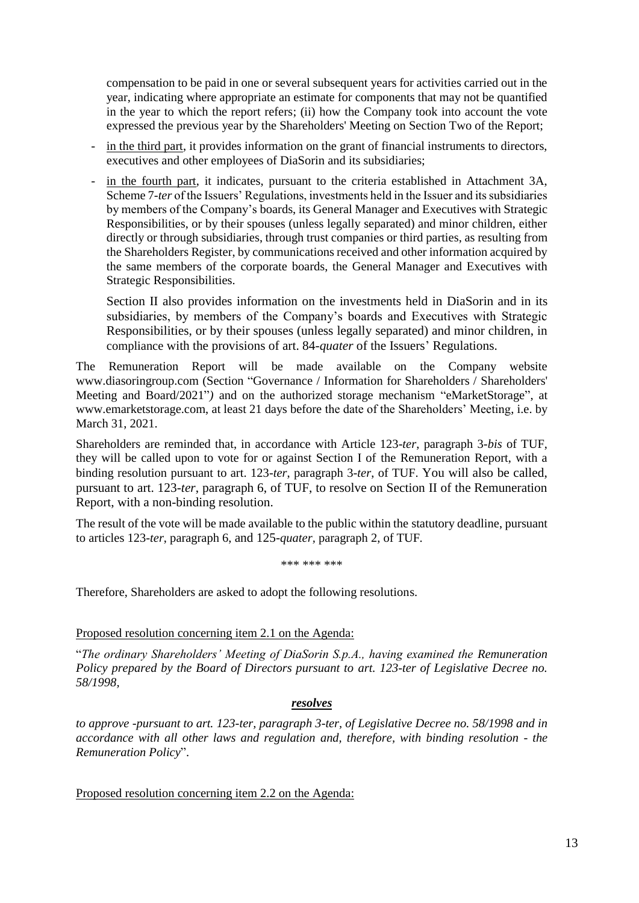compensation to be paid in one or several subsequent years for activities carried out in the year, indicating where appropriate an estimate for components that may not be quantified in the year to which the report refers; (ii) how the Company took into account the vote expressed the previous year by the Shareholders' Meeting on Section Two of the Report;

- in the third part, it provides information on the grant of financial instruments to directors, executives and other employees of DiaSorin and its subsidiaries;
- in the fourth part, it indicates, pursuant to the criteria established in Attachment 3A, Scheme 7-*ter* of the Issuers' Regulations, investments held in the Issuer and its subsidiaries by members of the Company's boards, its General Manager and Executives with Strategic Responsibilities, or by their spouses (unless legally separated) and minor children, either directly or through subsidiaries, through trust companies or third parties, as resulting from the Shareholders Register, by communications received and other information acquired by the same members of the corporate boards, the General Manager and Executives with Strategic Responsibilities.

  Section II also provides information on the investments held in DiaSorin and in its subsidiaries, by members of the Company's boards and Executives with Strategic Responsibilities, or by their spouses (unless legally separated) and minor children, in compliance with the provisions of art. 84-*quater* of the Issuers' Regulations.

The Remuneration Report will be made available on the Company website www.diasoringroup.com (Section "Governance / Information for Shareholders / Shareholders' Meeting and Board/2021"*)* and on the authorized storage mechanism "eMarketStorage", at www.emarketstorage.com, at least 21 days before the date of the Shareholders' Meeting, i.e. by March 31, 2021.

Shareholders are reminded that, in accordance with Article 123-*ter*, paragraph 3-*bis* of TUF, they will be called upon to vote for or against Section I of the Remuneration Report, with a binding resolution pursuant to art. 123-*ter*, paragraph 3-*ter*, of TUF. You will also be called, pursuant to art. 123-*ter*, paragraph 6, of TUF, to resolve on Section II of the Remuneration Report, with a non-binding resolution.

The result of the vote will be made available to the public within the statutory deadline, pursuant to articles 123-*ter*, paragraph 6, and 125-*quater*, paragraph 2, of TUF.

*** *** ***

Therefore, Shareholders are asked to adopt the following resolutions.

Proposed resolution concerning item 2.1 on the Agenda:

"*The ordinary Shareholders' Meeting of DiaSorin S.p.A., having examined the Remuneration Policy prepared by the Board of Directors pursuant to art. 123-ter of Legislative Decree no. 58/1998,*

***resolves***

*to approve -pursuant to art. 123-ter, paragraph 3-ter, of Legislative Decree no. 58/1998 and in accordance with all other laws and regulation and, therefore, with binding resolution - the Remuneration Policy*".

Proposed resolution concerning item 2.2 on the Agenda: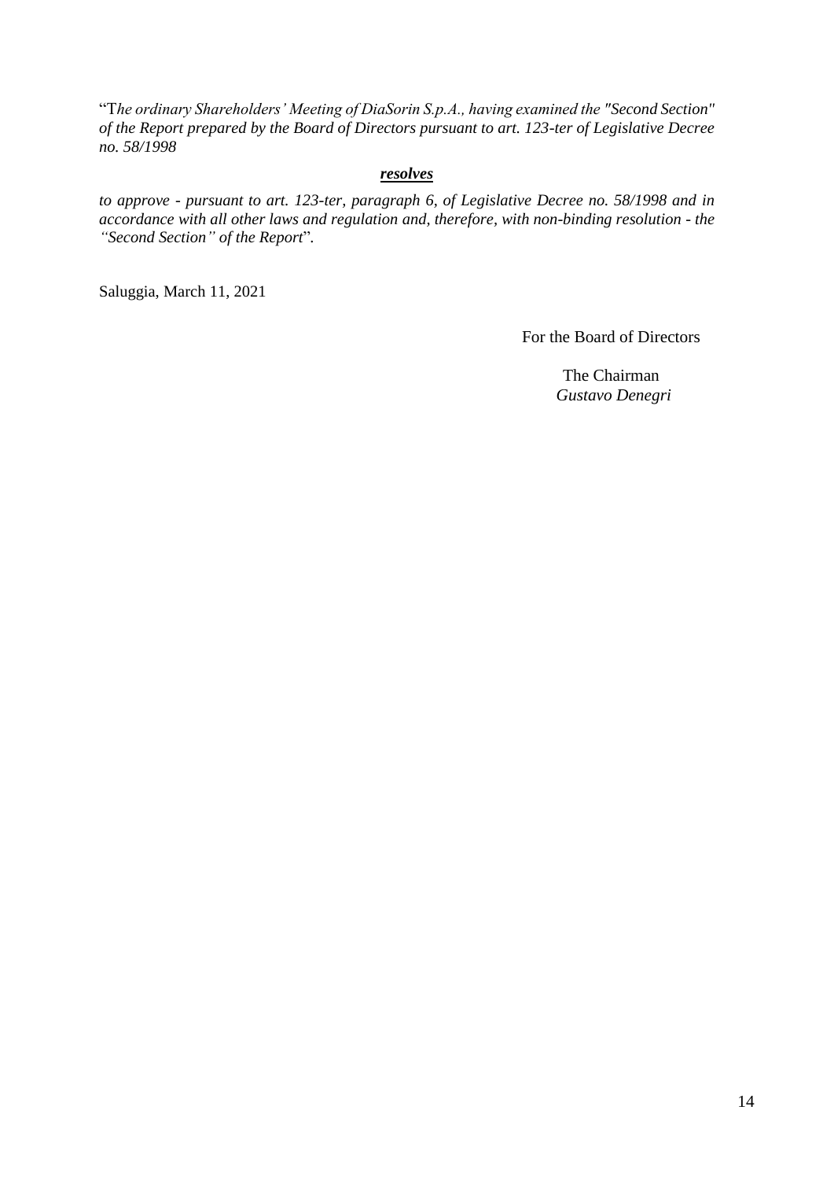"*The ordinary Shareholders' Meeting of DiaSorin S.p.A., having examined the "Second Section" of the Report prepared by the Board of Directors pursuant to art. 123-ter of Legislative Decree no. 58/1998*

***resolves***

*to approve - pursuant to art. 123-ter, paragraph 6, of Legislative Decree no. 58/1998 and in accordance with all other laws and regulation and, therefore, with non-binding resolution - the "Second Section" of the Report*".

Saluggia, March 11, 2021

For the Board of Directors

The Chairman
*Gustavo Denegri*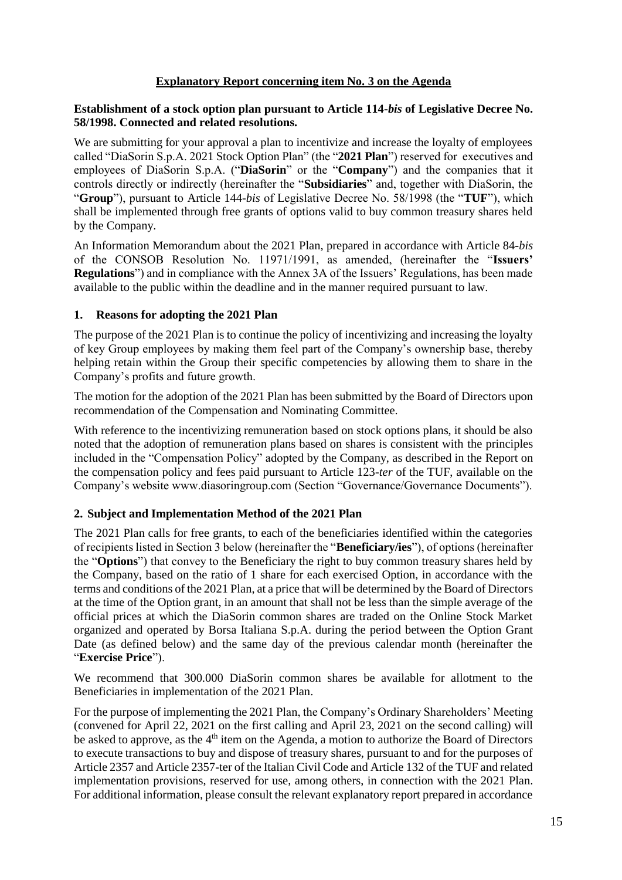## Explanatory Report concerning item No. 3 on the Agenda

**Establishment of a stock option plan pursuant to Article 114-*bis* of Legislative Decree No. 58/1998. Connected and related resolutions.**

We are submitting for your approval a plan to incentivize and increase the loyalty of employees called "DiaSorin S.p.A. 2021 Stock Option Plan" (the "**2021 Plan**") reserved for executives and employees of DiaSorin S.p.A. ("**DiaSorin**" or the "**Company**") and the companies that it controls directly or indirectly (hereinafter the "**Subsidiaries**" and, together with DiaSorin, the "**Group**"), pursuant to Article 144-*bis* of Legislative Decree No. 58/1998 (the "**TUF**"), which shall be implemented through free grants of options valid to buy common treasury shares held by the Company.

An Information Memorandum about the 2021 Plan, prepared in accordance with Article 84-*bis* of the CONSOB Resolution No. 11971/1991, as amended, (hereinafter the "**Issuers' Regulations**") and in compliance with the Annex 3A of the Issuers' Regulations, has been made available to the public within the deadline and in the manner required pursuant to law.

### 1. Reasons for adopting the 2021 Plan

The purpose of the 2021 Plan is to continue the policy of incentivizing and increasing the loyalty of key Group employees by making them feel part of the Company's ownership base, thereby helping retain within the Group their specific competencies by allowing them to share in the Company's profits and future growth.

The motion for the adoption of the 2021 Plan has been submitted by the Board of Directors upon recommendation of the Compensation and Nominating Committee.

With reference to the incentivizing remuneration based on stock options plans, it should be also noted that the adoption of remuneration plans based on shares is consistent with the principles included in the "Compensation Policy" adopted by the Company, as described in the Report on the compensation policy and fees paid pursuant to Article 123-*ter* of the TUF, available on the Company's website www.diasoringroup.com (Section "Governance/Governance Documents").

### 2. Subject and Implementation Method of the 2021 Plan

The 2021 Plan calls for free grants, to each of the beneficiaries identified within the categories of recipients listed in Section 3 below (hereinafter the "**Beneficiary/ies**"), of options (hereinafter the "**Options**") that convey to the Beneficiary the right to buy common treasury shares held by the Company, based on the ratio of 1 share for each exercised Option, in accordance with the terms and conditions of the 2021 Plan, at a price that will be determined by the Board of Directors at the time of the Option grant, in an amount that shall not be less than the simple average of the official prices at which the DiaSorin common shares are traded on the Online Stock Market organized and operated by Borsa Italiana S.p.A. during the period between the Option Grant Date (as defined below) and the same day of the previous calendar month (hereinafter the "**Exercise Price**").

We recommend that 300.000 DiaSorin common shares be available for allotment to the Beneficiaries in implementation of the 2021 Plan.

For the purpose of implementing the 2021 Plan, the Company's Ordinary Shareholders' Meeting (convened for April 22, 2021 on the first calling and April 23, 2021 on the second calling) will be asked to approve, as the 4th item on the Agenda, a motion to authorize the Board of Directors to execute transactions to buy and dispose of treasury shares, pursuant to and for the purposes of Article 2357 and Article 2357-ter of the Italian Civil Code and Article 132 of the TUF and related implementation provisions, reserved for use, among others, in connection with the 2021 Plan. For additional information, please consult the relevant explanatory report prepared in accordance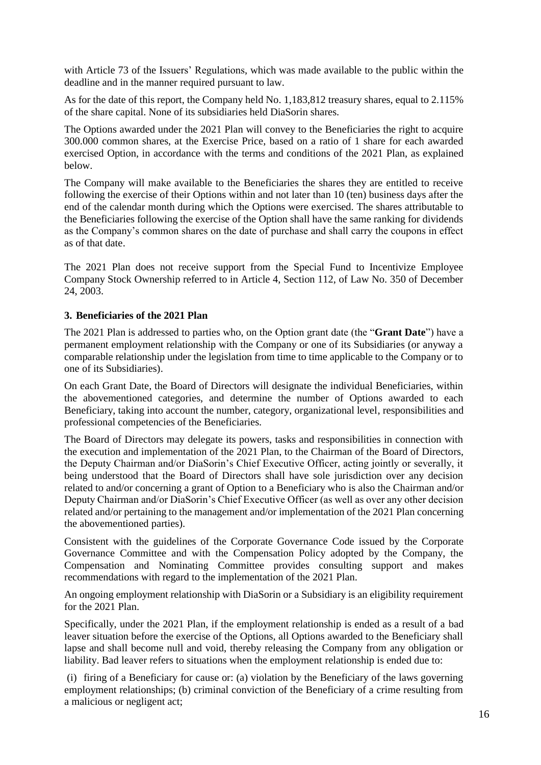with Article 73 of the Issuers' Regulations, which was made available to the public within the deadline and in the manner required pursuant to law.

As for the date of this report, the Company held No. 1,183,812 treasury shares, equal to 2.115% of the share capital. None of its subsidiaries held DiaSorin shares.

The Options awarded under the 2021 Plan will convey to the Beneficiaries the right to acquire 300.000 common shares, at the Exercise Price, based on a ratio of 1 share for each awarded exercised Option, in accordance with the terms and conditions of the 2021 Plan, as explained below.

The Company will make available to the Beneficiaries the shares they are entitled to receive following the exercise of their Options within and not later than 10 (ten) business days after the end of the calendar month during which the Options were exercised. The shares attributable to the Beneficiaries following the exercise of the Option shall have the same ranking for dividends as the Company's common shares on the date of purchase and shall carry the coupons in effect as of that date.

The 2021 Plan does not receive support from the Special Fund to Incentivize Employee Company Stock Ownership referred to in Article 4, Section 112, of Law No. 350 of December 24, 2003.

## 3. Beneficiaries of the 2021 Plan

The 2021 Plan is addressed to parties who, on the Option grant date (the "**Grant Date**") have a permanent employment relationship with the Company or one of its Subsidiaries (or anyway a comparable relationship under the legislation from time to time applicable to the Company or to one of its Subsidiaries).

On each Grant Date, the Board of Directors will designate the individual Beneficiaries, within the abovementioned categories, and determine the number of Options awarded to each Beneficiary, taking into account the number, category, organizational level, responsibilities and professional competencies of the Beneficiaries.

The Board of Directors may delegate its powers, tasks and responsibilities in connection with the execution and implementation of the 2021 Plan, to the Chairman of the Board of Directors, the Deputy Chairman and/or DiaSorin's Chief Executive Officer, acting jointly or severally, it being understood that the Board of Directors shall have sole jurisdiction over any decision related to and/or concerning a grant of Option to a Beneficiary who is also the Chairman and/or Deputy Chairman and/or DiaSorin's Chief Executive Officer (as well as over any other decision related and/or pertaining to the management and/or implementation of the 2021 Plan concerning the abovementioned parties).

Consistent with the guidelines of the Corporate Governance Code issued by the Corporate Governance Committee and with the Compensation Policy adopted by the Company, the Compensation and Nominating Committee provides consulting support and makes recommendations with regard to the implementation of the 2021 Plan.

An ongoing employment relationship with DiaSorin or a Subsidiary is an eligibility requirement for the 2021 Plan.

Specifically, under the 2021 Plan, if the employment relationship is ended as a result of a bad leaver situation before the exercise of the Options, all Options awarded to the Beneficiary shall lapse and shall become null and void, thereby releasing the Company from any obligation or liability. Bad leaver refers to situations when the employment relationship is ended due to:

(i) firing of a Beneficiary for cause or: (a) violation by the Beneficiary of the laws governing employment relationships; (b) criminal conviction of the Beneficiary of a crime resulting from a malicious or negligent act;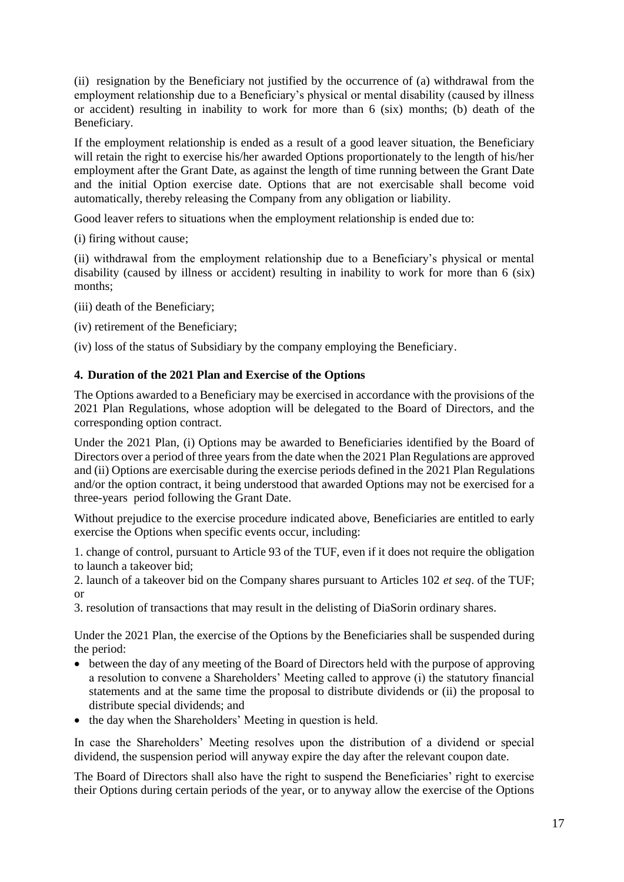(ii) resignation by the Beneficiary not justified by the occurrence of (a) withdrawal from the employment relationship due to a Beneficiary's physical or mental disability (caused by illness or accident) resulting in inability to work for more than 6 (six) months; (b) death of the Beneficiary.

If the employment relationship is ended as a result of a good leaver situation, the Beneficiary will retain the right to exercise his/her awarded Options proportionately to the length of his/her employment after the Grant Date, as against the length of time running between the Grant Date and the initial Option exercise date. Options that are not exercisable shall become void automatically, thereby releasing the Company from any obligation or liability.

Good leaver refers to situations when the employment relationship is ended due to:

(i) firing without cause;

(ii) withdrawal from the employment relationship due to a Beneficiary's physical or mental disability (caused by illness or accident) resulting in inability to work for more than 6 (six) months;

(iii) death of the Beneficiary;

(iv) retirement of the Beneficiary;

(iv) loss of the status of Subsidiary by the company employing the Beneficiary.

### 4. Duration of the 2021 Plan and Exercise of the Options

The Options awarded to a Beneficiary may be exercised in accordance with the provisions of the 2021 Plan Regulations, whose adoption will be delegated to the Board of Directors, and the corresponding option contract.

Under the 2021 Plan, (i) Options may be awarded to Beneficiaries identified by the Board of Directors over a period of three years from the date when the 2021 Plan Regulations are approved and (ii) Options are exercisable during the exercise periods defined in the 2021 Plan Regulations and/or the option contract, it being understood that awarded Options may not be exercised for a three-years period following the Grant Date.

Without prejudice to the exercise procedure indicated above, Beneficiaries are entitled to early exercise the Options when specific events occur, including:

1. change of control, pursuant to Article 93 of the TUF, even if it does not require the obligation to launch a takeover bid;
2. launch of a takeover bid on the Company shares pursuant to Articles 102 *et seq*. of the TUF; or
3. resolution of transactions that may result in the delisting of DiaSorin ordinary shares.

Under the 2021 Plan, the exercise of the Options by the Beneficiaries shall be suspended during the period:

- between the day of any meeting of the Board of Directors held with the purpose of approving a resolution to convene a Shareholders' Meeting called to approve (i) the statutory financial statements and at the same time the proposal to distribute dividends or (ii) the proposal to distribute special dividends; and
- the day when the Shareholders' Meeting in question is held.

In case the Shareholders' Meeting resolves upon the distribution of a dividend or special dividend, the suspension period will anyway expire the day after the relevant coupon date.

The Board of Directors shall also have the right to suspend the Beneficiaries' right to exercise their Options during certain periods of the year, or to anyway allow the exercise of the Options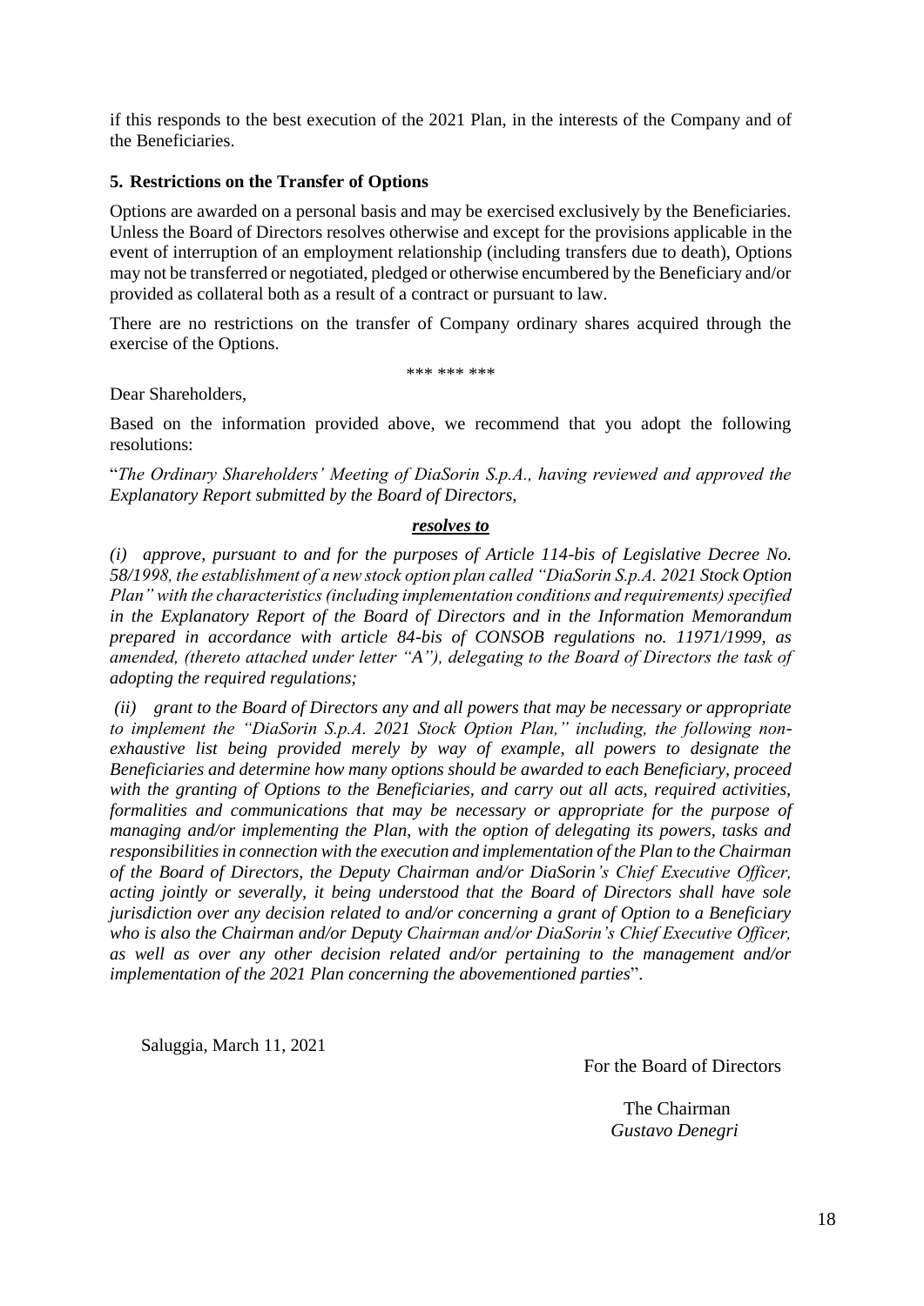if this responds to the best execution of the 2021 Plan, in the interests of the Company and of the Beneficiaries.

## 5. Restrictions on the Transfer of Options

Options are awarded on a personal basis and may be exercised exclusively by the Beneficiaries. Unless the Board of Directors resolves otherwise and except for the provisions applicable in the event of interruption of an employment relationship (including transfers due to death), Options may not be transferred or negotiated, pledged or otherwise encumbered by the Beneficiary and/or provided as collateral both as a result of a contract or pursuant to law.

There are no restrictions on the transfer of Company ordinary shares acquired through the exercise of the Options.

\*\*\* \*\*\* \*\*\*

Dear Shareholders,

Based on the information provided above, we recommend that you adopt the following resolutions:

"*The Ordinary Shareholders' Meeting of DiaSorin S.p.A., having reviewed and approved the Explanatory Report submitted by the Board of Directors,*

***resolves to***

*(i) approve, pursuant to and for the purposes of Article 114-bis of Legislative Decree No. 58/1998, the establishment of a new stock option plan called "DiaSorin S.p.A. 2021 Stock Option Plan" with the characteristics (including implementation conditions and requirements) specified in the Explanatory Report of the Board of Directors and in the Information Memorandum prepared in accordance with article 84-bis of CONSOB regulations no. 11971/1999, as amended, (thereto attached under letter "A"), delegating to the Board of Directors the task of adopting the required regulations;*

*(ii) grant to the Board of Directors any and all powers that may be necessary or appropriate to implement the "DiaSorin S.p.A. 2021 Stock Option Plan," including, the following non-exhaustive list being provided merely by way of example, all powers to designate the Beneficiaries and determine how many options should be awarded to each Beneficiary, proceed with the granting of Options to the Beneficiaries, and carry out all acts, required activities, formalities and communications that may be necessary or appropriate for the purpose of managing and/or implementing the Plan, with the option of delegating its powers, tasks and responsibilities in connection with the execution and implementation of the Plan to the Chairman of the Board of Directors, the Deputy Chairman and/or DiaSorin's Chief Executive Officer, acting jointly or severally, it being understood that the Board of Directors shall have sole jurisdiction over any decision related to and/or concerning a grant of Option to a Beneficiary who is also the Chairman and/or Deputy Chairman and/or DiaSorin's Chief Executive Officer, as well as over any other decision related and/or pertaining to the management and/or implementation of the 2021 Plan concerning the abovementioned parties*".

Saluggia, March 11, 2021

For the Board of Directors

The Chairman
*Gustavo Denegri*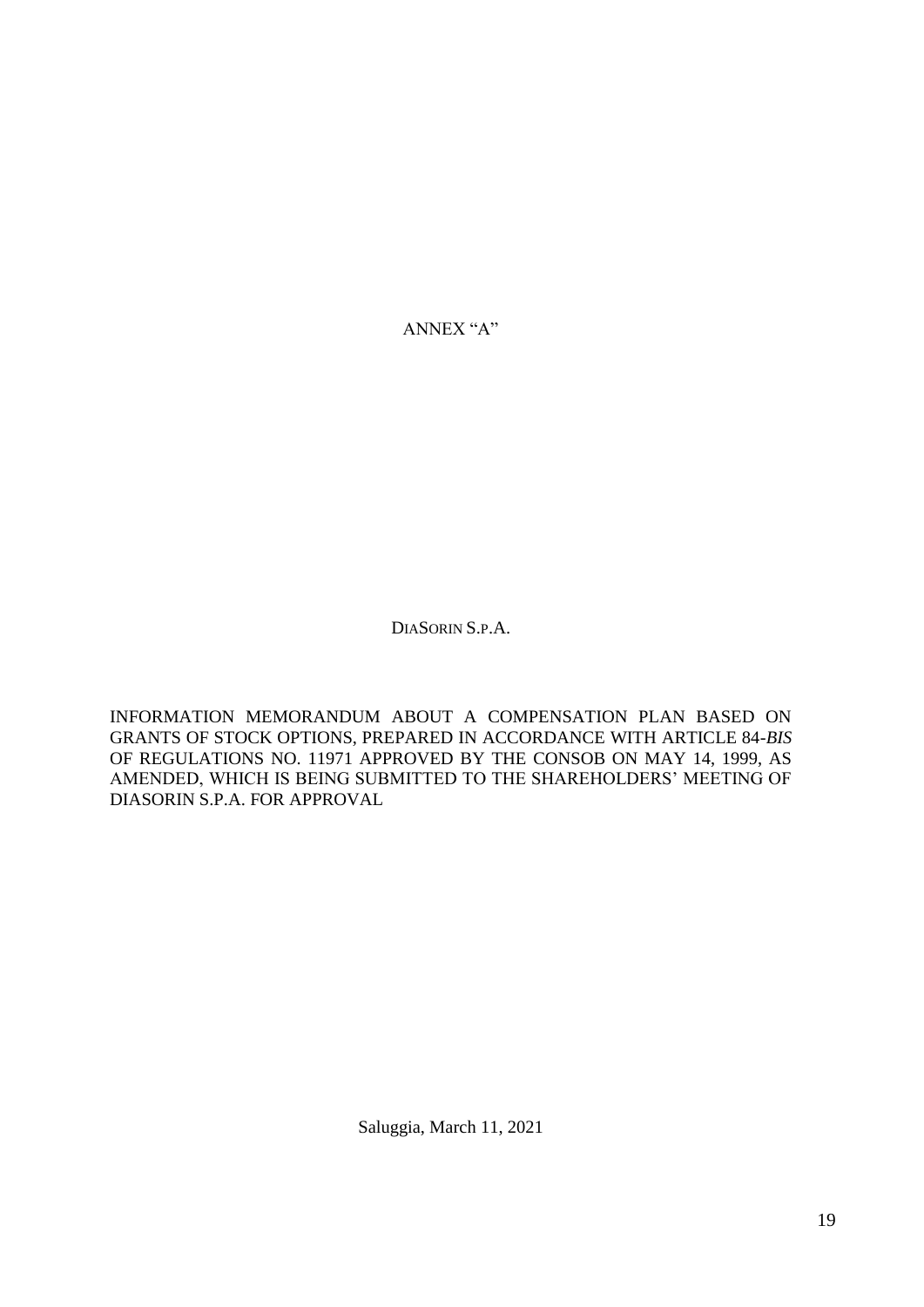ANNEX "A"

DIASORIN S.P.A.

INFORMATION MEMORANDUM ABOUT A COMPENSATION PLAN BASED ON GRANTS OF STOCK OPTIONS, PREPARED IN ACCORDANCE WITH ARTICLE 84-*BIS* OF REGULATIONS NO. 11971 APPROVED BY THE CONSOB ON MAY 14, 1999, AS AMENDED, WHICH IS BEING SUBMITTED TO THE SHAREHOLDERS' MEETING OF DIASORIN S.P.A. FOR APPROVAL

Saluggia, March 11, 2021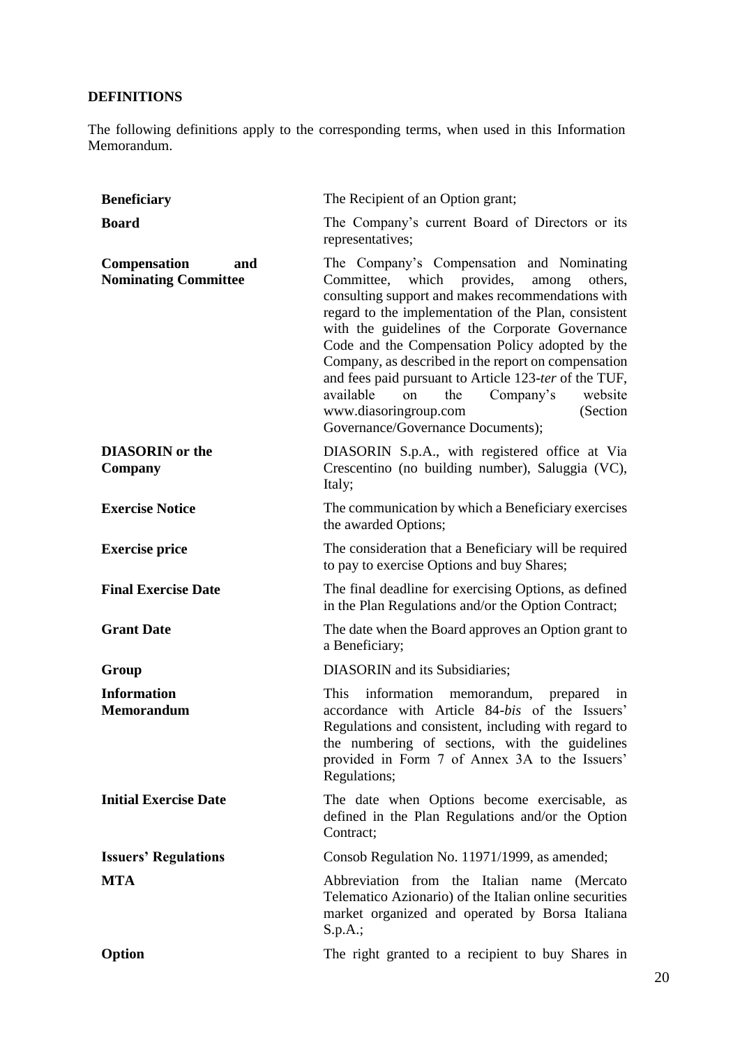**DEFINITIONS**

The following definitions apply to the corresponding terms, when used in this Information Memorandum.

| | |
|---|---|
| **Beneficiary** | The Recipient of an Option grant; |
| **Board** | The Company's current Board of Directors or its representatives; |
| **Compensation and Nominating Committee** | The Company's Compensation and Nominating Committee, which provides, among others, consulting support and makes recommendations with regard to the implementation of the Plan, consistent with the guidelines of the Corporate Governance Code and the Compensation Policy adopted by the Company, as described in the report on compensation and fees paid pursuant to Article 123-*ter* of the TUF, available on the Company's website www.diasoringroup.com (Section Governance/Governance Documents); |
| **DIASORIN or the Company** | DIASORIN S.p.A., with registered office at Via Crescentino (no building number), Saluggia (VC), Italy; |
| **Exercise Notice** | The communication by which a Beneficiary exercises the awarded Options; |
| **Exercise price** | The consideration that a Beneficiary will be required to pay to exercise Options and buy Shares; |
| **Final Exercise Date** | The final deadline for exercising Options, as defined in the Plan Regulations and/or the Option Contract; |
| **Grant Date** | The date when the Board approves an Option grant to a Beneficiary; |
| **Group** | DIASORIN and its Subsidiaries; |
| **Information Memorandum** | This information memorandum, prepared in accordance with Article 84-*bis* of the Issuers' Regulations and consistent, including with regard to the numbering of sections, with the guidelines provided in Form 7 of Annex 3A to the Issuers' Regulations; |
| **Initial Exercise Date** | The date when Options become exercisable, as defined in the Plan Regulations and/or the Option Contract; |
| **Issuers' Regulations** | Consob Regulation No. 11971/1999, as amended; |
| **MTA** | Abbreviation from the Italian name (Mercato Telematico Azionario) of the Italian online securities market organized and operated by Borsa Italiana S.p.A.; |
| **Option** | The right granted to a recipient to buy Shares in |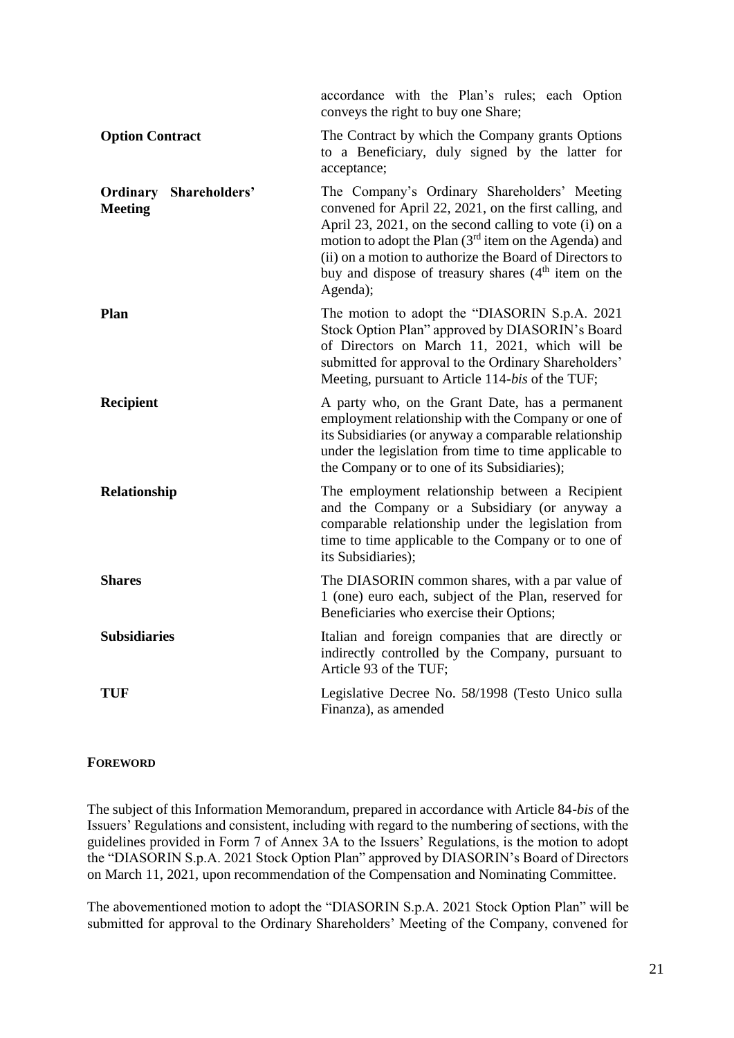| | |
|---|---|
| | accordance with the Plan's rules; each Option conveys the right to buy one Share; |
| **Option Contract** | The Contract by which the Company grants Options to a Beneficiary, duly signed by the latter for acceptance; |
| **Ordinary Shareholders' Meeting** | The Company's Ordinary Shareholders' Meeting convened for April 22, 2021, on the first calling, and April 23, 2021, on the second calling to vote (i) on a motion to adopt the Plan (3rd item on the Agenda) and (ii) on a motion to authorize the Board of Directors to buy and dispose of treasury shares (4th item on the Agenda); |
| **Plan** | The motion to adopt the "DIASORIN S.p.A. 2021 Stock Option Plan" approved by DIASORIN's Board of Directors on March 11, 2021, which will be submitted for approval to the Ordinary Shareholders' Meeting, pursuant to Article 114-*bis* of the TUF; |
| **Recipient** | A party who, on the Grant Date, has a permanent employment relationship with the Company or one of its Subsidiaries (or anyway a comparable relationship under the legislation from time to time applicable to the Company or to one of its Subsidiaries); |
| **Relationship** | The employment relationship between a Recipient and the Company or a Subsidiary (or anyway a comparable relationship under the legislation from time to time applicable to the Company or to one of its Subsidiaries); |
| **Shares** | The DIASORIN common shares, with a par value of 1 (one) euro each, subject of the Plan, reserved for Beneficiaries who exercise their Options; |
| **Subsidiaries** | Italian and foreign companies that are directly or indirectly controlled by the Company, pursuant to Article 93 of the TUF; |
| **TUF** | Legislative Decree No. 58/1998 (Testo Unico sulla Finanza), as amended |

## FOREWORD

The subject of this Information Memorandum, prepared in accordance with Article 84-*bis* of the Issuers' Regulations and consistent, including with regard to the numbering of sections, with the guidelines provided in Form 7 of Annex 3A to the Issuers' Regulations, is the motion to adopt the "DIASORIN S.p.A. 2021 Stock Option Plan" approved by DIASORIN's Board of Directors on March 11, 2021, upon recommendation of the Compensation and Nominating Committee.

The abovementioned motion to adopt the "DIASORIN S.p.A. 2021 Stock Option Plan" will be submitted for approval to the Ordinary Shareholders' Meeting of the Company, convened for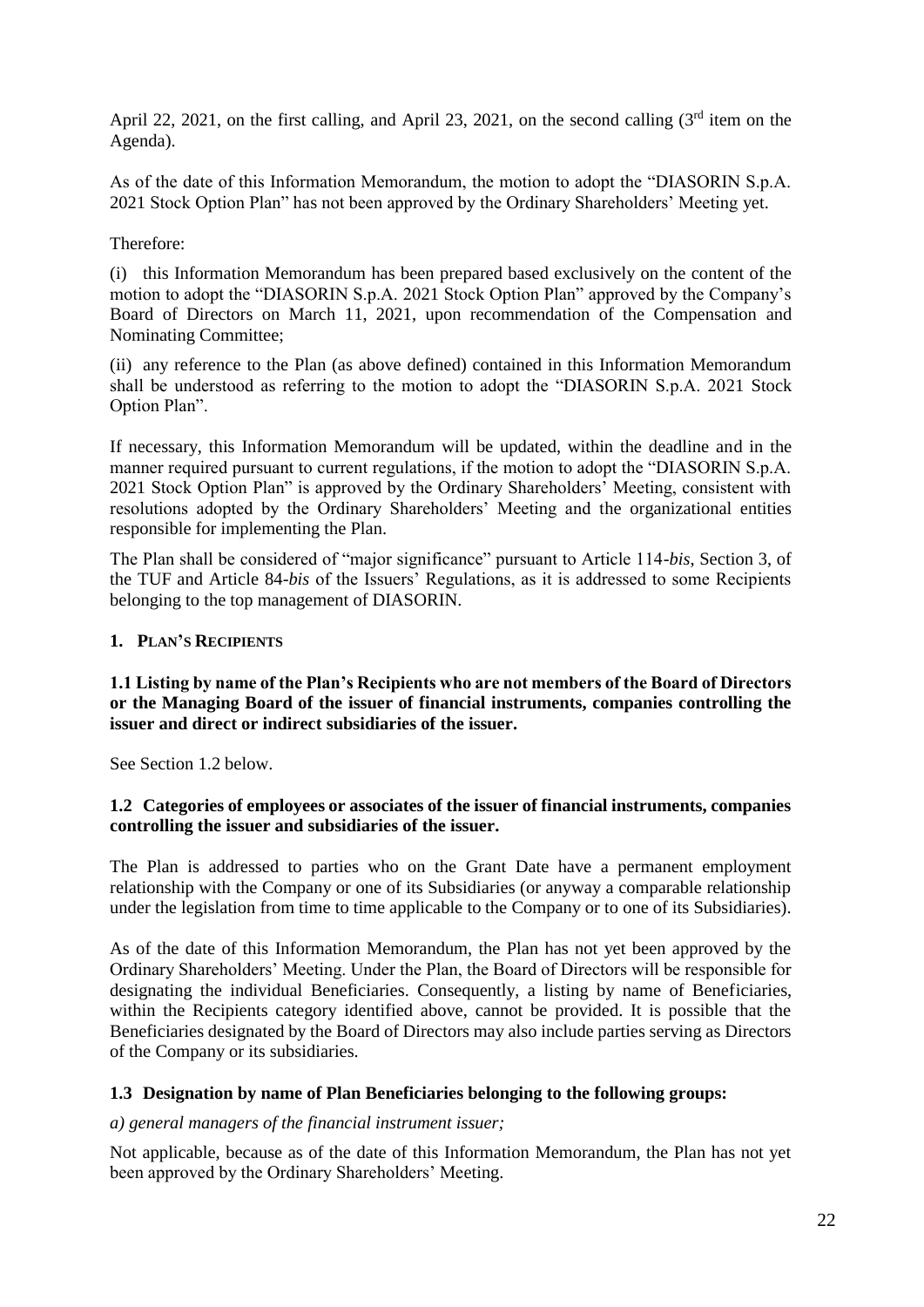April 22, 2021, on the first calling, and April 23, 2021, on the second calling (3rd item on the Agenda).

As of the date of this Information Memorandum, the motion to adopt the "DIASORIN S.p.A. 2021 Stock Option Plan" has not been approved by the Ordinary Shareholders' Meeting yet.

Therefore:

(i) this Information Memorandum has been prepared based exclusively on the content of the motion to adopt the "DIASORIN S.p.A. 2021 Stock Option Plan" approved by the Company's Board of Directors on March 11, 2021, upon recommendation of the Compensation and Nominating Committee;

(ii) any reference to the Plan (as above defined) contained in this Information Memorandum shall be understood as referring to the motion to adopt the "DIASORIN S.p.A. 2021 Stock Option Plan".

If necessary, this Information Memorandum will be updated, within the deadline and in the manner required pursuant to current regulations, if the motion to adopt the "DIASORIN S.p.A. 2021 Stock Option Plan" is approved by the Ordinary Shareholders' Meeting, consistent with resolutions adopted by the Ordinary Shareholders' Meeting and the organizational entities responsible for implementing the Plan.

The Plan shall be considered of "major significance" pursuant to Article 114-*bis*, Section 3, of the TUF and Article 84-*bis* of the Issuers' Regulations, as it is addressed to some Recipients belonging to the top management of DIASORIN.

## 1. PLAN'S RECIPIENTS

### 1.1 Listing by name of the Plan's Recipients who are not members of the Board of Directors or the Managing Board of the issuer of financial instruments, companies controlling the issuer and direct or indirect subsidiaries of the issuer.

See Section 1.2 below.

### 1.2 Categories of employees or associates of the issuer of financial instruments, companies controlling the issuer and subsidiaries of the issuer.

The Plan is addressed to parties who on the Grant Date have a permanent employment relationship with the Company or one of its Subsidiaries (or anyway a comparable relationship under the legislation from time to time applicable to the Company or to one of its Subsidiaries).

As of the date of this Information Memorandum, the Plan has not yet been approved by the Ordinary Shareholders' Meeting. Under the Plan, the Board of Directors will be responsible for designating the individual Beneficiaries. Consequently, a listing by name of Beneficiaries, within the Recipients category identified above, cannot be provided. It is possible that the Beneficiaries designated by the Board of Directors may also include parties serving as Directors of the Company or its subsidiaries.

### 1.3 Designation by name of Plan Beneficiaries belonging to the following groups:

*a) general managers of the financial instrument issuer;*

Not applicable, because as of the date of this Information Memorandum, the Plan has not yet been approved by the Ordinary Shareholders' Meeting.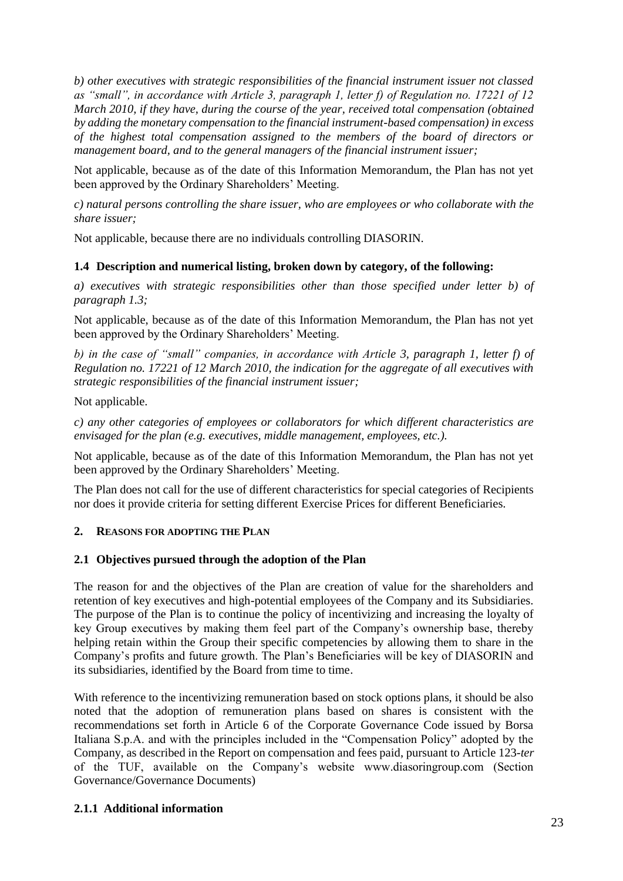*b) other executives with strategic responsibilities of the financial instrument issuer not classed as "small", in accordance with Article 3, paragraph 1, letter f) of Regulation no. 17221 of 12 March 2010, if they have, during the course of the year, received total compensation (obtained by adding the monetary compensation to the financial instrument-based compensation) in excess of the highest total compensation assigned to the members of the board of directors or management board, and to the general managers of the financial instrument issuer;*

Not applicable, because as of the date of this Information Memorandum, the Plan has not yet been approved by the Ordinary Shareholders' Meeting.

*c) natural persons controlling the share issuer, who are employees or who collaborate with the share issuer;*

Not applicable, because there are no individuals controlling DIASORIN.

### 1.4 Description and numerical listing, broken down by category, of the following:

*a) executives with strategic responsibilities other than those specified under letter b) of paragraph 1.3;*

Not applicable, because as of the date of this Information Memorandum, the Plan has not yet been approved by the Ordinary Shareholders' Meeting.

*b) in the case of "small" companies, in accordance with Article 3, paragraph 1, letter f) of Regulation no. 17221 of 12 March 2010, the indication for the aggregate of all executives with strategic responsibilities of the financial instrument issuer;*

Not applicable.

*c) any other categories of employees or collaborators for which different characteristics are envisaged for the plan (e.g. executives, middle management, employees, etc.).*

Not applicable, because as of the date of this Information Memorandum, the Plan has not yet been approved by the Ordinary Shareholders' Meeting.

The Plan does not call for the use of different characteristics for special categories of Recipients nor does it provide criteria for setting different Exercise Prices for different Beneficiaries.

## 2. REASONS FOR ADOPTING THE PLAN

### 2.1 Objectives pursued through the adoption of the Plan

The reason for and the objectives of the Plan are creation of value for the shareholders and retention of key executives and high-potential employees of the Company and its Subsidiaries. The purpose of the Plan is to continue the policy of incentivizing and increasing the loyalty of key Group executives by making them feel part of the Company's ownership base, thereby helping retain within the Group their specific competencies by allowing them to share in the Company's profits and future growth. The Plan's Beneficiaries will be key of DIASORIN and its subsidiaries, identified by the Board from time to time.

With reference to the incentivizing remuneration based on stock options plans, it should be also noted that the adoption of remuneration plans based on shares is consistent with the recommendations set forth in Article 6 of the Corporate Governance Code issued by Borsa Italiana S.p.A. and with the principles included in the "Compensation Policy" adopted by the Company, as described in the Report on compensation and fees paid, pursuant to Article 123-*ter* of the TUF, available on the Company's website www.diasoringroup.com (Section Governance/Governance Documents)

### 2.1.1 Additional information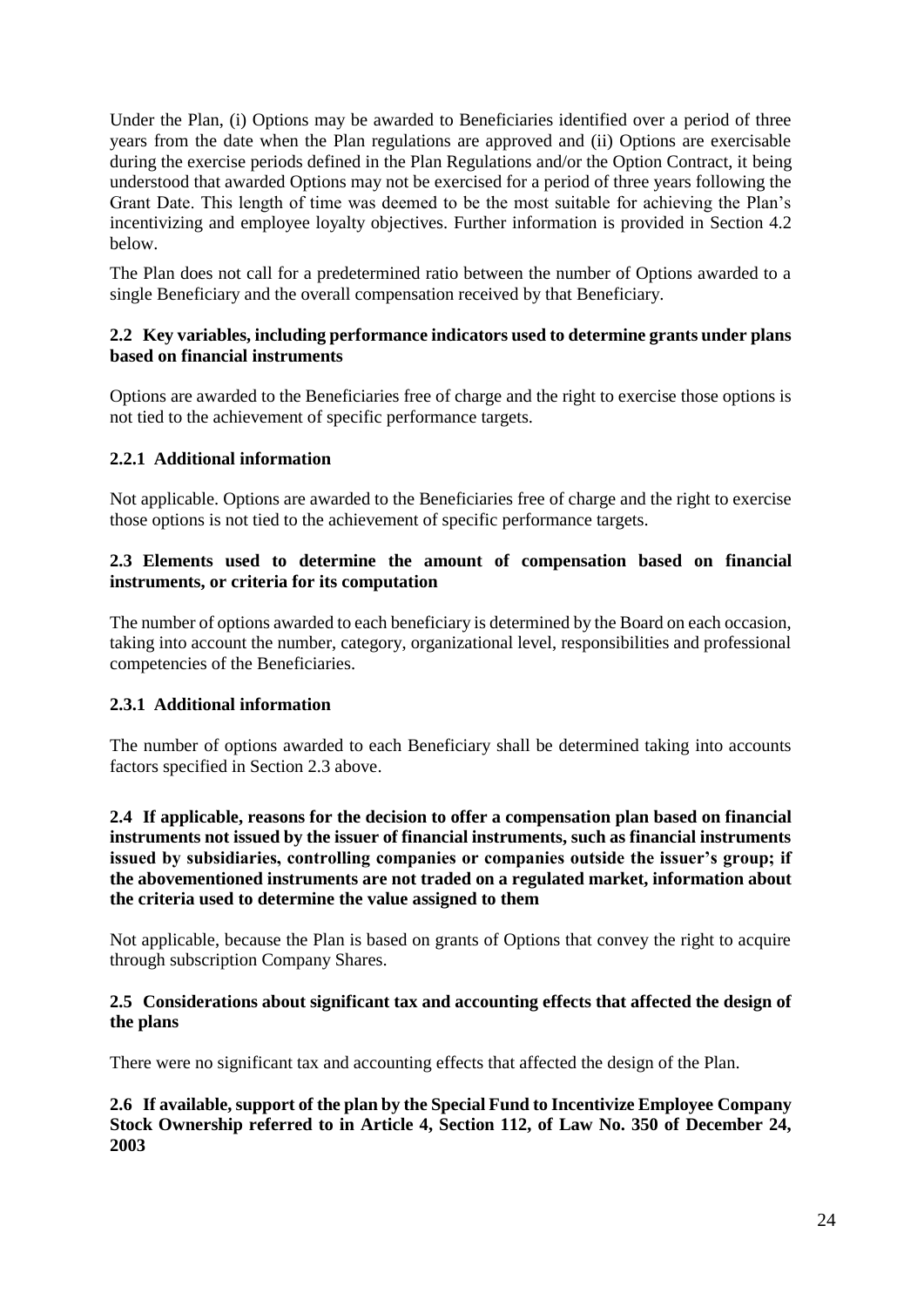Under the Plan, (i) Options may be awarded to Beneficiaries identified over a period of three years from the date when the Plan regulations are approved and (ii) Options are exercisable during the exercise periods defined in the Plan Regulations and/or the Option Contract, it being understood that awarded Options may not be exercised for a period of three years following the Grant Date. This length of time was deemed to be the most suitable for achieving the Plan's incentivizing and employee loyalty objectives. Further information is provided in Section 4.2 below.

The Plan does not call for a predetermined ratio between the number of Options awarded to a single Beneficiary and the overall compensation received by that Beneficiary.

### 2.2 Key variables, including performance indicators used to determine grants under plans based on financial instruments

Options are awarded to the Beneficiaries free of charge and the right to exercise those options is not tied to the achievement of specific performance targets.

#### 2.2.1 Additional information

Not applicable. Options are awarded to the Beneficiaries free of charge and the right to exercise those options is not tied to the achievement of specific performance targets.

### 2.3 Elements used to determine the amount of compensation based on financial instruments, or criteria for its computation

The number of options awarded to each beneficiary is determined by the Board on each occasion, taking into account the number, category, organizational level, responsibilities and professional competencies of the Beneficiaries.

#### 2.3.1 Additional information

The number of options awarded to each Beneficiary shall be determined taking into accounts factors specified in Section 2.3 above.

### 2.4 If applicable, reasons for the decision to offer a compensation plan based on financial instruments not issued by the issuer of financial instruments, such as financial instruments issued by subsidiaries, controlling companies or companies outside the issuer's group; if the abovementioned instruments are not traded on a regulated market, information about the criteria used to determine the value assigned to them

Not applicable, because the Plan is based on grants of Options that convey the right to acquire through subscription Company Shares.

### 2.5 Considerations about significant tax and accounting effects that affected the design of the plans

There were no significant tax and accounting effects that affected the design of the Plan.

### 2.6 If available, support of the plan by the Special Fund to Incentivize Employee Company Stock Ownership referred to in Article 4, Section 112, of Law No. 350 of December 24, 2003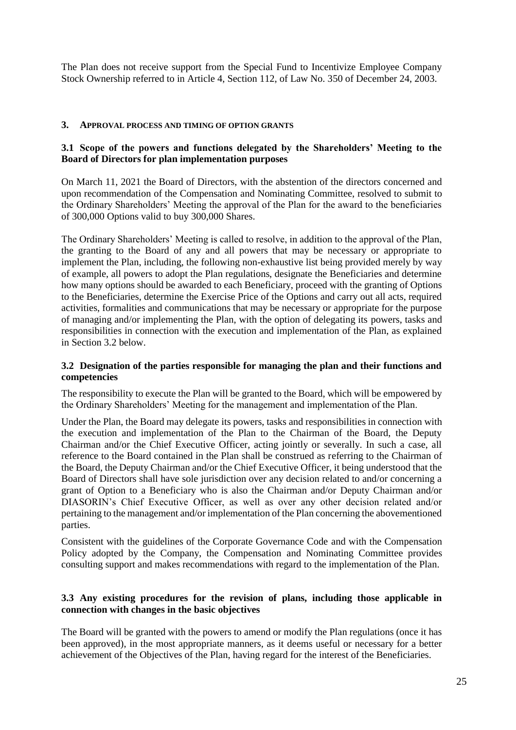The Plan does not receive support from the Special Fund to Incentivize Employee Company Stock Ownership referred to in Article 4, Section 112, of Law No. 350 of December 24, 2003.

## 3. APPROVAL PROCESS AND TIMING OF OPTION GRANTS

### 3.1 Scope of the powers and functions delegated by the Shareholders' Meeting to the Board of Directors for plan implementation purposes

On March 11, 2021 the Board of Directors, with the abstention of the directors concerned and upon recommendation of the Compensation and Nominating Committee, resolved to submit to the Ordinary Shareholders' Meeting the approval of the Plan for the award to the beneficiaries of 300,000 Options valid to buy 300,000 Shares.

The Ordinary Shareholders' Meeting is called to resolve, in addition to the approval of the Plan, the granting to the Board of any and all powers that may be necessary or appropriate to implement the Plan, including, the following non-exhaustive list being provided merely by way of example, all powers to adopt the Plan regulations, designate the Beneficiaries and determine how many options should be awarded to each Beneficiary, proceed with the granting of Options to the Beneficiaries, determine the Exercise Price of the Options and carry out all acts, required activities, formalities and communications that may be necessary or appropriate for the purpose of managing and/or implementing the Plan, with the option of delegating its powers, tasks and responsibilities in connection with the execution and implementation of the Plan, as explained in Section 3.2 below.

### 3.2 Designation of the parties responsible for managing the plan and their functions and competencies

The responsibility to execute the Plan will be granted to the Board, which will be empowered by the Ordinary Shareholders' Meeting for the management and implementation of the Plan.

Under the Plan, the Board may delegate its powers, tasks and responsibilities in connection with the execution and implementation of the Plan to the Chairman of the Board, the Deputy Chairman and/or the Chief Executive Officer, acting jointly or severally. In such a case, all reference to the Board contained in the Plan shall be construed as referring to the Chairman of the Board, the Deputy Chairman and/or the Chief Executive Officer, it being understood that the Board of Directors shall have sole jurisdiction over any decision related to and/or concerning a grant of Option to a Beneficiary who is also the Chairman and/or Deputy Chairman and/or DIASORIN's Chief Executive Officer, as well as over any other decision related and/or pertaining to the management and/or implementation of the Plan concerning the abovementioned parties.

Consistent with the guidelines of the Corporate Governance Code and with the Compensation Policy adopted by the Company, the Compensation and Nominating Committee provides consulting support and makes recommendations with regard to the implementation of the Plan.

### 3.3 Any existing procedures for the revision of plans, including those applicable in connection with changes in the basic objectives

The Board will be granted with the powers to amend or modify the Plan regulations (once it has been approved), in the most appropriate manners, as it deems useful or necessary for a better achievement of the Objectives of the Plan, having regard for the interest of the Beneficiaries.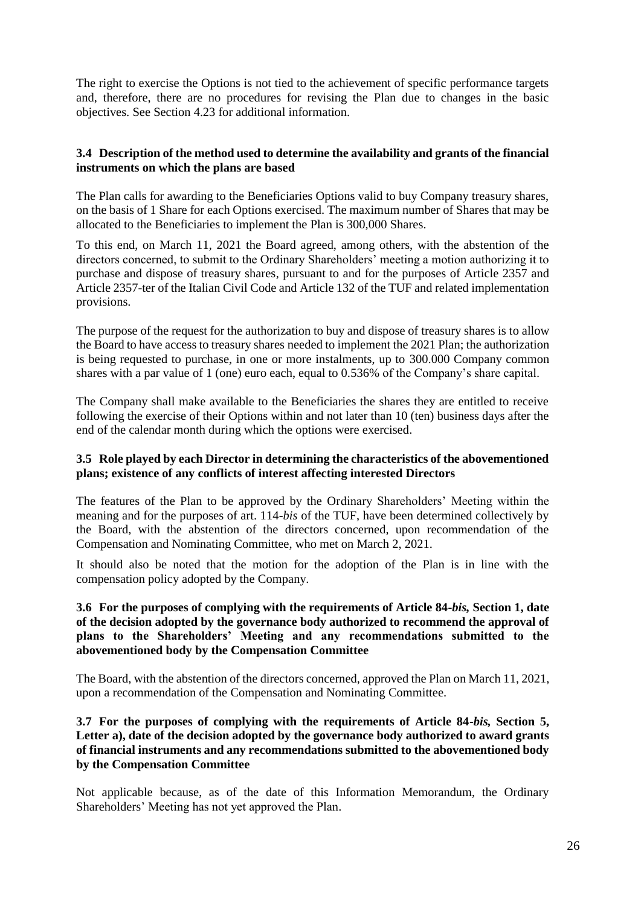The right to exercise the Options is not tied to the achievement of specific performance targets and, therefore, there are no procedures for revising the Plan due to changes in the basic objectives. See Section 4.23 for additional information.

### 3.4 Description of the method used to determine the availability and grants of the financial instruments on which the plans are based

The Plan calls for awarding to the Beneficiaries Options valid to buy Company treasury shares, on the basis of 1 Share for each Options exercised. The maximum number of Shares that may be allocated to the Beneficiaries to implement the Plan is 300,000 Shares.

To this end, on March 11, 2021 the Board agreed, among others, with the abstention of the directors concerned, to submit to the Ordinary Shareholders' meeting a motion authorizing it to purchase and dispose of treasury shares, pursuant to and for the purposes of Article 2357 and Article 2357-ter of the Italian Civil Code and Article 132 of the TUF and related implementation provisions.

The purpose of the request for the authorization to buy and dispose of treasury shares is to allow the Board to have access to treasury shares needed to implement the 2021 Plan; the authorization is being requested to purchase, in one or more instalments, up to 300.000 Company common shares with a par value of 1 (one) euro each, equal to 0.536% of the Company's share capital.

The Company shall make available to the Beneficiaries the shares they are entitled to receive following the exercise of their Options within and not later than 10 (ten) business days after the end of the calendar month during which the options were exercised.

### 3.5 Role played by each Director in determining the characteristics of the abovementioned plans; existence of any conflicts of interest affecting interested Directors

The features of the Plan to be approved by the Ordinary Shareholders' Meeting within the meaning and for the purposes of art. 114-*bis* of the TUF, have been determined collectively by the Board, with the abstention of the directors concerned, upon recommendation of the Compensation and Nominating Committee, who met on March 2, 2021.

It should also be noted that the motion for the adoption of the Plan is in line with the compensation policy adopted by the Company.

### 3.6 For the purposes of complying with the requirements of Article 84-*bis*, Section 1, date of the decision adopted by the governance body authorized to recommend the approval of plans to the Shareholders' Meeting and any recommendations submitted to the abovementioned body by the Compensation Committee

The Board, with the abstention of the directors concerned, approved the Plan on March 11, 2021, upon a recommendation of the Compensation and Nominating Committee.

### 3.7 For the purposes of complying with the requirements of Article 84-*bis*, Section 5, Letter a), date of the decision adopted by the governance body authorized to award grants of financial instruments and any recommendations submitted to the abovementioned body by the Compensation Committee

Not applicable because, as of the date of this Information Memorandum, the Ordinary Shareholders' Meeting has not yet approved the Plan.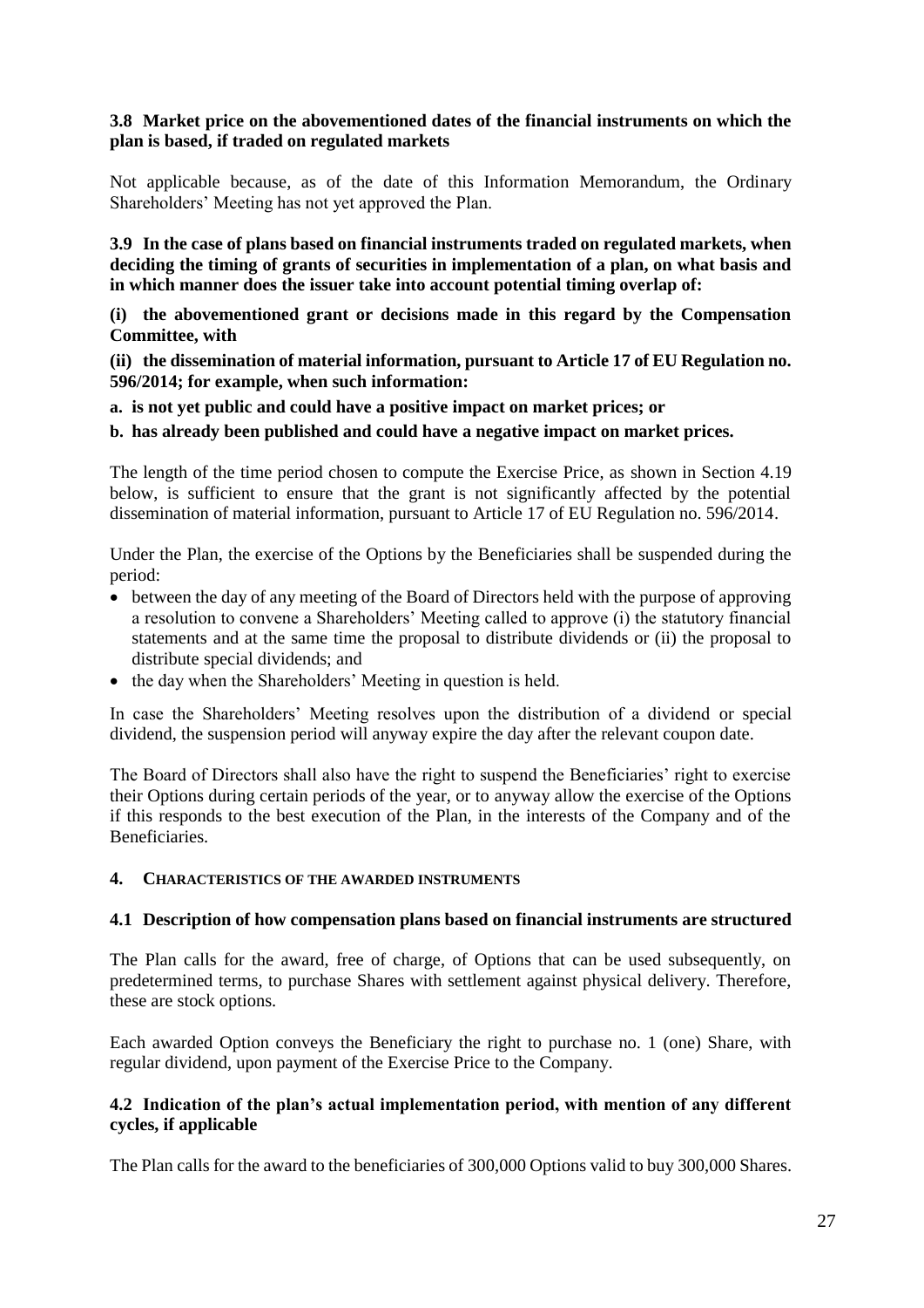### 3.8 Market price on the abovementioned dates of the financial instruments on which the plan is based, if traded on regulated markets

Not applicable because, as of the date of this Information Memorandum, the Ordinary Shareholders' Meeting has not yet approved the Plan.

### 3.9 In the case of plans based on financial instruments traded on regulated markets, when deciding the timing of grants of securities in implementation of a plan, on what basis and in which manner does the issuer take into account potential timing overlap of:

**(i) the abovementioned grant or decisions made in this regard by the Compensation Committee, with**

**(ii) the dissemination of material information, pursuant to Article 17 of EU Regulation no. 596/2014; for example, when such information:**

**a. is not yet public and could have a positive impact on market prices; or**

**b. has already been published and could have a negative impact on market prices.**

The length of the time period chosen to compute the Exercise Price, as shown in Section 4.19 below, is sufficient to ensure that the grant is not significantly affected by the potential dissemination of material information, pursuant to Article 17 of EU Regulation no. 596/2014.

Under the Plan, the exercise of the Options by the Beneficiaries shall be suspended during the period:

- between the day of any meeting of the Board of Directors held with the purpose of approving a resolution to convene a Shareholders' Meeting called to approve (i) the statutory financial statements and at the same time the proposal to distribute dividends or (ii) the proposal to distribute special dividends; and
- the day when the Shareholders' Meeting in question is held.

In case the Shareholders' Meeting resolves upon the distribution of a dividend or special dividend, the suspension period will anyway expire the day after the relevant coupon date.

The Board of Directors shall also have the right to suspend the Beneficiaries' right to exercise their Options during certain periods of the year, or to anyway allow the exercise of the Options if this responds to the best execution of the Plan, in the interests of the Company and of the Beneficiaries.

## 4. CHARACTERISTICS OF THE AWARDED INSTRUMENTS

### 4.1 Description of how compensation plans based on financial instruments are structured

The Plan calls for the award, free of charge, of Options that can be used subsequently, on predetermined terms, to purchase Shares with settlement against physical delivery. Therefore, these are stock options.

Each awarded Option conveys the Beneficiary the right to purchase no. 1 (one) Share, with regular dividend, upon payment of the Exercise Price to the Company.

### 4.2 Indication of the plan's actual implementation period, with mention of any different cycles, if applicable

The Plan calls for the award to the beneficiaries of 300,000 Options valid to buy 300,000 Shares.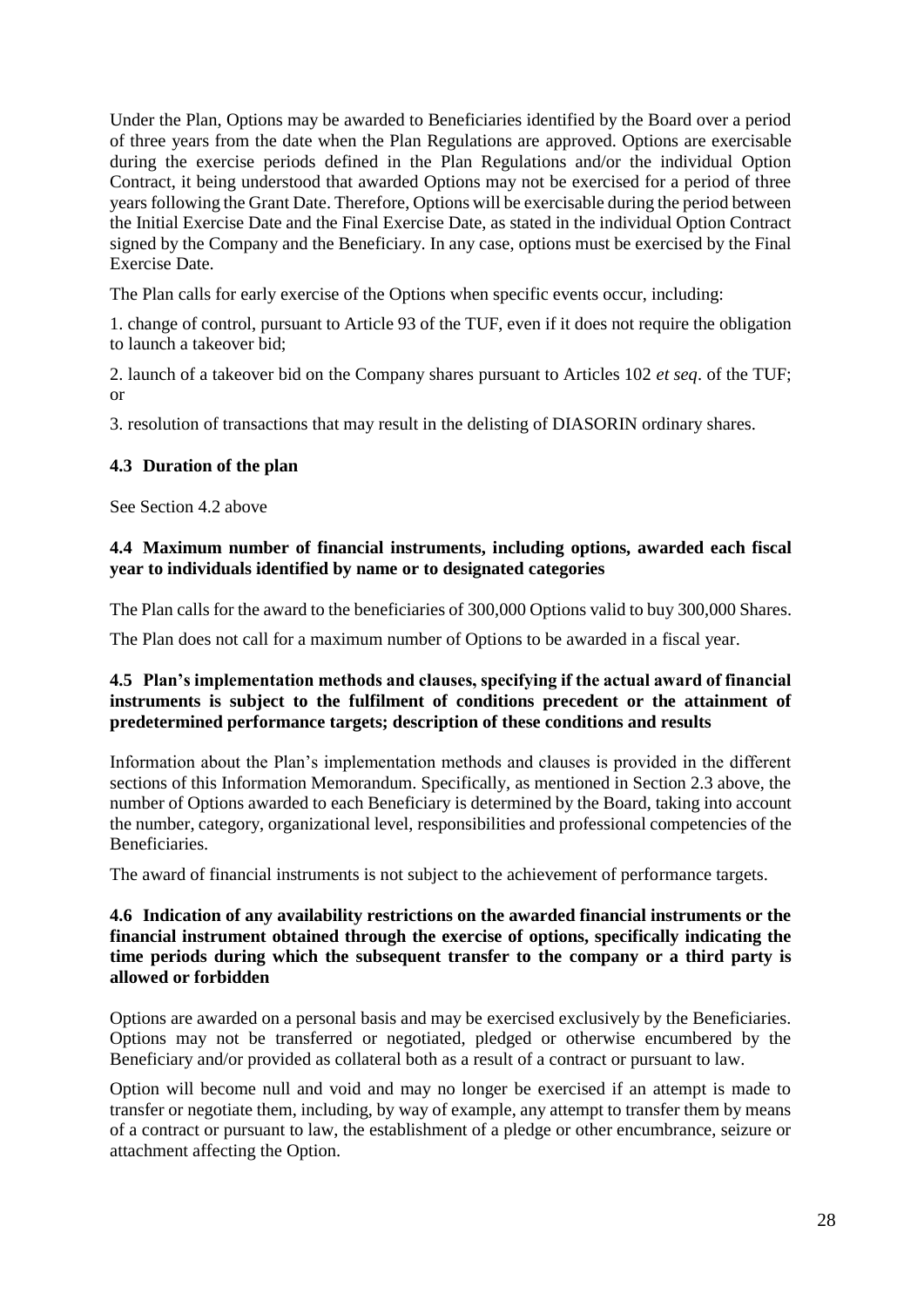Under the Plan, Options may be awarded to Beneficiaries identified by the Board over a period of three years from the date when the Plan Regulations are approved. Options are exercisable during the exercise periods defined in the Plan Regulations and/or the individual Option Contract, it being understood that awarded Options may not be exercised for a period of three years following the Grant Date. Therefore, Options will be exercisable during the period between the Initial Exercise Date and the Final Exercise Date, as stated in the individual Option Contract signed by the Company and the Beneficiary. In any case, options must be exercised by the Final Exercise Date.

The Plan calls for early exercise of the Options when specific events occur, including:

1. change of control, pursuant to Article 93 of the TUF, even if it does not require the obligation to launch a takeover bid;

2. launch of a takeover bid on the Company shares pursuant to Articles 102 *et seq*. of the TUF; or

3. resolution of transactions that may result in the delisting of DIASORIN ordinary shares.

### 4.3 Duration of the plan

See Section 4.2 above

### 4.4 Maximum number of financial instruments, including options, awarded each fiscal year to individuals identified by name or to designated categories

The Plan calls for the award to the beneficiaries of 300,000 Options valid to buy 300,000 Shares.

The Plan does not call for a maximum number of Options to be awarded in a fiscal year.

### 4.5 Plan's implementation methods and clauses, specifying if the actual award of financial instruments is subject to the fulfilment of conditions precedent or the attainment of predetermined performance targets; description of these conditions and results

Information about the Plan's implementation methods and clauses is provided in the different sections of this Information Memorandum. Specifically, as mentioned in Section 2.3 above, the number of Options awarded to each Beneficiary is determined by the Board, taking into account the number, category, organizational level, responsibilities and professional competencies of the Beneficiaries.

The award of financial instruments is not subject to the achievement of performance targets.

### 4.6 Indication of any availability restrictions on the awarded financial instruments or the financial instrument obtained through the exercise of options, specifically indicating the time periods during which the subsequent transfer to the company or a third party is allowed or forbidden

Options are awarded on a personal basis and may be exercised exclusively by the Beneficiaries. Options may not be transferred or negotiated, pledged or otherwise encumbered by the Beneficiary and/or provided as collateral both as a result of a contract or pursuant to law.

Option will become null and void and may no longer be exercised if an attempt is made to transfer or negotiate them, including, by way of example, any attempt to transfer them by means of a contract or pursuant to law, the establishment of a pledge or other encumbrance, seizure or attachment affecting the Option.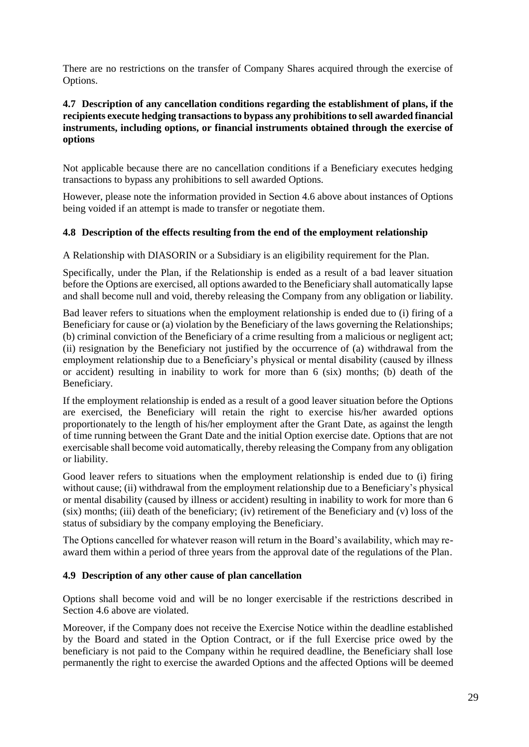There are no restrictions on the transfer of Company Shares acquired through the exercise of Options.

### 4.7 Description of any cancellation conditions regarding the establishment of plans, if the recipients execute hedging transactions to bypass any prohibitions to sell awarded financial instruments, including options, or financial instruments obtained through the exercise of options

Not applicable because there are no cancellation conditions if a Beneficiary executes hedging transactions to bypass any prohibitions to sell awarded Options.

However, please note the information provided in Section 4.6 above about instances of Options being voided if an attempt is made to transfer or negotiate them.

### 4.8 Description of the effects resulting from the end of the employment relationship

A Relationship with DIASORIN or a Subsidiary is an eligibility requirement for the Plan.

Specifically, under the Plan, if the Relationship is ended as a result of a bad leaver situation before the Options are exercised, all options awarded to the Beneficiary shall automatically lapse and shall become null and void, thereby releasing the Company from any obligation or liability.

Bad leaver refers to situations when the employment relationship is ended due to (i) firing of a Beneficiary for cause or (a) violation by the Beneficiary of the laws governing the Relationships; (b) criminal conviction of the Beneficiary of a crime resulting from a malicious or negligent act; (ii) resignation by the Beneficiary not justified by the occurrence of (a) withdrawal from the employment relationship due to a Beneficiary's physical or mental disability (caused by illness or accident) resulting in inability to work for more than 6 (six) months; (b) death of the Beneficiary.

If the employment relationship is ended as a result of a good leaver situation before the Options are exercised, the Beneficiary will retain the right to exercise his/her awarded options proportionately to the length of his/her employment after the Grant Date, as against the length of time running between the Grant Date and the initial Option exercise date. Options that are not exercisable shall become void automatically, thereby releasing the Company from any obligation or liability.

Good leaver refers to situations when the employment relationship is ended due to (i) firing without cause; (ii) withdrawal from the employment relationship due to a Beneficiary's physical or mental disability (caused by illness or accident) resulting in inability to work for more than 6 (six) months; (iii) death of the beneficiary; (iv) retirement of the Beneficiary and (v) loss of the status of subsidiary by the company employing the Beneficiary.

The Options cancelled for whatever reason will return in the Board's availability, which may re-award them within a period of three years from the approval date of the regulations of the Plan.

### 4.9 Description of any other cause of plan cancellation

Options shall become void and will be no longer exercisable if the restrictions described in Section 4.6 above are violated.

Moreover, if the Company does not receive the Exercise Notice within the deadline established by the Board and stated in the Option Contract, or if the full Exercise price owed by the beneficiary is not paid to the Company within he required deadline, the Beneficiary shall lose permanently the right to exercise the awarded Options and the affected Options will be deemed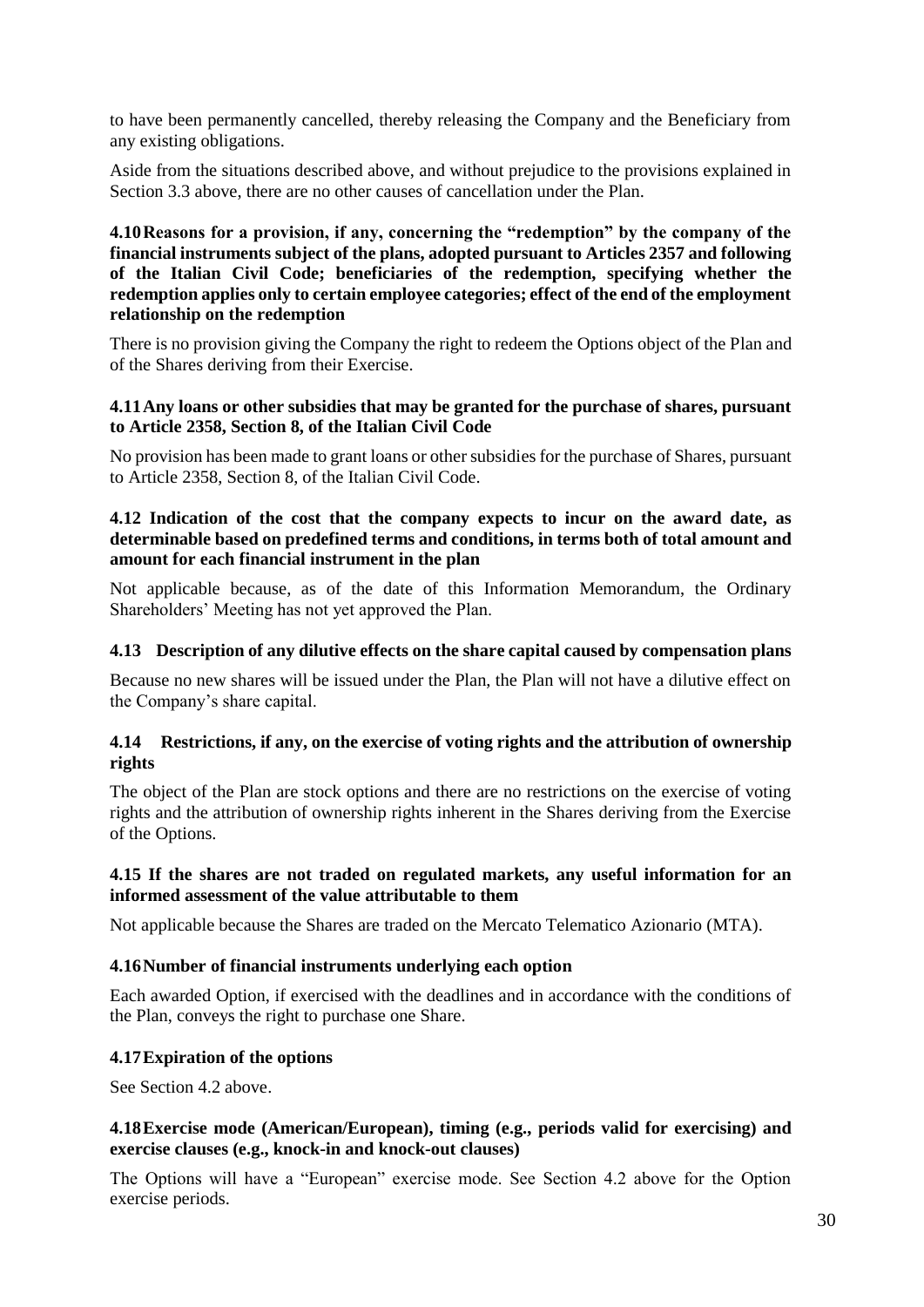to have been permanently cancelled, thereby releasing the Company and the Beneficiary from any existing obligations.

Aside from the situations described above, and without prejudice to the provisions explained in Section 3.3 above, there are no other causes of cancellation under the Plan.

### 4.10 Reasons for a provision, if any, concerning the "redemption" by the company of the financial instruments subject of the plans, adopted pursuant to Articles 2357 and following of the Italian Civil Code; beneficiaries of the redemption, specifying whether the redemption applies only to certain employee categories; effect of the end of the employment relationship on the redemption

There is no provision giving the Company the right to redeem the Options object of the Plan and of the Shares deriving from their Exercise.

### 4.11 Any loans or other subsidies that may be granted for the purchase of shares, pursuant to Article 2358, Section 8, of the Italian Civil Code

No provision has been made to grant loans or other subsidies for the purchase of Shares, pursuant to Article 2358, Section 8, of the Italian Civil Code.

### 4.12 Indication of the cost that the company expects to incur on the award date, as determinable based on predefined terms and conditions, in terms both of total amount and amount for each financial instrument in the plan

Not applicable because, as of the date of this Information Memorandum, the Ordinary Shareholders' Meeting has not yet approved the Plan.

### 4.13 Description of any dilutive effects on the share capital caused by compensation plans

Because no new shares will be issued under the Plan, the Plan will not have a dilutive effect on the Company's share capital.

### 4.14 Restrictions, if any, on the exercise of voting rights and the attribution of ownership rights

The object of the Plan are stock options and there are no restrictions on the exercise of voting rights and the attribution of ownership rights inherent in the Shares deriving from the Exercise of the Options.

### 4.15 If the shares are not traded on regulated markets, any useful information for an informed assessment of the value attributable to them

Not applicable because the Shares are traded on the Mercato Telematico Azionario (MTA).

### 4.16 Number of financial instruments underlying each option

Each awarded Option, if exercised with the deadlines and in accordance with the conditions of the Plan, conveys the right to purchase one Share.

### 4.17 Expiration of the options

See Section 4.2 above.

### 4.18 Exercise mode (American/European), timing (e.g., periods valid for exercising) and exercise clauses (e.g., knock-in and knock-out clauses)

The Options will have a "European" exercise mode. See Section 4.2 above for the Option exercise periods.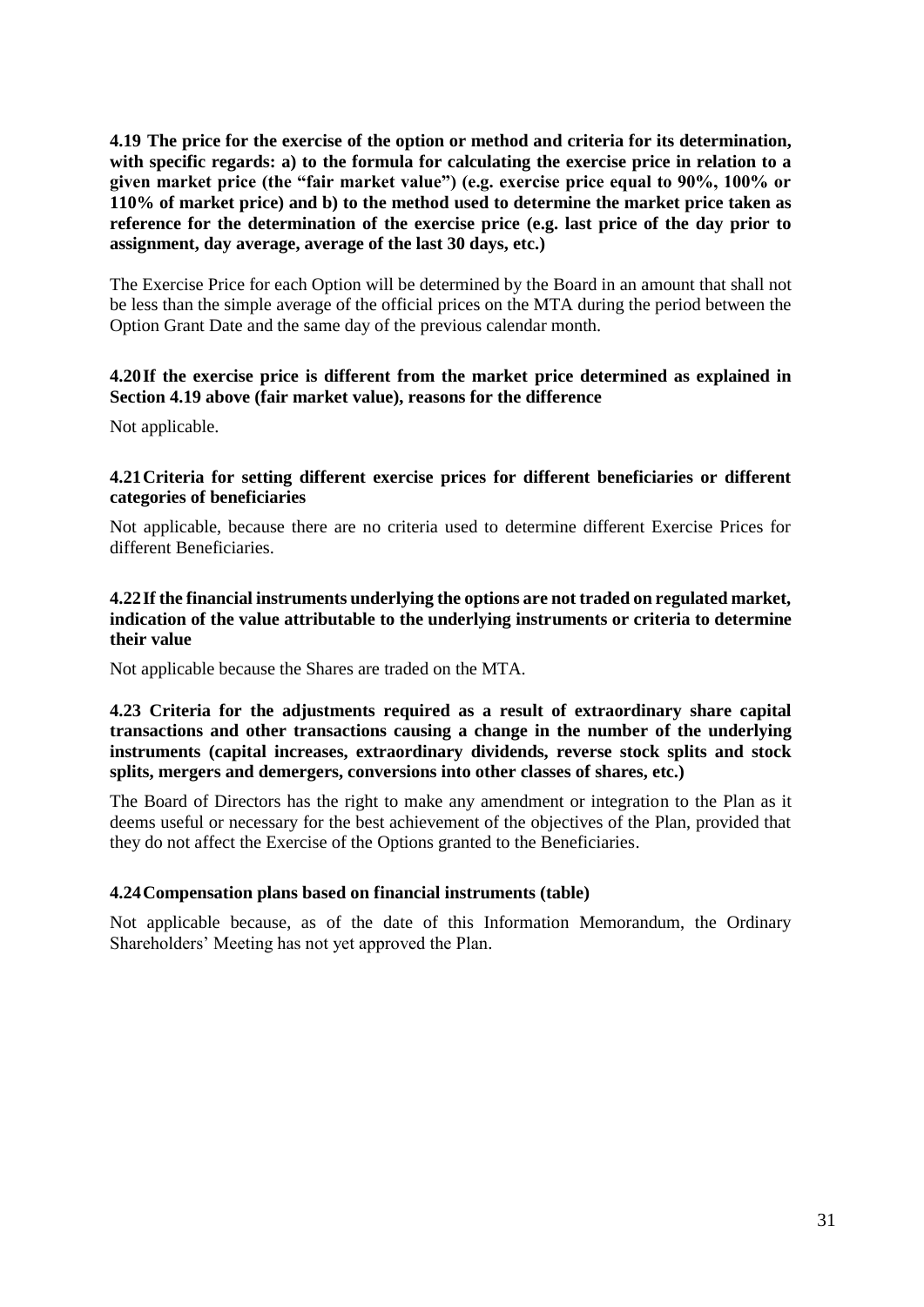**4.19 The price for the exercise of the option or method and criteria for its determination, with specific regards: a) to the formula for calculating the exercise price in relation to a given market price (the "fair market value") (e.g. exercise price equal to 90%, 100% or 110% of market price) and b) to the method used to determine the market price taken as reference for the determination of the exercise price (e.g. last price of the day prior to assignment, day average, average of the last 30 days, etc.)**

The Exercise Price for each Option will be determined by the Board in an amount that shall not be less than the simple average of the official prices on the MTA during the period between the Option Grant Date and the same day of the previous calendar month.

**4.20 If the exercise price is different from the market price determined as explained in Section 4.19 above (fair market value), reasons for the difference**

Not applicable.

**4.21 Criteria for setting different exercise prices for different beneficiaries or different categories of beneficiaries**

Not applicable, because there are no criteria used to determine different Exercise Prices for different Beneficiaries.

**4.22 If the financial instruments underlying the options are not traded on regulated market, indication of the value attributable to the underlying instruments or criteria to determine their value**

Not applicable because the Shares are traded on the MTA.

**4.23 Criteria for the adjustments required as a result of extraordinary share capital transactions and other transactions causing a change in the number of the underlying instruments (capital increases, extraordinary dividends, reverse stock splits and stock splits, mergers and demergers, conversions into other classes of shares, etc.)**

The Board of Directors has the right to make any amendment or integration to the Plan as it deems useful or necessary for the best achievement of the objectives of the Plan, provided that they do not affect the Exercise of the Options granted to the Beneficiaries.

**4.24 Compensation plans based on financial instruments (table)**

Not applicable because, as of the date of this Information Memorandum, the Ordinary Shareholders' Meeting has not yet approved the Plan.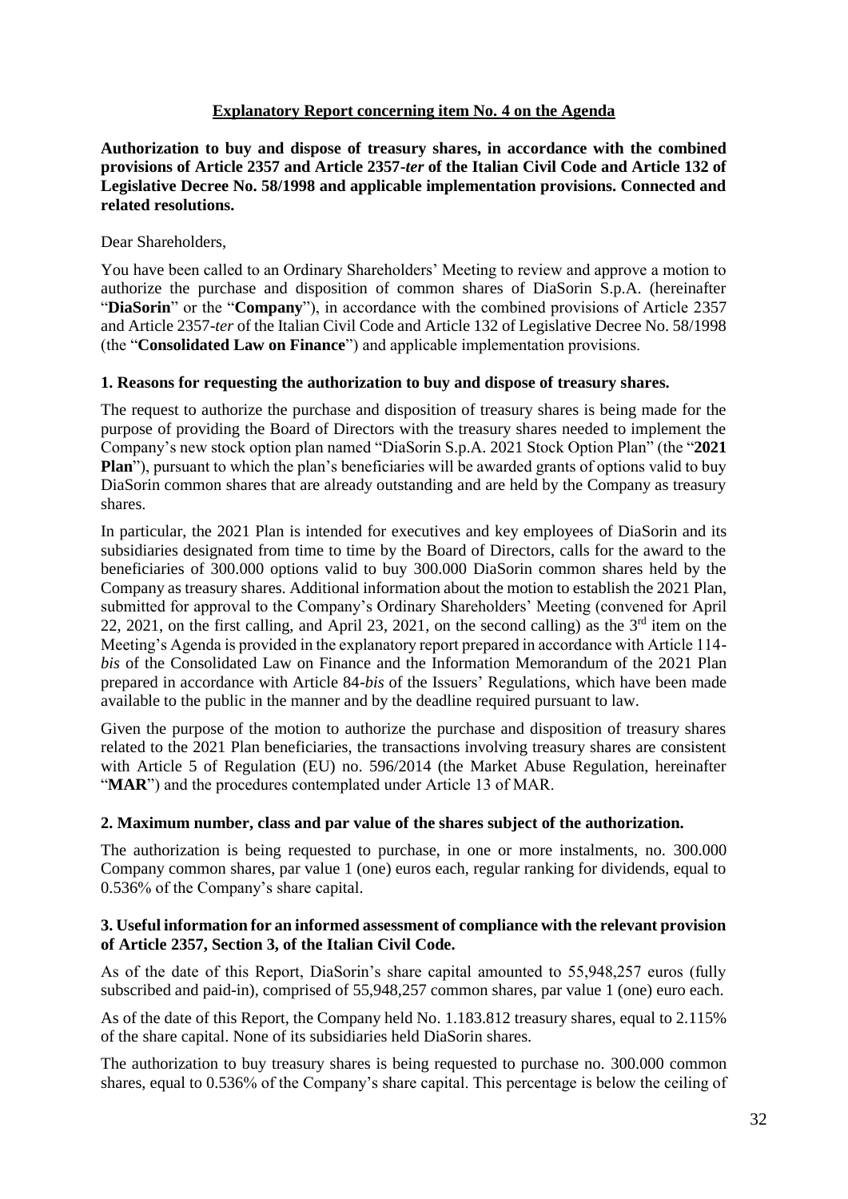**Explanatory Report concerning item No. 4 on the Agenda**

**Authorization to buy and dispose of treasury shares, in accordance with the combined provisions of Article 2357 and Article 2357-*ter* of the Italian Civil Code and Article 132 of Legislative Decree No. 58/1998 and applicable implementation provisions. Connected and related resolutions.**

Dear Shareholders,

You have been called to an Ordinary Shareholders' Meeting to review and approve a motion to authorize the purchase and disposition of common shares of DiaSorin S.p.A. (hereinafter "**DiaSorin**" or the "**Company**"), in accordance with the combined provisions of Article 2357 and Article 2357-*ter* of the Italian Civil Code and Article 132 of Legislative Decree No. 58/1998 (the "**Consolidated Law on Finance**") and applicable implementation provisions.

### 1. Reasons for requesting the authorization to buy and dispose of treasury shares.

The request to authorize the purchase and disposition of treasury shares is being made for the purpose of providing the Board of Directors with the treasury shares needed to implement the Company's new stock option plan named "DiaSorin S.p.A. 2021 Stock Option Plan" (the "**2021 Plan**"), pursuant to which the plan's beneficiaries will be awarded grants of options valid to buy DiaSorin common shares that are already outstanding and are held by the Company as treasury shares.

In particular, the 2021 Plan is intended for executives and key employees of DiaSorin and its subsidiaries designated from time to time by the Board of Directors, calls for the award to the beneficiaries of 300.000 options valid to buy 300.000 DiaSorin common shares held by the Company as treasury shares. Additional information about the motion to establish the 2021 Plan, submitted for approval to the Company's Ordinary Shareholders' Meeting (convened for April 22, 2021, on the first calling, and April 23, 2021, on the second calling) as the 3rd item on the Meeting's Agenda is provided in the explanatory report prepared in accordance with Article 114-*bis* of the Consolidated Law on Finance and the Information Memorandum of the 2021 Plan prepared in accordance with Article 84-*bis* of the Issuers' Regulations, which have been made available to the public in the manner and by the deadline required pursuant to law.

Given the purpose of the motion to authorize the purchase and disposition of treasury shares related to the 2021 Plan beneficiaries, the transactions involving treasury shares are consistent with Article 5 of Regulation (EU) no. 596/2014 (the Market Abuse Regulation, hereinafter "**MAR**") and the procedures contemplated under Article 13 of MAR.

### 2. Maximum number, class and par value of the shares subject of the authorization.

The authorization is being requested to purchase, in one or more instalments, no. 300.000 Company common shares, par value 1 (one) euros each, regular ranking for dividends, equal to 0.536% of the Company's share capital.

### 3. Useful information for an informed assessment of compliance with the relevant provision of Article 2357, Section 3, of the Italian Civil Code.

As of the date of this Report, DiaSorin's share capital amounted to 55,948,257 euros (fully subscribed and paid-in), comprised of 55,948,257 common shares, par value 1 (one) euro each.

As of the date of this Report, the Company held No. 1.183.812 treasury shares, equal to 2.115% of the share capital. None of its subsidiaries held DiaSorin shares.

The authorization to buy treasury shares is being requested to purchase no. 300.000 common shares, equal to 0.536% of the Company's share capital. This percentage is below the ceiling of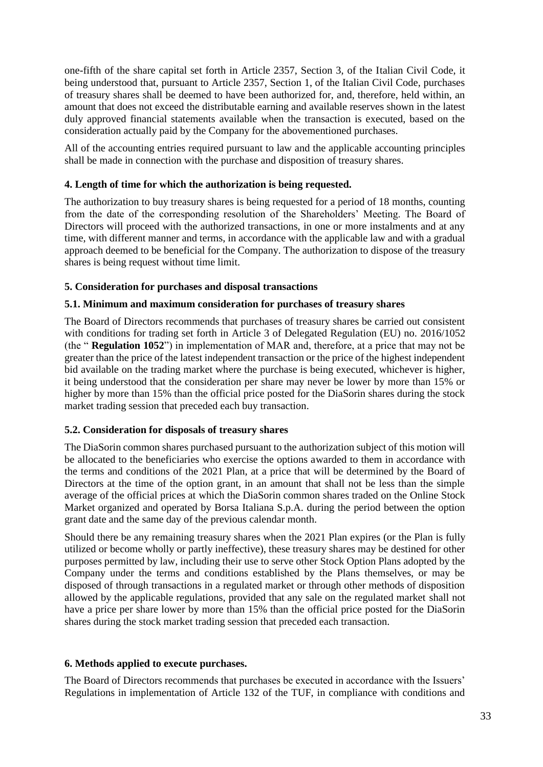one-fifth of the share capital set forth in Article 2357, Section 3, of the Italian Civil Code, it being understood that, pursuant to Article 2357, Section 1, of the Italian Civil Code, purchases of treasury shares shall be deemed to have been authorized for, and, therefore, held within, an amount that does not exceed the distributable earning and available reserves shown in the latest duly approved financial statements available when the transaction is executed, based on the consideration actually paid by the Company for the abovementioned purchases.

All of the accounting entries required pursuant to law and the applicable accounting principles shall be made in connection with the purchase and disposition of treasury shares.

### 4. Length of time for which the authorization is being requested.

The authorization to buy treasury shares is being requested for a period of 18 months, counting from the date of the corresponding resolution of the Shareholders' Meeting. The Board of Directors will proceed with the authorized transactions, in one or more instalments and at any time, with different manner and terms, in accordance with the applicable law and with a gradual approach deemed to be beneficial for the Company. The authorization to dispose of the treasury shares is being request without time limit.

### 5. Consideration for purchases and disposal transactions

#### 5.1. Minimum and maximum consideration for purchases of treasury shares

The Board of Directors recommends that purchases of treasury shares be carried out consistent with conditions for trading set forth in Article 3 of Delegated Regulation (EU) no. 2016/1052 (the " **Regulation 1052**") in implementation of MAR and, therefore, at a price that may not be greater than the price of the latest independent transaction or the price of the highest independent bid available on the trading market where the purchase is being executed, whichever is higher, it being understood that the consideration per share may never be lower by more than 15% or higher by more than 15% than the official price posted for the DiaSorin shares during the stock market trading session that preceded each buy transaction.

#### 5.2. Consideration for disposals of treasury shares

The DiaSorin common shares purchased pursuant to the authorization subject of this motion will be allocated to the beneficiaries who exercise the options awarded to them in accordance with the terms and conditions of the 2021 Plan, at a price that will be determined by the Board of Directors at the time of the option grant, in an amount that shall not be less than the simple average of the official prices at which the DiaSorin common shares traded on the Online Stock Market organized and operated by Borsa Italiana S.p.A. during the period between the option grant date and the same day of the previous calendar month.

Should there be any remaining treasury shares when the 2021 Plan expires (or the Plan is fully utilized or become wholly or partly ineffective), these treasury shares may be destined for other purposes permitted by law, including their use to serve other Stock Option Plans adopted by the Company under the terms and conditions established by the Plans themselves, or may be disposed of through transactions in a regulated market or through other methods of disposition allowed by the applicable regulations, provided that any sale on the regulated market shall not have a price per share lower by more than 15% than the official price posted for the DiaSorin shares during the stock market trading session that preceded each transaction.

### 6. Methods applied to execute purchases.

The Board of Directors recommends that purchases be executed in accordance with the Issuers' Regulations in implementation of Article 132 of the TUF, in compliance with conditions and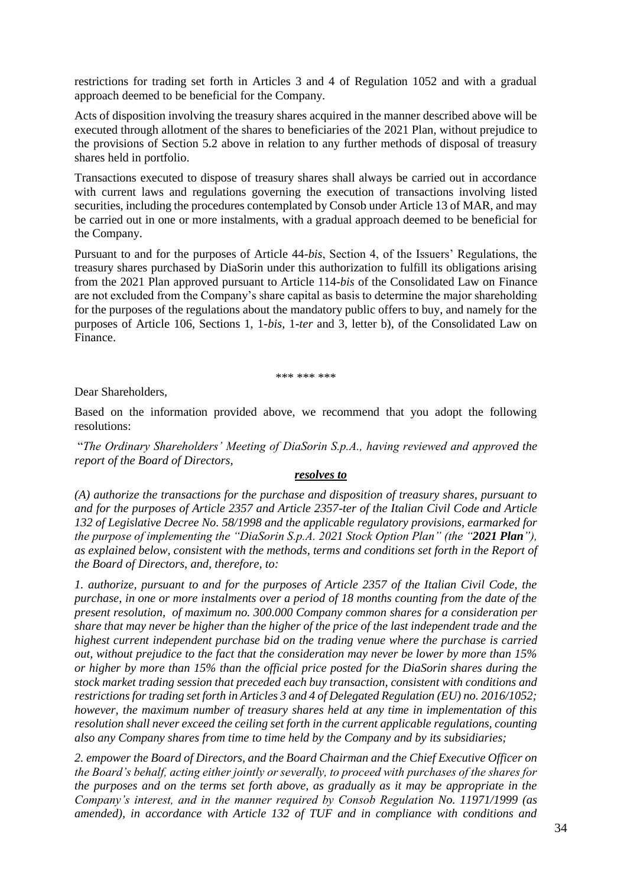restrictions for trading set forth in Articles 3 and 4 of Regulation 1052 and with a gradual approach deemed to be beneficial for the Company.

Acts of disposition involving the treasury shares acquired in the manner described above will be executed through allotment of the shares to beneficiaries of the 2021 Plan, without prejudice to the provisions of Section 5.2 above in relation to any further methods of disposal of treasury shares held in portfolio.

Transactions executed to dispose of treasury shares shall always be carried out in accordance with current laws and regulations governing the execution of transactions involving listed securities, including the procedures contemplated by Consob under Article 13 of MAR, and may be carried out in one or more instalments, with a gradual approach deemed to be beneficial for the Company.

Pursuant to and for the purposes of Article 44-*bis*, Section 4, of the Issuers' Regulations, the treasury shares purchased by DiaSorin under this authorization to fulfill its obligations arising from the 2021 Plan approved pursuant to Article 114-*bis* of the Consolidated Law on Finance are not excluded from the Company's share capital as basis to determine the major shareholding for the purposes of the regulations about the mandatory public offers to buy, and namely for the purposes of Article 106, Sections 1, 1-*bis*, 1-*ter* and 3, letter b), of the Consolidated Law on Finance.

\*\*\* \*\*\* \*\*\*

Dear Shareholders,

Based on the information provided above, we recommend that you adopt the following resolutions:

"*The Ordinary Shareholders' Meeting of DiaSorin S.p.A., having reviewed and approved the report of the Board of Directors,*

***resolves to***

*(A) authorize the transactions for the purchase and disposition of treasury shares, pursuant to and for the purposes of Article 2357 and Article 2357-ter of the Italian Civil Code and Article 132 of Legislative Decree No. 58/1998 and the applicable regulatory provisions, earmarked for the purpose of implementing the "DiaSorin S.p.A. 2021 Stock Option Plan" (the "**2021 Plan**"), as explained below, consistent with the methods, terms and conditions set forth in the Report of the Board of Directors, and, therefore, to:*

*1. authorize, pursuant to and for the purposes of Article 2357 of the Italian Civil Code, the purchase, in one or more instalments over a period of 18 months counting from the date of the present resolution, of maximum no. 300.000 Company common shares for a consideration per share that may never be higher than the higher of the price of the last independent trade and the highest current independent purchase bid on the trading venue where the purchase is carried out, without prejudice to the fact that the consideration may never be lower by more than 15% or higher by more than 15% than the official price posted for the DiaSorin shares during the stock market trading session that preceded each buy transaction, consistent with conditions and restrictions for trading set forth in Articles 3 and 4 of Delegated Regulation (EU) no. 2016/1052; however, the maximum number of treasury shares held at any time in implementation of this resolution shall never exceed the ceiling set forth in the current applicable regulations, counting also any Company shares from time to time held by the Company and by its subsidiaries;*

*2. empower the Board of Directors, and the Board Chairman and the Chief Executive Officer on the Board's behalf, acting either jointly or severally, to proceed with purchases of the shares for the purposes and on the terms set forth above, as gradually as it may be appropriate in the Company's interest, and in the manner required by Consob Regulation No. 11971/1999 (as amended), in accordance with Article 132 of TUF and in compliance with conditions and*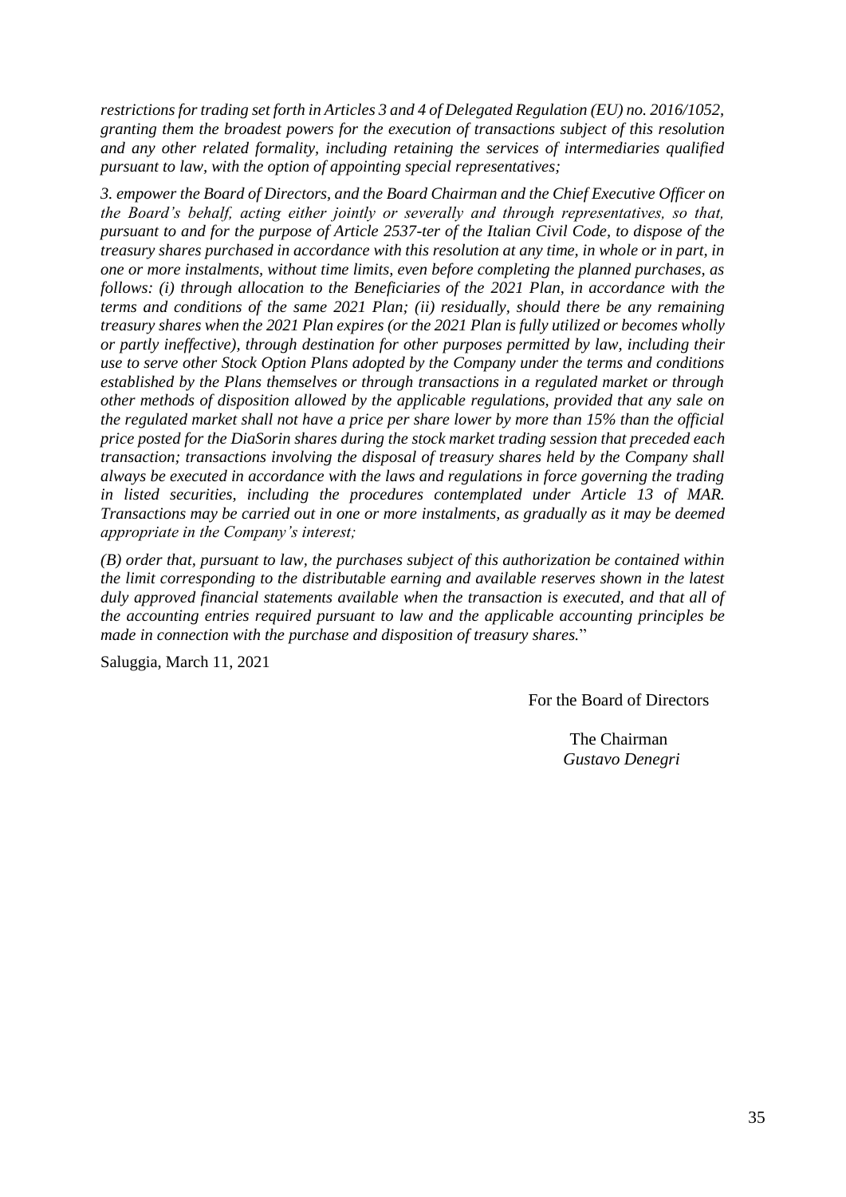*restrictions for trading set forth in Articles 3 and 4 of Delegated Regulation (EU) no. 2016/1052, granting them the broadest powers for the execution of transactions subject of this resolution and any other related formality, including retaining the services of intermediaries qualified pursuant to law, with the option of appointing special representatives;*

*3. empower the Board of Directors, and the Board Chairman and the Chief Executive Officer on the Board's behalf, acting either jointly or severally and through representatives, so that, pursuant to and for the purpose of Article 2537-ter of the Italian Civil Code, to dispose of the treasury shares purchased in accordance with this resolution at any time, in whole or in part, in one or more instalments, without time limits, even before completing the planned purchases, as follows: (i) through allocation to the Beneficiaries of the 2021 Plan, in accordance with the terms and conditions of the same 2021 Plan; (ii) residually, should there be any remaining treasury shares when the 2021 Plan expires (or the 2021 Plan is fully utilized or becomes wholly or partly ineffective), through destination for other purposes permitted by law, including their use to serve other Stock Option Plans adopted by the Company under the terms and conditions established by the Plans themselves or through transactions in a regulated market or through other methods of disposition allowed by the applicable regulations, provided that any sale on the regulated market shall not have a price per share lower by more than 15% than the official price posted for the DiaSorin shares during the stock market trading session that preceded each transaction; transactions involving the disposal of treasury shares held by the Company shall always be executed in accordance with the laws and regulations in force governing the trading in listed securities, including the procedures contemplated under Article 13 of MAR. Transactions may be carried out in one or more instalments, as gradually as it may be deemed appropriate in the Company's interest;*

*(B) order that, pursuant to law, the purchases subject of this authorization be contained within the limit corresponding to the distributable earning and available reserves shown in the latest duly approved financial statements available when the transaction is executed, and that all of the accounting entries required pursuant to law and the applicable accounting principles be made in connection with the purchase and disposition of treasury shares.*"

Saluggia, March 11, 2021

For the Board of Directors

The Chairman
*Gustavo Denegri*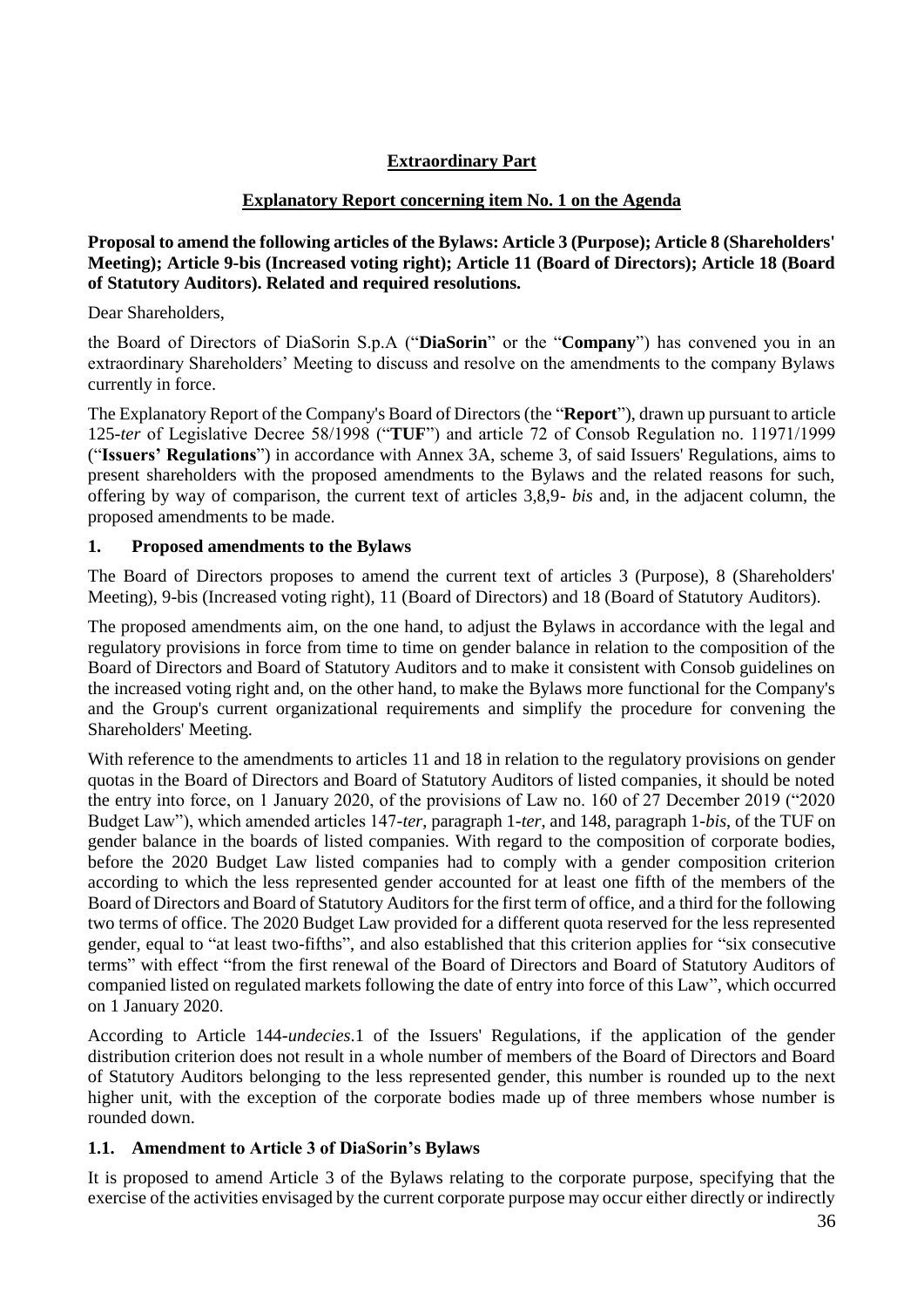## Extraordinary Part

### Explanatory Report concerning item No. 1 on the Agenda

**Proposal to amend the following articles of the Bylaws: Article 3 (Purpose); Article 8 (Shareholders' Meeting); Article 9-bis (Increased voting right); Article 11 (Board of Directors); Article 18 (Board of Statutory Auditors). Related and required resolutions.**

Dear Shareholders,

the Board of Directors of DiaSorin S.p.A ("**DiaSorin**" or the "**Company**") has convened you in an extraordinary Shareholders' Meeting to discuss and resolve on the amendments to the company Bylaws currently in force.

The Explanatory Report of the Company's Board of Directors (the "**Report**"), drawn up pursuant to article 125-*ter* of Legislative Decree 58/1998 ("**TUF**") and article 72 of Consob Regulation no. 11971/1999 ("**Issuers' Regulations**") in accordance with Annex 3A, scheme 3, of said Issuers' Regulations, aims to present shareholders with the proposed amendments to the Bylaws and the related reasons for such, offering by way of comparison, the current text of articles 3,8,9- *bis* and, in the adjacent column, the proposed amendments to be made.

### 1. Proposed amendments to the Bylaws

The Board of Directors proposes to amend the current text of articles 3 (Purpose), 8 (Shareholders' Meeting), 9-bis (Increased voting right), 11 (Board of Directors) and 18 (Board of Statutory Auditors).

The proposed amendments aim, on the one hand, to adjust the Bylaws in accordance with the legal and regulatory provisions in force from time to time on gender balance in relation to the composition of the Board of Directors and Board of Statutory Auditors and to make it consistent with Consob guidelines on the increased voting right and, on the other hand, to make the Bylaws more functional for the Company's and the Group's current organizational requirements and simplify the procedure for convening the Shareholders' Meeting.

With reference to the amendments to articles 11 and 18 in relation to the regulatory provisions on gender quotas in the Board of Directors and Board of Statutory Auditors of listed companies, it should be noted the entry into force, on 1 January 2020, of the provisions of Law no. 160 of 27 December 2019 ("2020 Budget Law"), which amended articles 147-*ter*, paragraph 1-*ter*, and 148, paragraph 1-*bis*, of the TUF on gender balance in the boards of listed companies. With regard to the composition of corporate bodies, before the 2020 Budget Law listed companies had to comply with a gender composition criterion according to which the less represented gender accounted for at least one fifth of the members of the Board of Directors and Board of Statutory Auditors for the first term of office, and a third for the following two terms of office. The 2020 Budget Law provided for a different quota reserved for the less represented gender, equal to "at least two-fifths", and also established that this criterion applies for "six consecutive terms" with effect "from the first renewal of the Board of Directors and Board of Statutory Auditors of companied listed on regulated markets following the date of entry into force of this Law", which occurred on 1 January 2020.

According to Article 144-*undecies*.1 of the Issuers' Regulations, if the application of the gender distribution criterion does not result in a whole number of members of the Board of Directors and Board of Statutory Auditors belonging to the less represented gender, this number is rounded up to the next higher unit, with the exception of the corporate bodies made up of three members whose number is rounded down.

### 1.1. Amendment to Article 3 of DiaSorin's Bylaws

It is proposed to amend Article 3 of the Bylaws relating to the corporate purpose, specifying that the exercise of the activities envisaged by the current corporate purpose may occur either directly or indirectly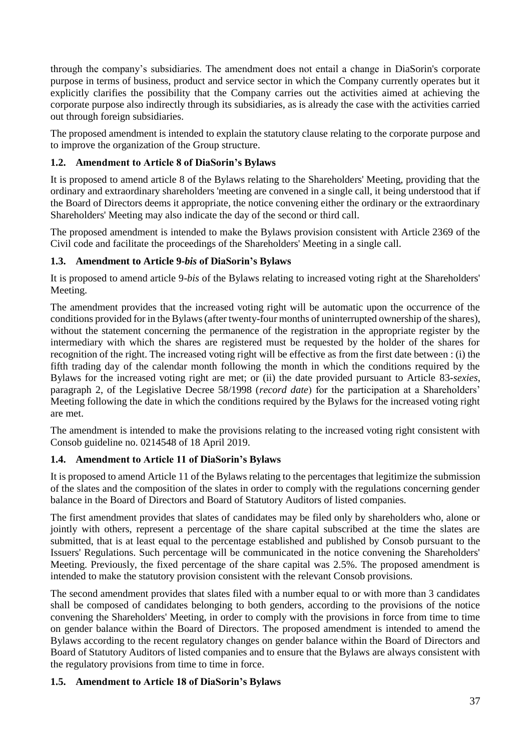through the company's subsidiaries. The amendment does not entail a change in DiaSorin's corporate purpose in terms of business, product and service sector in which the Company currently operates but it explicitly clarifies the possibility that the Company carries out the activities aimed at achieving the corporate purpose also indirectly through its subsidiaries, as is already the case with the activities carried out through foreign subsidiaries.

The proposed amendment is intended to explain the statutory clause relating to the corporate purpose and to improve the organization of the Group structure.

### 1.2. Amendment to Article 8 of DiaSorin's Bylaws

It is proposed to amend article 8 of the Bylaws relating to the Shareholders' Meeting, providing that the ordinary and extraordinary shareholders 'meeting are convened in a single call, it being understood that if the Board of Directors deems it appropriate, the notice convening either the ordinary or the extraordinary Shareholders' Meeting may also indicate the day of the second or third call.

The proposed amendment is intended to make the Bylaws provision consistent with Article 2369 of the Civil code and facilitate the proceedings of the Shareholders' Meeting in a single call.

### 1.3. Amendment to Article 9-*bis* of DiaSorin's Bylaws

It is proposed to amend article 9-*bis* of the Bylaws relating to increased voting right at the Shareholders' Meeting.

The amendment provides that the increased voting right will be automatic upon the occurrence of the conditions provided for in the Bylaws (after twenty-four months of uninterrupted ownership of the shares), without the statement concerning the permanence of the registration in the appropriate register by the intermediary with which the shares are registered must be requested by the holder of the shares for recognition of the right. The increased voting right will be effective as from the first date between : (i) the fifth trading day of the calendar month following the month in which the conditions required by the Bylaws for the increased voting right are met; or (ii) the date provided pursuant to Article 83-*sexies*, paragraph 2, of the Legislative Decree 58/1998 (*record date*) for the participation at a Shareholders' Meeting following the date in which the conditions required by the Bylaws for the increased voting right are met.

The amendment is intended to make the provisions relating to the increased voting right consistent with Consob guideline no. 0214548 of 18 April 2019.

### 1.4. Amendment to Article 11 of DiaSorin's Bylaws

It is proposed to amend Article 11 of the Bylaws relating to the percentages that legitimize the submission of the slates and the composition of the slates in order to comply with the regulations concerning gender balance in the Board of Directors and Board of Statutory Auditors of listed companies.

The first amendment provides that slates of candidates may be filed only by shareholders who, alone or jointly with others, represent a percentage of the share capital subscribed at the time the slates are submitted, that is at least equal to the percentage established and published by Consob pursuant to the Issuers' Regulations. Such percentage will be communicated in the notice convening the Shareholders' Meeting. Previously, the fixed percentage of the share capital was 2.5%. The proposed amendment is intended to make the statutory provision consistent with the relevant Consob provisions.

The second amendment provides that slates filed with a number equal to or with more than 3 candidates shall be composed of candidates belonging to both genders, according to the provisions of the notice convening the Shareholders' Meeting, in order to comply with the provisions in force from time to time on gender balance within the Board of Directors. The proposed amendment is intended to amend the Bylaws according to the recent regulatory changes on gender balance within the Board of Directors and Board of Statutory Auditors of listed companies and to ensure that the Bylaws are always consistent with the regulatory provisions from time to time in force.

### 1.5. Amendment to Article 18 of DiaSorin's Bylaws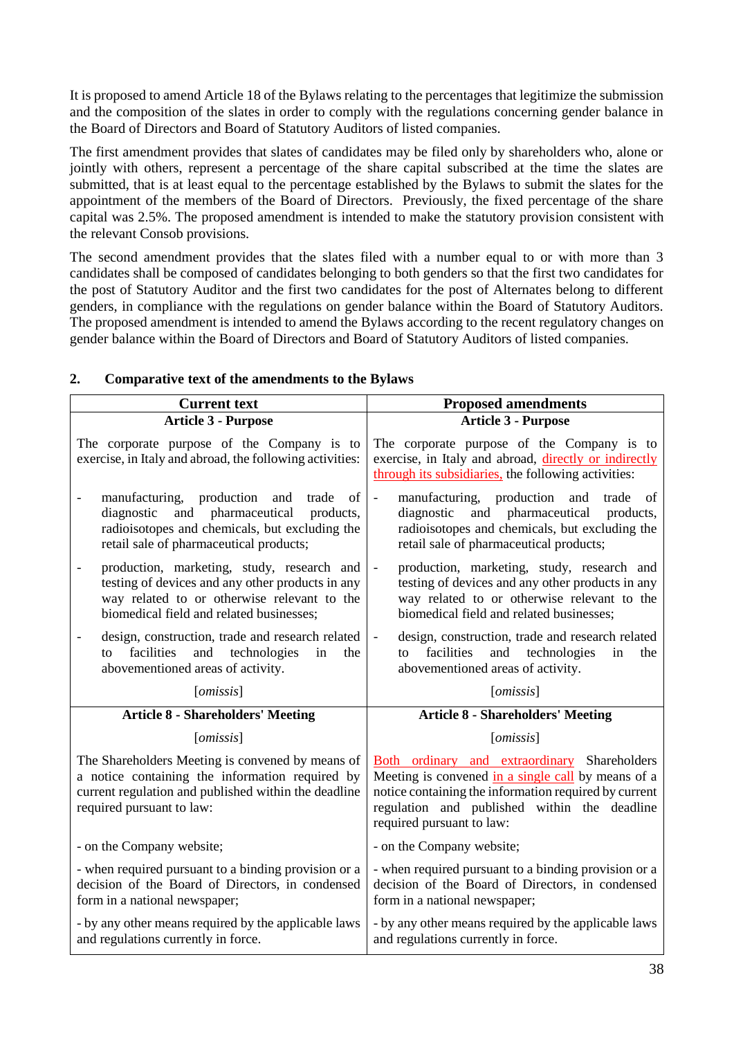It is proposed to amend Article 18 of the Bylaws relating to the percentages that legitimize the submission and the composition of the slates in order to comply with the regulations concerning gender balance in the Board of Directors and Board of Statutory Auditors of listed companies.

The first amendment provides that slates of candidates may be filed only by shareholders who, alone or jointly with others, represent a percentage of the share capital subscribed at the time the slates are submitted, that is at least equal to the percentage established by the Bylaws to submit the slates for the appointment of the members of the Board of Directors. Previously, the fixed percentage of the share capital was 2.5%. The proposed amendment is intended to make the statutory provision consistent with the relevant Consob provisions.

The second amendment provides that the slates filed with a number equal to or with more than 3 candidates shall be composed of candidates belonging to both genders so that the first two candidates for the post of Statutory Auditor and the first two candidates for the post of Alternates belong to different genders, in compliance with the regulations on gender balance within the Board of Statutory Auditors. The proposed amendment is intended to amend the Bylaws according to the recent regulatory changes on gender balance within the Board of Directors and Board of Statutory Auditors of listed companies.

## 2. Comparative text of the amendments to the Bylaws

| Current text | Proposed amendments |
|---|---|
| **Article 3 - Purpose** | **Article 3 - Purpose** |
| The corporate purpose of the Company is to exercise, in Italy and abroad, the following activities: | The corporate purpose of the Company is to exercise, in Italy and abroad, directly or indirectly through its subsidiaries, the following activities: |
| - manufacturing, production and trade of diagnostic and pharmaceutical products, radioisotopes and chemicals, but excluding the retail sale of pharmaceutical products; | - manufacturing, production and trade of diagnostic and pharmaceutical products, radioisotopes and chemicals, but excluding the retail sale of pharmaceutical products; |
| - production, marketing, study, research and testing of devices and any other products in any way related to or otherwise relevant to the biomedical field and related businesses; | - production, marketing, study, research and testing of devices and any other products in any way related to or otherwise relevant to the biomedical field and related businesses; |
| - design, construction, trade and research related to facilities and technologies in the abovementioned areas of activity. | - design, construction, trade and research related to facilities and technologies in the abovementioned areas of activity. |
| [*omissis*] | [*omissis*] |
| **Article 8 - Shareholders' Meeting** | **Article 8 - Shareholders' Meeting** |
| [*omissis*] | [*omissis*] |
| The Shareholders Meeting is convened by means of a notice containing the information required by current regulation and published within the deadline required pursuant to law: | Both ordinary and extraordinary Shareholders Meeting is convened in a single call by means of a notice containing the information required by current regulation and published within the deadline required pursuant to law: |
| - on the Company website; | - on the Company website; |
| - when required pursuant to a binding provision or a decision of the Board of Directors, in condensed form in a national newspaper; | - when required pursuant to a binding provision or a decision of the Board of Directors, in condensed form in a national newspaper; |
| - by any other means required by the applicable laws and regulations currently in force. | - by any other means required by the applicable laws and regulations currently in force. |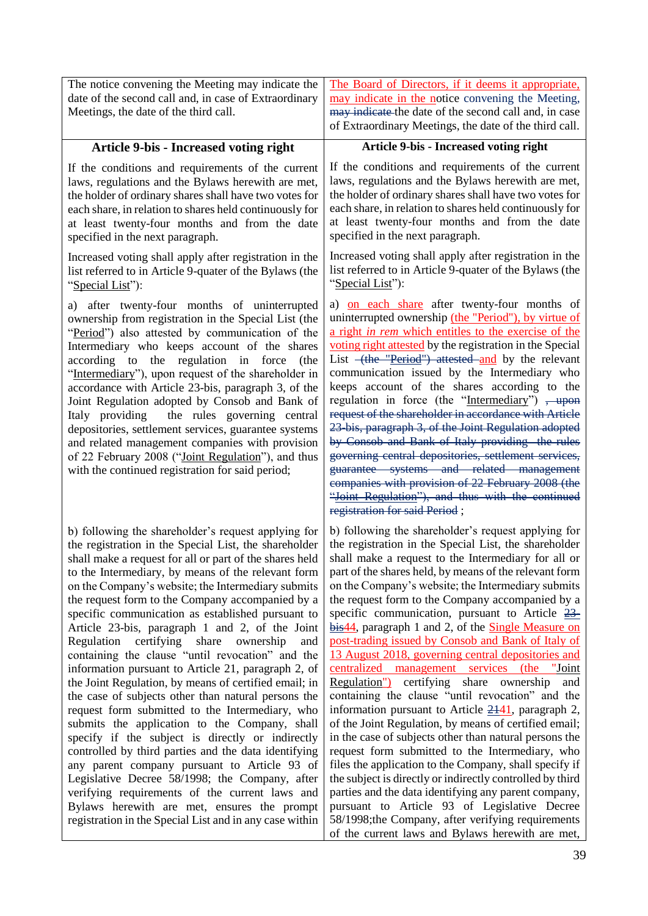| | |
|---|---|
| The notice convening the Meeting may indicate the date of the second call and, in case of Extraordinary Meetings, the date of the third call. | The Board of Directors, if it deems it appropriate, may indicate in the notice convening the Meeting, ~~may indicate~~ the date of the second call and, in case of Extraordinary Meetings, the date of the third call. |
| **Article 9-bis - Increased voting right** | **Article 9-bis - Increased voting right** |
| If the conditions and requirements of the current laws, regulations and the Bylaws herewith are met, the holder of ordinary shares shall have two votes for each share, in relation to shares held continuously for at least twenty-four months and from the date specified in the next paragraph. | If the conditions and requirements of the current laws, regulations and the Bylaws herewith are met, the holder of ordinary shares shall have two votes for each share, in relation to shares held continuously for at least twenty-four months and from the date specified in the next paragraph. |
| Increased voting shall apply after registration in the list referred to in Article 9-quater of the Bylaws (the "Special List"): | Increased voting shall apply after registration in the list referred to in Article 9-quater of the Bylaws (the "Special List"): |
| a) after twenty-four months of uninterrupted ownership from registration in the Special List (the "Period") also attested by communication of the Intermediary who keeps account of the shares according to the regulation in force (the "Intermediary"), upon request of the shareholder in accordance with Article 23-bis, paragraph 3, of the Joint Regulation adopted by Consob and Bank of Italy providing the rules governing central depositories, settlement services, guarantee systems and related management companies with provision of 22 February 2008 ("Joint Regulation"), and thus with the continued registration for said period; | a) on each share after twenty-four months of uninterrupted ownership (the "Period"), by virtue of a right *in rem* which entitles to the exercise of the voting right attested by the registration in the Special List ~~(the "Period") attested~~ and by the relevant communication issued by the Intermediary who keeps account of the shares according to the regulation in force (the "Intermediary") ~~, upon request of the shareholder in accordance with Article 23-bis, paragraph 3, of the Joint Regulation adopted by Consob and Bank of Italy providing the rules governing central depositories, settlement services, guarantee systems and related management companies with provision of 22 February 2008 (the "Joint Regulation"), and thus with the continued registration for said Period~~ ; |
| b) following the shareholder's request applying for the registration in the Special List, the shareholder shall make a request for all or part of the shares held to the Intermediary, by means of the relevant form on the Company's website; the Intermediary submits the request form to the Company accompanied by a specific communication as established pursuant to Article 23-bis, paragraph 1 and 2, of the Joint Regulation certifying share ownership and containing the clause "until revocation" and the information pursuant to Article 21, paragraph 2, of the Joint Regulation, by means of certified email; in the case of subjects other than natural persons the request form submitted to the Intermediary, who submits the application to the Company, shall specify if the subject is directly or indirectly controlled by third parties and the data identifying any parent company pursuant to Article 93 of Legislative Decree 58/1998; the Company, after verifying requirements of the current laws and Bylaws herewith are met, ensures the prompt registration in the Special List and in any case within | b) following the shareholder's request applying for the registration in the Special List, the shareholder shall make a request to the Intermediary for all or part of the shares held, by means of the relevant form on the Company's website; the Intermediary submits the request form to the Company accompanied by a specific communication, pursuant to Article ~~23-bis~~44, paragraph 1 and 2, of the Single Measure on post-trading issued by Consob and Bank of Italy of 13 August 2018, governing central depositories and centralized management services (the "Joint Regulation") certifying share ownership and containing the clause "until revocation" and the information pursuant to Article ~~21~~41, paragraph 2, of the Joint Regulation, by means of certified email; in the case of subjects other than natural persons the request form submitted to the Intermediary, who files the application to the Company, shall specify if the subject is directly or indirectly controlled by third parties and the data identifying any parent company, pursuant to Article 93 of Legislative Decree 58/1998;the Company, after verifying requirements of the current laws and Bylaws herewith are met, |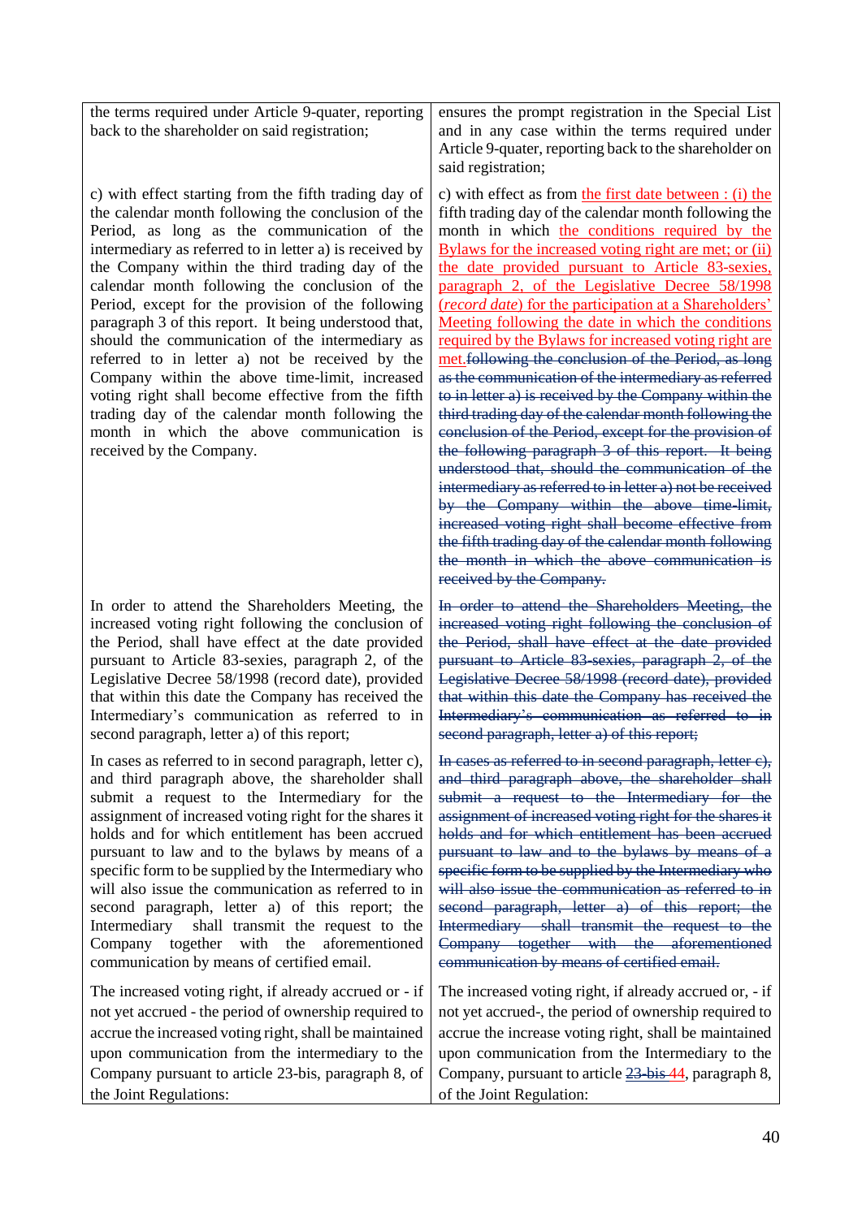| | |
|---|---|
| the terms required under Article 9-quater, reporting back to the shareholder on said registration; | ensures the prompt registration in the Special List and in any case within the terms required under Article 9-quater, reporting back to the shareholder on said registration; |
| c) with effect starting from the fifth trading day of the calendar month following the conclusion of the Period, as long as the communication of the intermediary as referred to in letter a) is received by the Company within the third trading day of the calendar month following the conclusion of the Period, except for the provision of the following paragraph 3 of this report. It being understood that, should the communication of the intermediary as referred to in letter a) not be received by the Company within the above time-limit, increased voting right shall become effective from the fifth trading day of the calendar month following the month in which the above communication is received by the Company. | c) with effect as from the first date between : (i) the fifth trading day of the calendar month following the month in which the conditions required by the Bylaws for the increased voting right are met; or (ii) the date provided pursuant to Article 83-sexies, paragraph 2, of the Legislative Decree 58/1998 (*record date*) for the participation at a Shareholders' Meeting following the date in which the conditions required by the Bylaws for increased voting right are met.~~following the conclusion of the Period, as long as the communication of the intermediary as referred to in letter a) is received by the Company within the third trading day of the calendar month following the conclusion of the Period, except for the provision of the following paragraph 3 of this report. It being understood that, should the communication of the intermediary as referred to in letter a) not be received by the Company within the above time-limit, increased voting right shall become effective from the fifth trading day of the calendar month following the month in which the above communication is received by the Company.~~ |
| In order to attend the Shareholders Meeting, the increased voting right following the conclusion of the Period, shall have effect at the date provided pursuant to Article 83-sexies, paragraph 2, of the Legislative Decree 58/1998 (record date), provided that within this date the Company has received the Intermediary's communication as referred to in second paragraph, letter a) of this report; | ~~In order to attend the Shareholders Meeting, the increased voting right following the conclusion of the Period, shall have effect at the date provided pursuant to Article 83-sexies, paragraph 2, of the Legislative Decree 58/1998 (record date), provided that within this date the Company has received the Intermediary's communication as referred to in second paragraph, letter a) of this report;~~ |
| In cases as referred to in second paragraph, letter c), and third paragraph above, the shareholder shall submit a request to the Intermediary for the assignment of increased voting right for the shares it holds and for which entitlement has been accrued pursuant to law and to the bylaws by means of a specific form to be supplied by the Intermediary who will also issue the communication as referred to in second paragraph, letter a) of this report; the Intermediary shall transmit the request to the Company together with the aforementioned communication by means of certified email. | ~~In cases as referred to in second paragraph, letter c), and third paragraph above, the shareholder shall submit a request to the Intermediary for the assignment of increased voting right for the shares it holds and for which entitlement has been accrued pursuant to law and to the bylaws by means of a specific form to be supplied by the Intermediary who will also issue the communication as referred to in second paragraph, letter a) of this report; the Intermediary shall transmit the request to the Company together with the aforementioned communication by means of certified email.~~ |
| The increased voting right, if already accrued or - if not yet accrued - the period of ownership required to accrue the increased voting right, shall be maintained upon communication from the intermediary to the Company pursuant to article 23-bis, paragraph 8, of the Joint Regulations: | The increased voting right, if already accrued or, - if not yet accrued-, the period of ownership required to accrue the increase voting right, shall be maintained upon communication from the Intermediary to the Company, pursuant to article ~~23-bis~~ 44, paragraph 8, of the Joint Regulation: |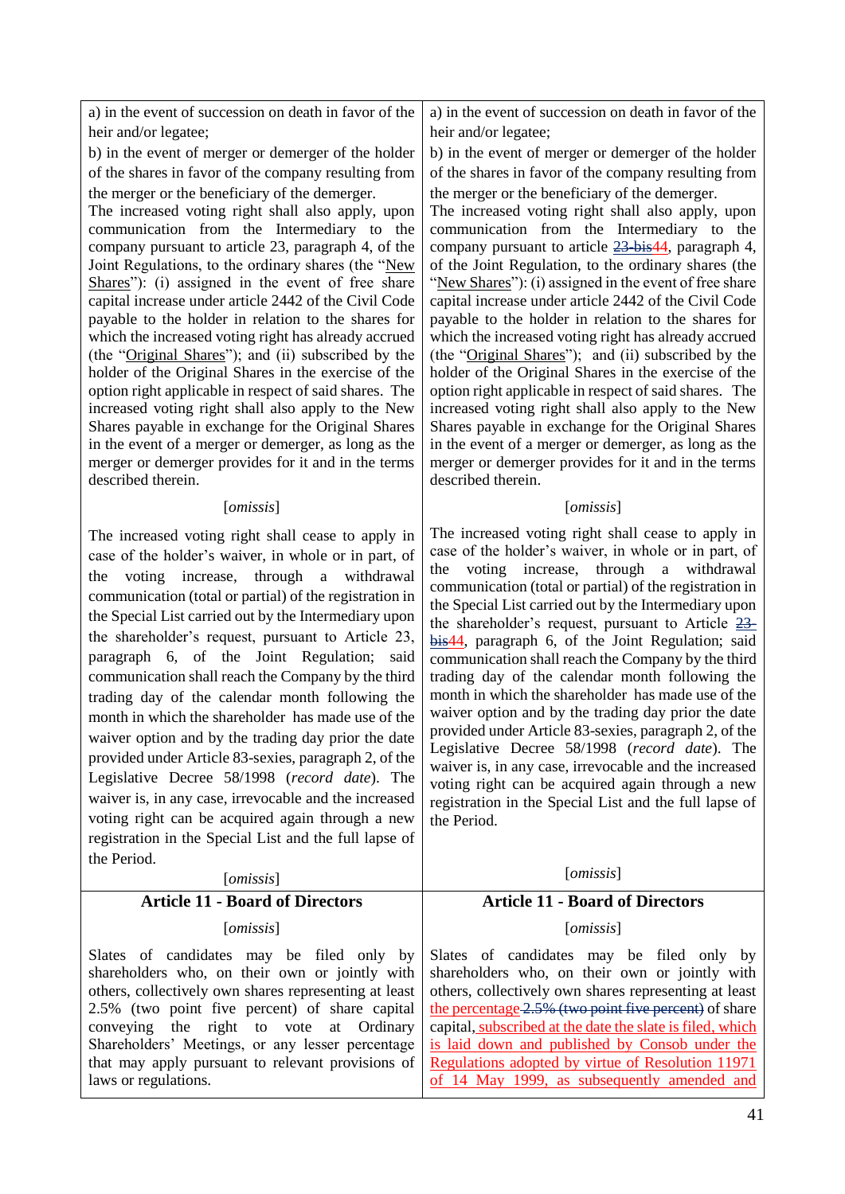| | |
|---|---|
| a) in the event of succession on death in favor of the heir and/or legatee;<br>b) in the event of merger or demerger of the holder of the shares in favor of the company resulting from the merger or the beneficiary of the demerger.<br>The increased voting right shall also apply, upon communication from the Intermediary to the company pursuant to article 23, paragraph 4, of the Joint Regulations, to the ordinary shares (the "New Shares"): (i) assigned in the event of free share capital increase under article 2442 of the Civil Code payable to the holder in relation to the shares for which the increased voting right has already accrued (the "Original Shares"); and (ii) subscribed by the holder of the Original Shares in the exercise of the option right applicable in respect of said shares. The increased voting right shall also apply to the New Shares payable in exchange for the Original Shares in the event of a merger or demerger, as long as the merger or demerger provides for it and in the terms described therein.<br>[*omissis*]<br>The increased voting right shall cease to apply in case of the holder's waiver, in whole or in part, of the voting increase, through a withdrawal communication (total or partial) of the registration in the Special List carried out by the Intermediary upon the shareholder's request, pursuant to Article 23, paragraph 6, of the Joint Regulation; said communication shall reach the Company by the third trading day of the calendar month following the month in which the shareholder has made use of the waiver option and by the trading day prior the date provided under Article 83-sexies, paragraph 2, of the Legislative Decree 58/1998 (*record date*). The waiver is, in any case, irrevocable and the increased voting right can be acquired again through a new registration in the Special List and the full lapse of the Period.<br>[*omissis*] | a) in the event of succession on death in favor of the heir and/or legatee;<br>b) in the event of merger or demerger of the holder of the shares in favor of the company resulting from the merger or the beneficiary of the demerger.<br>The increased voting right shall also apply, upon communication from the Intermediary to the company pursuant to article ~~23-bis~~44, paragraph 4, of the Joint Regulation, to the ordinary shares (the "New Shares"): (i) assigned in the event of free share capital increase under article 2442 of the Civil Code payable to the holder in relation to the shares for which the increased voting right has already accrued (the "Original Shares"); and (ii) subscribed by the holder of the Original Shares in the exercise of the option right applicable in respect of said shares. The increased voting right shall also apply to the New Shares payable in exchange for the Original Shares in the event of a merger or demerger, as long as the merger or demerger provides for it and in the terms described therein.<br>[*omissis*]<br>The increased voting right shall cease to apply in case of the holder's waiver, in whole or in part, of the voting increase, through a withdrawal communication (total or partial) of the registration in the Special List carried out by the Intermediary upon the shareholder's request, pursuant to Article ~~23-bis~~44, paragraph 6, of the Joint Regulation; said communication shall reach the Company by the third trading day of the calendar month following the month in which the shareholder has made use of the waiver option and by the trading day prior the date provided under Article 83-sexies, paragraph 2, of the Legislative Decree 58/1998 (*record date*). The waiver is, in any case, irrevocable and the increased voting right can be acquired again through a new registration in the Special List and the full lapse of the Period.<br>[*omissis*] |
| **Article 11 - Board of Directors** | **Article 11 - Board of Directors** |
| [*omissis*]<br>Slates of candidates may be filed only by shareholders who, on their own or jointly with others, collectively own shares representing at least 2.5% (two point five percent) of share capital conveying the right to vote at Ordinary Shareholders' Meetings, or any lesser percentage that may apply pursuant to relevant provisions of laws or regulations. | [*omissis*]<br>Slates of candidates may be filed only by shareholders who, on their own or jointly with others, collectively own shares representing at least the percentage ~~2.5% (two point five percent)~~ of share capital, subscribed at the date the slate is filed, which is laid down and published by Consob under the Regulations adopted by virtue of Resolution 11971 of 14 May 1999, as subsequently amended and |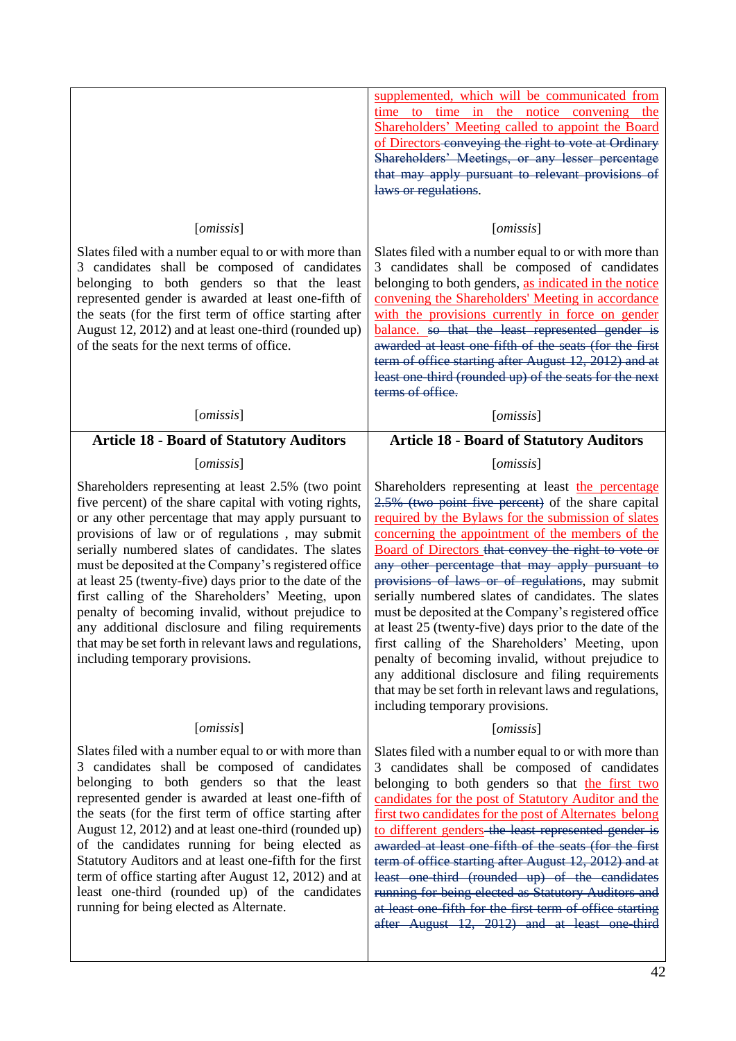| | |
|---|---|
| | supplemented, which will be communicated from time to time in the notice convening the Shareholders' Meeting called to appoint the Board of Directors ~~conveying the right to vote at Ordinary Shareholders' Meetings, or any lesser percentage that may apply pursuant to relevant provisions of laws or regulations~~. |
| [*omissis*] | [*omissis*] |
| Slates filed with a number equal to or with more than 3 candidates shall be composed of candidates belonging to both genders so that the least represented gender is awarded at least one-fifth of the seats (for the first term of office starting after August 12, 2012) and at least one-third (rounded up) of the seats for the next terms of office. | Slates filed with a number equal to or with more than 3 candidates shall be composed of candidates belonging to both genders, as indicated in the notice convening the Shareholders' Meeting in accordance with the provisions currently in force on gender balance. ~~so that the least represented gender is awarded at least one-fifth of the seats (for the first term of office starting after August 12, 2012) and at least one-third (rounded up) of the seats for the next terms of office.~~ |
| [*omissis*] | [*omissis*] |
| **Article 18 - Board of Statutory Auditors** | **Article 18 - Board of Statutory Auditors** |
| [*omissis*] | [*omissis*] |
| Shareholders representing at least 2.5% (two point five percent) of the share capital with voting rights, or any other percentage that may apply pursuant to provisions of law or of regulations , may submit serially numbered slates of candidates. The slates must be deposited at the Company's registered office at least 25 (twenty-five) days prior to the date of the first calling of the Shareholders' Meeting, upon penalty of becoming invalid, without prejudice to any additional disclosure and filing requirements that may be set forth in relevant laws and regulations, including temporary provisions. | Shareholders representing at least the percentage ~~2.5% (two point five percent)~~ of the share capital required by the Bylaws for the submission of slates concerning the appointment of the members of the Board of Directors ~~that convey the right to vote or any other percentage that may apply pursuant to provisions of laws or of regulations~~, may submit serially numbered slates of candidates. The slates must be deposited at the Company's registered office at least 25 (twenty-five) days prior to the date of the first calling of the Shareholders' Meeting, upon penalty of becoming invalid, without prejudice to any additional disclosure and filing requirements that may be set forth in relevant laws and regulations, including temporary provisions. |
| [*omissis*] | [*omissis*] |
| Slates filed with a number equal to or with more than 3 candidates shall be composed of candidates belonging to both genders so that the least represented gender is awarded at least one-fifth of the seats (for the first term of office starting after August 12, 2012) and at least one-third (rounded up) of the candidates running for being elected as Statutory Auditors and at least one-fifth for the first term of office starting after August 12, 2012) and at least one-third (rounded up) of the candidates running for being elected as Alternate. | Slates filed with a number equal to or with more than 3 candidates shall be composed of candidates belonging to both genders so that the first two candidates for the post of Statutory Auditor and the first two candidates for the post of Alternates belong to different genders ~~the least represented gender is awarded at least one-fifth of the seats (for the first term of office starting after August 12, 2012) and at least one-third (rounded up) of the candidates running for being elected as Statutory Auditors and at least one-fifth for the first term of office starting after August 12, 2012) and at least one-third~~ |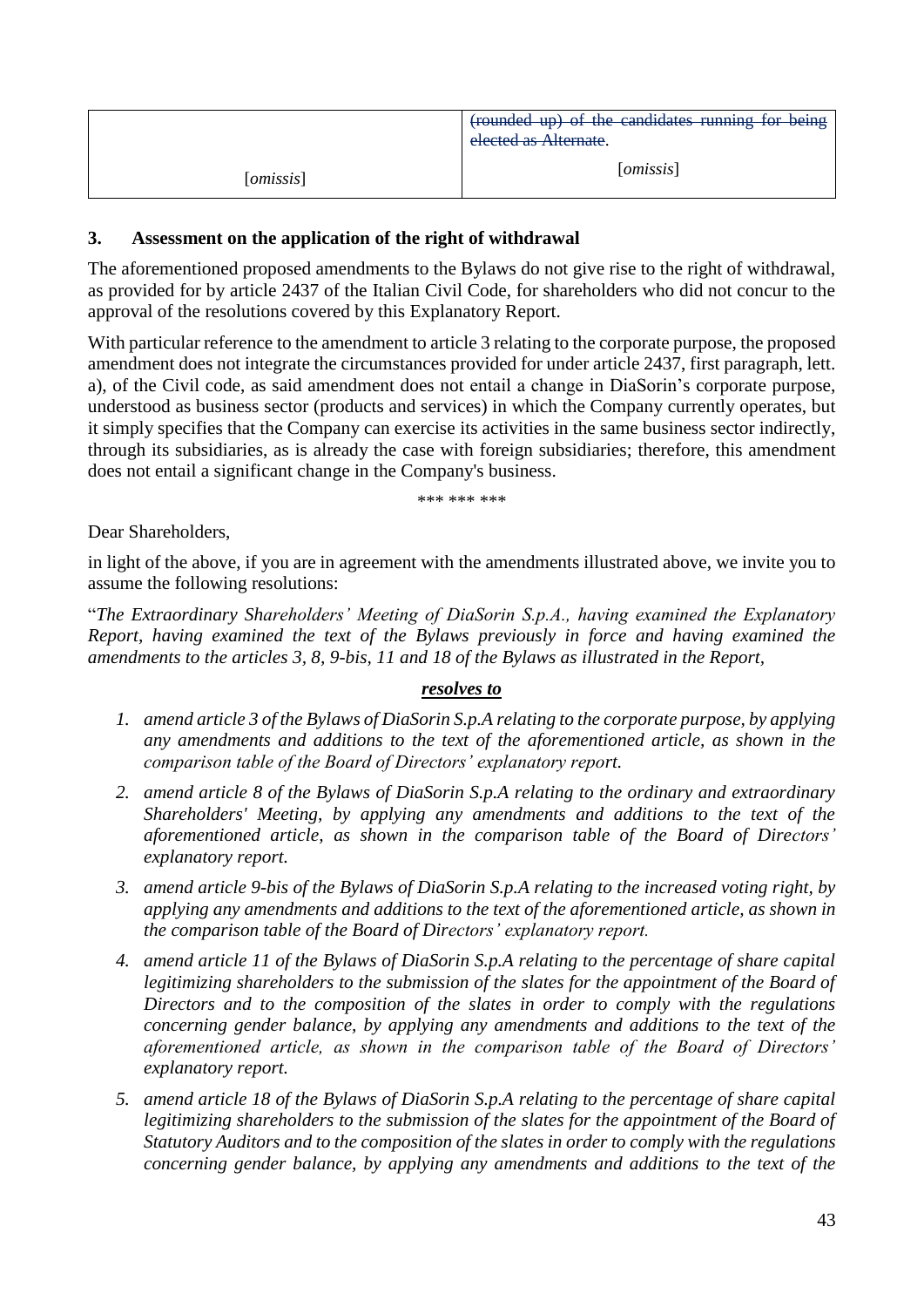| | ~~(rounded up) of the candidates running for being elected as Alternate~~. |
|---|---|
| [*omissis*] | [*omissis*] |

### 3. Assessment on the application of the right of withdrawal

The aforementioned proposed amendments to the Bylaws do not give rise to the right of withdrawal, as provided for by article 2437 of the Italian Civil Code, for shareholders who did not concur to the approval of the resolutions covered by this Explanatory Report.

With particular reference to the amendment to article 3 relating to the corporate purpose, the proposed amendment does not integrate the circumstances provided for under article 2437, first paragraph, lett. a), of the Civil code, as said amendment does not entail a change in DiaSorin's corporate purpose, understood as business sector (products and services) in which the Company currently operates, but it simply specifies that the Company can exercise its activities in the same business sector indirectly, through its subsidiaries, as is already the case with foreign subsidiaries; therefore, this amendment does not entail a significant change in the Company's business.

\*\*\* \*\*\* \*\*\*

Dear Shareholders,

in light of the above, if you are in agreement with the amendments illustrated above, we invite you to assume the following resolutions:

"*The Extraordinary Shareholders' Meeting of DiaSorin S.p.A., having examined the Explanatory Report, having examined the text of the Bylaws previously in force and having examined the amendments to the articles 3, 8, 9-bis, 11 and 18 of the Bylaws as illustrated in the Report,*

***resolves to***

1. *amend article 3 of the Bylaws of DiaSorin S.p.A relating to the corporate purpose, by applying any amendments and additions to the text of the aforementioned article, as shown in the comparison table of the Board of Directors' explanatory report.*
2. *amend article 8 of the Bylaws of DiaSorin S.p.A relating to the ordinary and extraordinary Shareholders' Meeting, by applying any amendments and additions to the text of the aforementioned article, as shown in the comparison table of the Board of Directors' explanatory report.*
3. *amend article 9-bis of the Bylaws of DiaSorin S.p.A relating to the increased voting right, by applying any amendments and additions to the text of the aforementioned article, as shown in the comparison table of the Board of Directors' explanatory report.*
4. *amend article 11 of the Bylaws of DiaSorin S.p.A relating to the percentage of share capital legitimizing shareholders to the submission of the slates for the appointment of the Board of Directors and to the composition of the slates in order to comply with the regulations concerning gender balance, by applying any amendments and additions to the text of the aforementioned article, as shown in the comparison table of the Board of Directors' explanatory report.*
5. *amend article 18 of the Bylaws of DiaSorin S.p.A relating to the percentage of share capital legitimizing shareholders to the submission of the slates for the appointment of the Board of Statutory Auditors and to the composition of the slates in order to comply with the regulations concerning gender balance, by applying any amendments and additions to the text of the*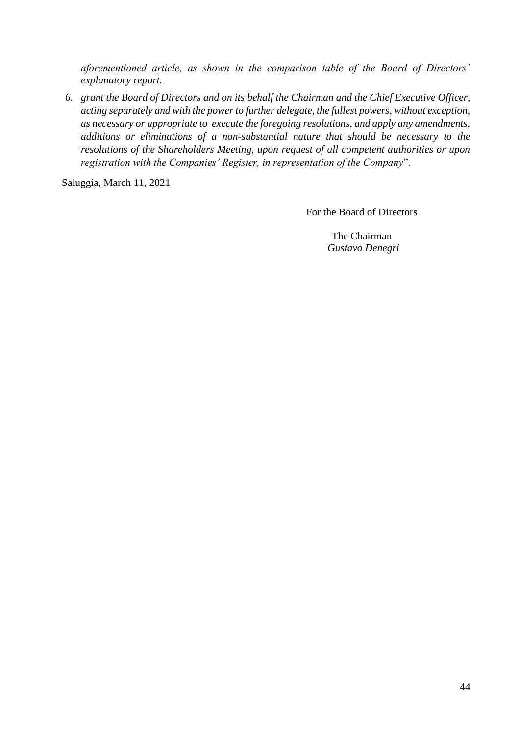*aforementioned article, as shown in the comparison table of the Board of Directors' explanatory report.*

6. *grant the Board of Directors and on its behalf the Chairman and the Chief Executive Officer, acting separately and with the power to further delegate, the fullest powers, without exception, as necessary or appropriate to execute the foregoing resolutions, and apply any amendments, additions or eliminations of a non-substantial nature that should be necessary to the resolutions of the Shareholders Meeting, upon request of all competent authorities or upon registration with the Companies' Register, in representation of the Company*".

Saluggia, March 11, 2021

For the Board of Directors

The Chairman
*Gustavo Denegri*